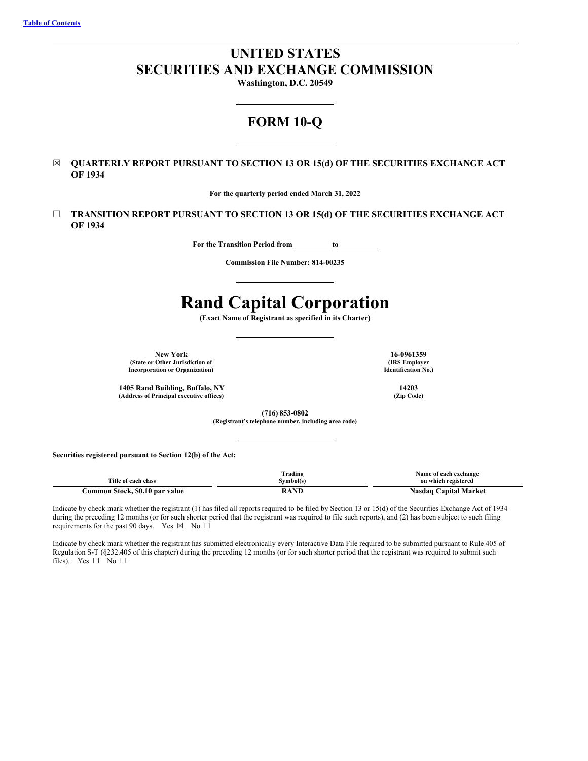[Table of Contents](#)

# UNITED STATES SECURITIES AND EXCHANGE COMMISSION

**Washington, D.C. 20549**

## FORM 10-Q

☒ **QUARTERLY REPORT PURSUANT TO SECTION 13 OR 15(d) OF THE SECURITIES EXCHANGE ACT OF 1934**

**For the quarterly period ended March 31, 2022**

☐ **TRANSITION REPORT PURSUANT TO SECTION 13 OR 15(d) OF THE SECURITIES EXCHANGE ACT OF 1934**

**For the Transition Period from\_\_\_\_\_\_\_\_\_\_ to \_\_\_\_\_\_\_\_\_\_**

**Commission File Number: 814-00235**

# Rand Capital Corporation

**(Exact Name of Registrant as specified in its Charter)**

| | |
|---|---|
| **New York**<br>**(State or Other Jurisdiction of Incorporation or Organization)** | **16-0961359**<br>**(IRS Employer Identification No.)** |
| **1405 Rand Building, Buffalo, NY**<br>**(Address of Principal executive offices)** | **14203**<br>**(Zip Code)** |

**(716) 853-0802**
**(Registrant's telephone number, including area code)**

**Securities registered pursuant to Section 12(b) of the Act:**

| Title of each class | Trading Symbol(s) | Name of each exchange on which registered |
|---|---|---|
| **Common Stock, $0.10 par value** | **RAND** | **Nasdaq Capital Market** |

Indicate by check mark whether the registrant (1) has filed all reports required to be filed by Section 13 or 15(d) of the Securities Exchange Act of 1934 during the preceding 12 months (or for such shorter period that the registrant was required to file such reports), and (2) has been subject to such filing requirements for the past 90 days. Yes ☒ No ☐

Indicate by check mark whether the registrant has submitted electronically every Interactive Data File required to be submitted pursuant to Rule 405 of Regulation S-T (§232.405 of this chapter) during the preceding 12 months (or for such shorter period that the registrant was required to submit such files). Yes ☐ No ☐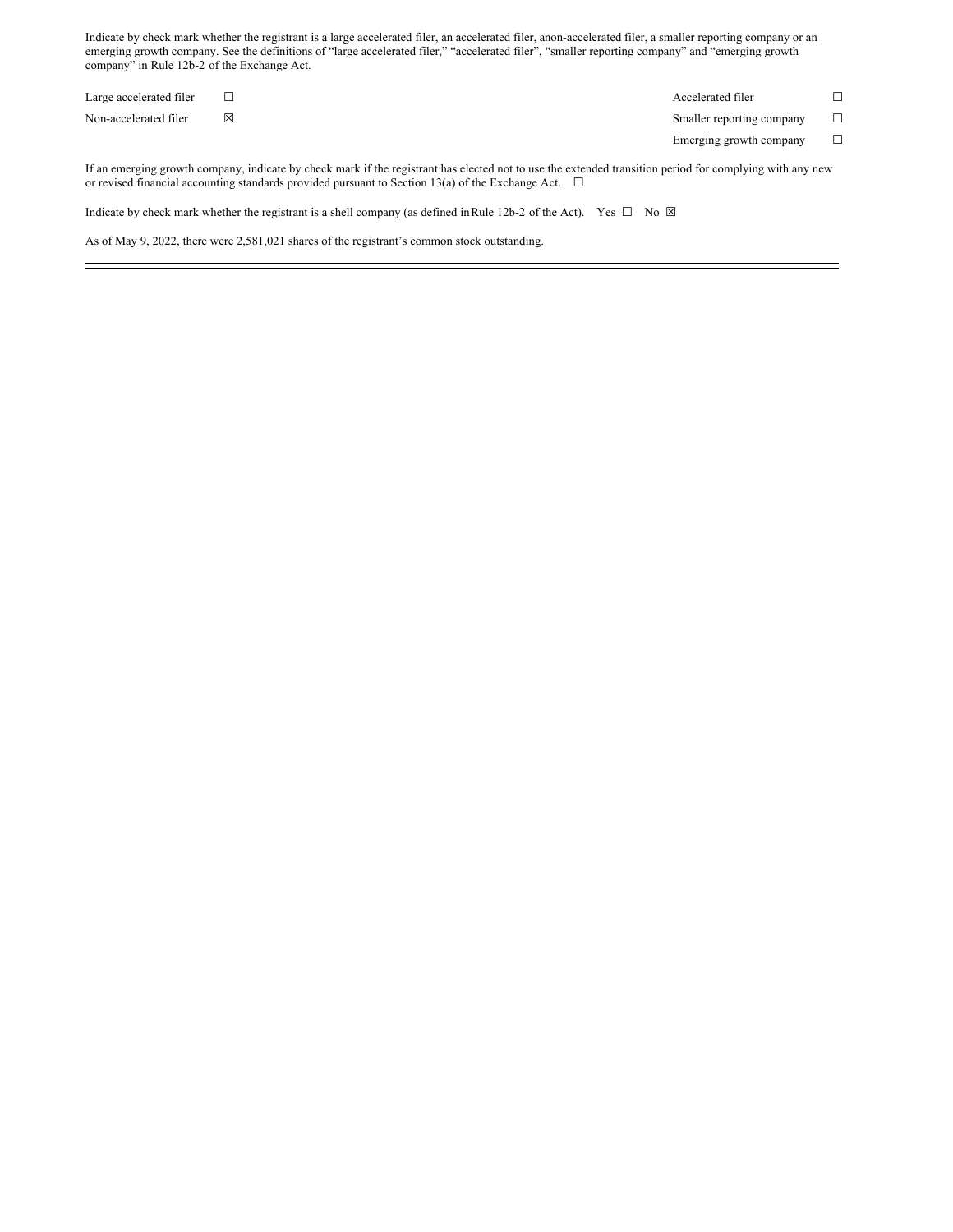Indicate by check mark whether the registrant is a large accelerated filer, an accelerated filer, anon-accelerated filer, a smaller reporting company or an emerging growth company. See the definitions of "large accelerated filer," "accelerated filer", "smaller reporting company" and "emerging growth company" in Rule 12b-2 of the Exchange Act.

| | | | |
|---|---|---|---|
| Large accelerated filer | ☐ | Accelerated filer | ☐ |
| Non-accelerated filer | ☒ | Smaller reporting company | ☐ |
| | | Emerging growth company | ☐ |

If an emerging growth company, indicate by check mark if the registrant has elected not to use the extended transition period for complying with any new or revised financial accounting standards provided pursuant to Section 13(a) of the Exchange Act. ☐

Indicate by check mark whether the registrant is a shell company (as defined in Rule 12b-2 of the Act). Yes ☐ No ☒

As of May 9, 2022, there were 2,581,021 shares of the registrant's common stock outstanding.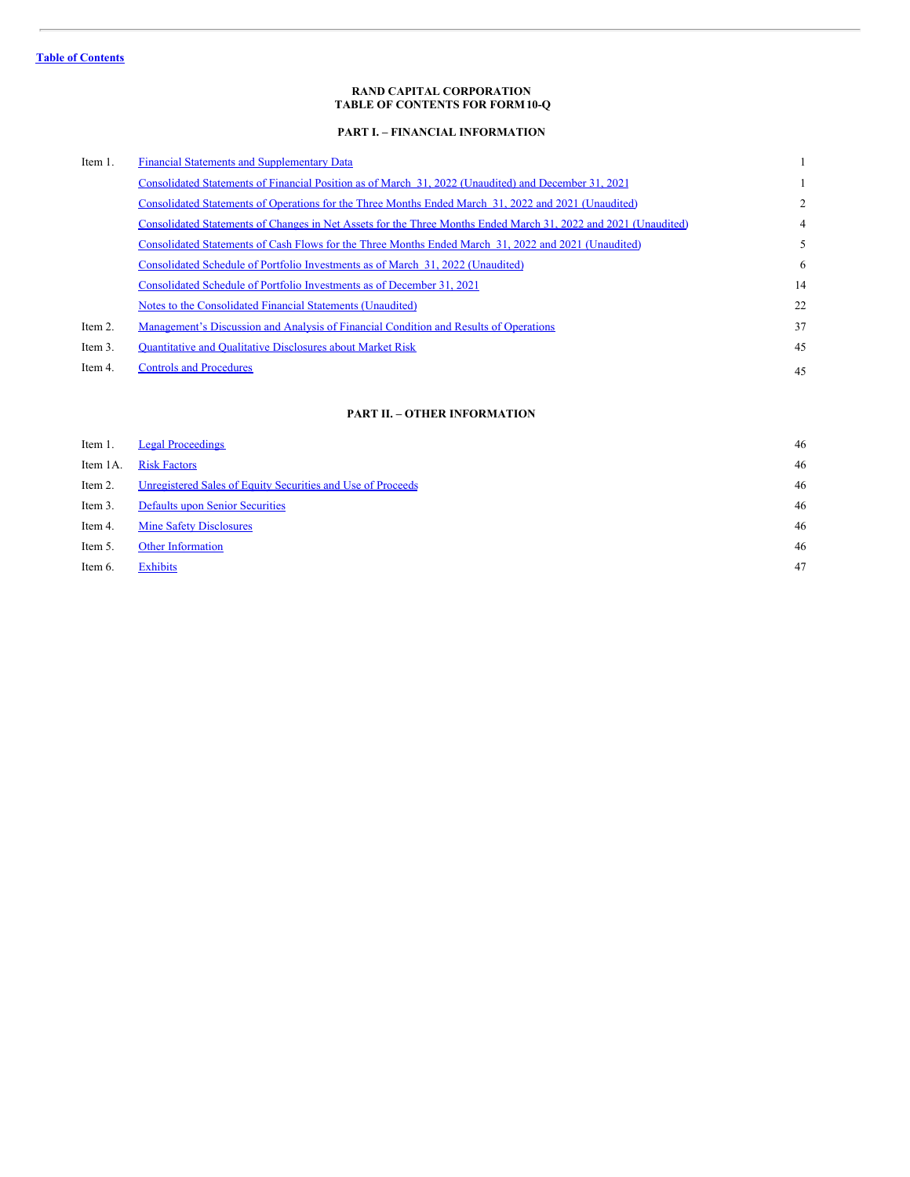Table of Contents

**RAND CAPITAL CORPORATION**
**TABLE OF CONTENTS FOR FORM 10-Q**

**PART I. – FINANCIAL INFORMATION**

| | | |
|---|---|---|
| Item 1. | Financial Statements and Supplementary Data | 1 |
| | Consolidated Statements of Financial Position as of March 31, 2022 (Unaudited) and December 31, 2021 | 1 |
| | Consolidated Statements of Operations for the Three Months Ended March 31, 2022 and 2021 (Unaudited) | 2 |
| | Consolidated Statements of Changes in Net Assets for the Three Months Ended March 31, 2022 and 2021 (Unaudited) | 4 |
| | Consolidated Statements of Cash Flows for the Three Months Ended March 31, 2022 and 2021 (Unaudited) | 5 |
| | Consolidated Schedule of Portfolio Investments as of March 31, 2022 (Unaudited) | 6 |
| | Consolidated Schedule of Portfolio Investments as of December 31, 2021 | 14 |
| | Notes to the Consolidated Financial Statements (Unaudited) | 22 |
| Item 2. | Management's Discussion and Analysis of Financial Condition and Results of Operations | 37 |
| Item 3. | Quantitative and Qualitative Disclosures about Market Risk | 45 |
| Item 4. | Controls and Procedures | 45 |

**PART II. – OTHER INFORMATION**

| | | |
|---|---|---|
| Item 1. | Legal Proceedings | 46 |
| Item 1A. | Risk Factors | 46 |
| Item 2. | Unregistered Sales of Equity Securities and Use of Proceeds | 46 |
| Item 3. | Defaults upon Senior Securities | 46 |
| Item 4. | Mine Safety Disclosures | 46 |
| Item 5. | Other Information | 46 |
| Item 6. | Exhibits | 47 |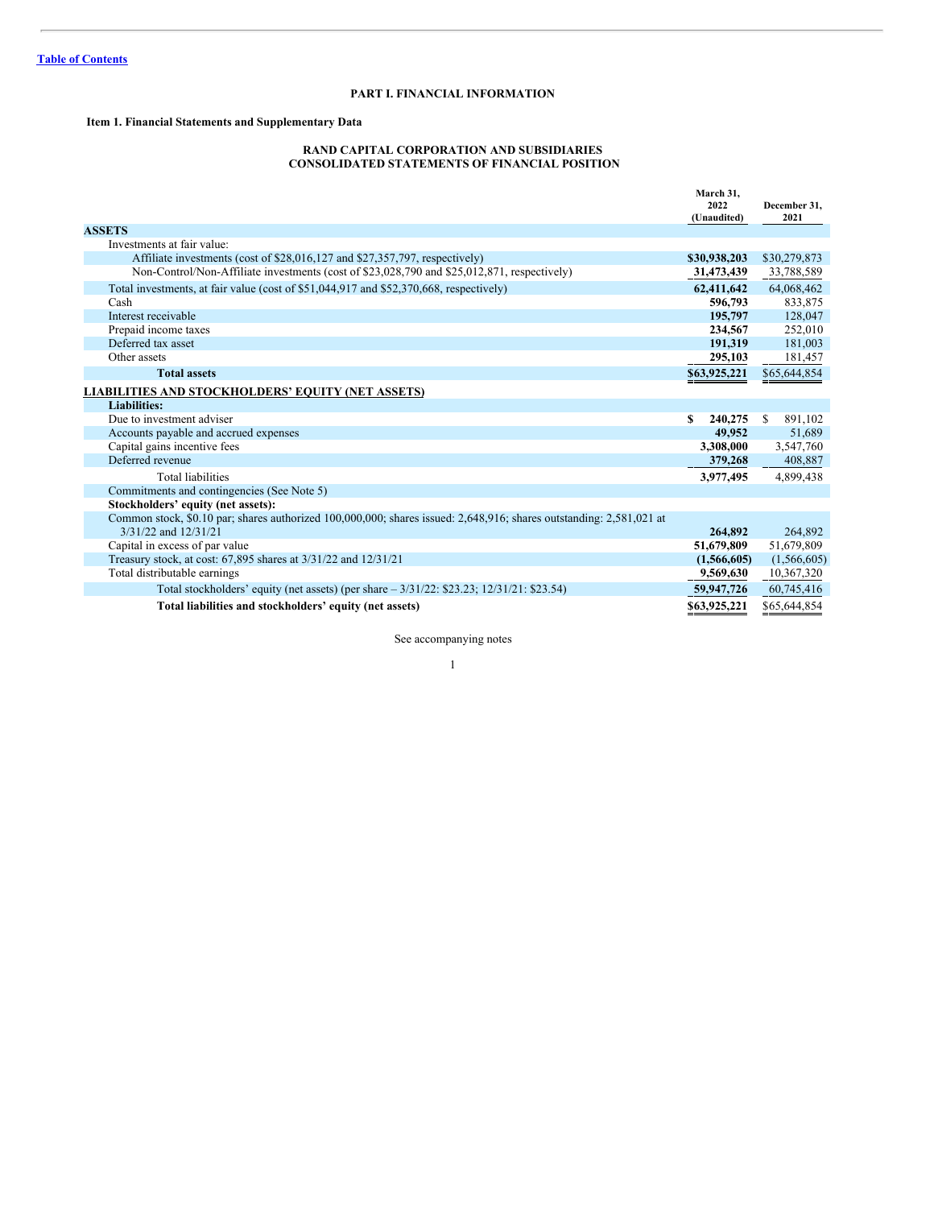[Table of Contents](#)

# PART I. FINANCIAL INFORMATION

## Item 1. Financial Statements and Supplementary Data

### RAND CAPITAL CORPORATION AND SUBSIDIARIES
### CONSOLIDATED STATEMENTS OF FINANCIAL POSITION

| | March 31, 2022 (Unaudited) | December 31, 2021 |
|---|---|---|
| **ASSETS** | | |
| Investments at fair value: | | |
| Affiliate investments (cost of $28,016,127 and $27,357,797, respectively) | **$30,938,203** | $30,279,873 |
| Non-Control/Non-Affiliate investments (cost of $23,028,790 and $25,012,871, respectively) | **31,473,439** | 33,788,589 |
| Total investments, at fair value (cost of $51,044,917 and $52,370,668, respectively) | **62,411,642** | 64,068,462 |
| Cash | **596,793** | 833,875 |
| Interest receivable | **195,797** | 128,047 |
| Prepaid income taxes | **234,567** | 252,010 |
| Deferred tax asset | **191,319** | 181,003 |
| Other assets | **295,103** | 181,457 |
| **Total assets** | **$63,925,221** | $65,644,854 |
| **LIABILITIES AND STOCKHOLDERS' EQUITY (NET ASSETS)** | | |
| **Liabilities:** | | |
| Due to investment adviser | **$ 240,275** | $ 891,102 |
| Accounts payable and accrued expenses | **49,952** | 51,689 |
| Capital gains incentive fees | **3,308,000** | 3,547,760 |
| Deferred revenue | **379,268** | 408,887 |
| Total liabilities | **3,977,495** | 4,899,438 |
| Commitments and contingencies (See Note 5) | | |
| **Stockholders' equity (net assets):** | | |
| Common stock, $0.10 par; shares authorized 100,000,000; shares issued: 2,648,916; shares outstanding: 2,581,021 at 3/31/22 and 12/31/21 | **264,892** | 264,892 |
| Capital in excess of par value | **51,679,809** | 51,679,809 |
| Treasury stock, at cost: 67,895 shares at 3/31/22 and 12/31/21 | **(1,566,605)** | (1,566,605) |
| Total distributable earnings | **9,569,630** | 10,367,320 |
| Total stockholders' equity (net assets) (per share – 3/31/22: $23.23; 12/31/21: $23.54) | **59,947,726** | 60,745,416 |
| **Total liabilities and stockholders' equity (net assets)** | **$63,925,221** | $65,644,854 |

See accompanying notes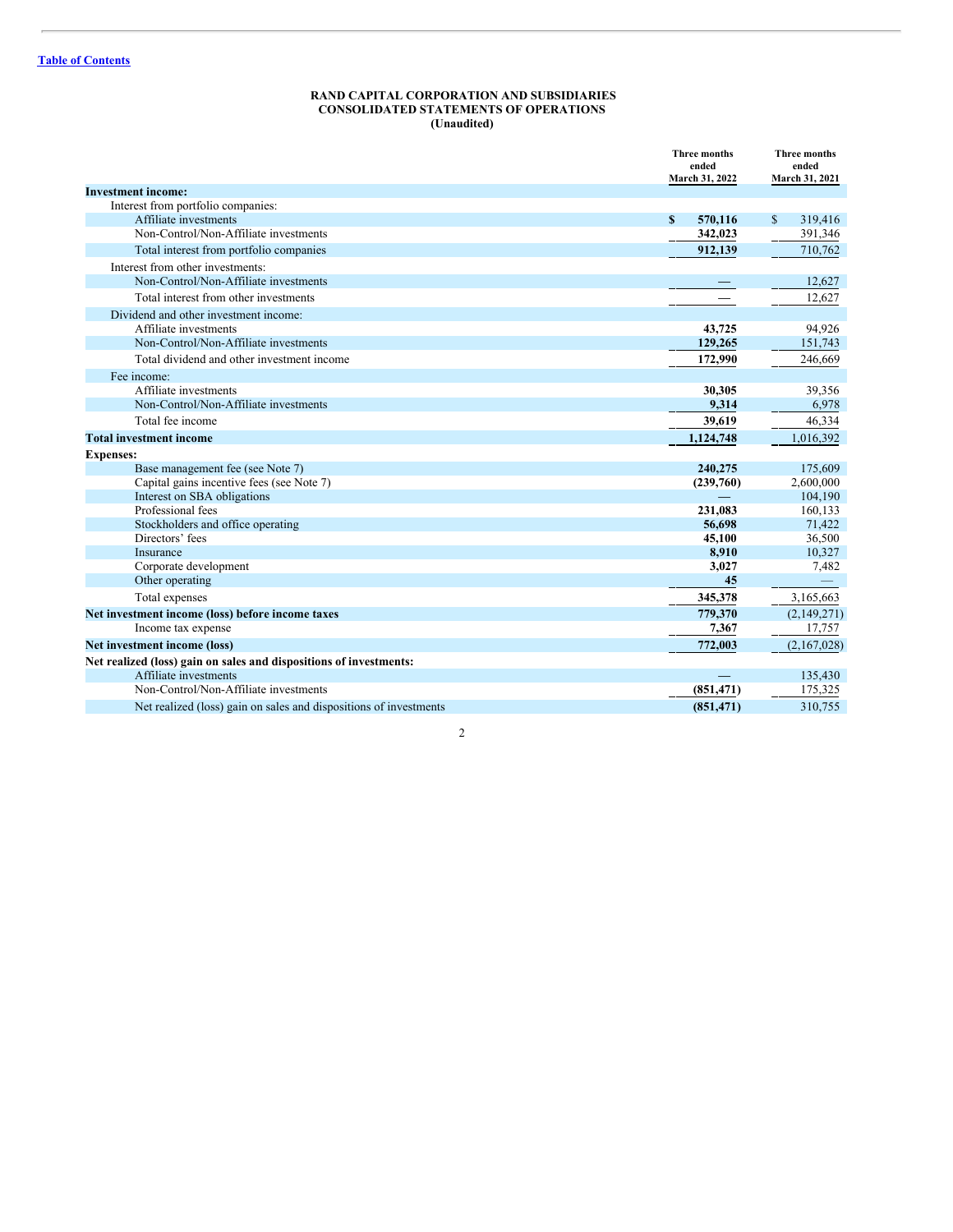[Table of Contents](#)

**RAND CAPITAL CORPORATION AND SUBSIDIARIES**
**CONSOLIDATED STATEMENTS OF OPERATIONS**
**(Unaudited)**

| | Three months ended March 31, 2022 | Three months ended March 31, 2021 |
|---|---|---|
| **Investment income:** | | |
| Interest from portfolio companies: | | |
| Affiliate investments | **$ 570,116** | $ 319,416 |
| Non-Control/Non-Affiliate investments | **342,023** | 391,346 |
| Total interest from portfolio companies | **912,139** | 710,762 |
| Interest from other investments: | | |
| Non-Control/Non-Affiliate investments | **—** | 12,627 |
| Total interest from other investments | **—** | 12,627 |
| Dividend and other investment income: | | |
| Affiliate investments | **43,725** | 94,926 |
| Non-Control/Non-Affiliate investments | **129,265** | 151,743 |
| Total dividend and other investment income | **172,990** | 246,669 |
| Fee income: | | |
| Affiliate investments | **30,305** | 39,356 |
| Non-Control/Non-Affiliate investments | **9,314** | 6,978 |
| Total fee income | **39,619** | 46,334 |
| **Total investment income** | **1,124,748** | 1,016,392 |
| **Expenses:** | | |
| Base management fee (see Note 7) | **240,275** | 175,609 |
| Capital gains incentive fees (see Note 7) | **(239,760)** | 2,600,000 |
| Interest on SBA obligations | **—** | 104,190 |
| Professional fees | **231,083** | 160,133 |
| Stockholders and office operating | **56,698** | 71,422 |
| Directors' fees | **45,100** | 36,500 |
| Insurance | **8,910** | 10,327 |
| Corporate development | **3,027** | 7,482 |
| Other operating | **45** | — |
| Total expenses | **345,378** | 3,165,663 |
| **Net investment income (loss) before income taxes** | **779,370** | (2,149,271) |
| Income tax expense | **7,367** | 17,757 |
| **Net investment income (loss)** | **772,003** | (2,167,028) |
| **Net realized (loss) gain on sales and dispositions of investments:** | | |
| Affiliate investments | **—** | 135,430 |
| Non-Control/Non-Affiliate investments | **(851,471)** | 175,325 |
| Net realized (loss) gain on sales and dispositions of investments | **(851,471)** | 310,755 |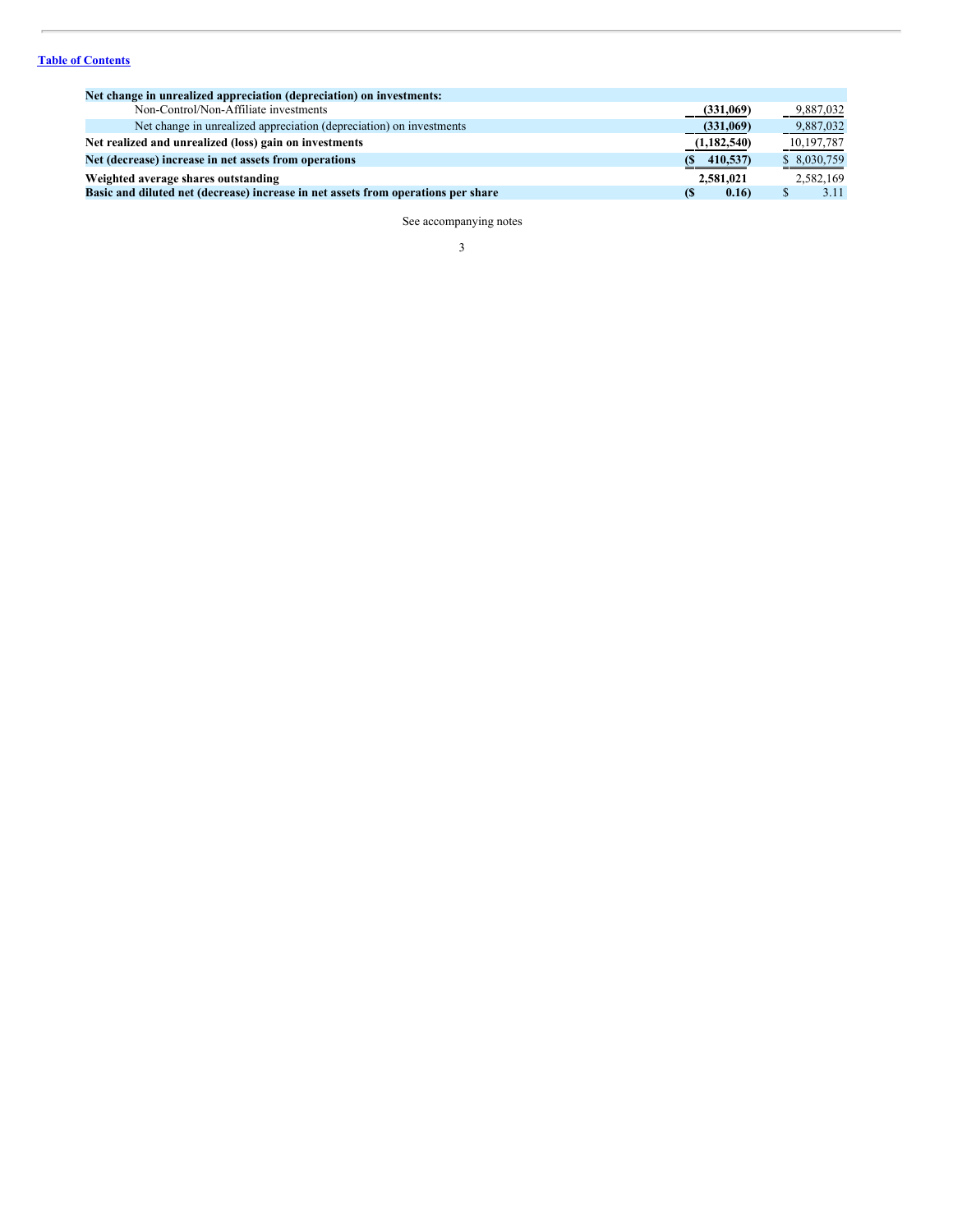[Table of Contents](#)

| | | |
|---|---|---|
| **Net change in unrealized appreciation (depreciation) on investments:** | | |
| Non-Control/Non-Affiliate investments | **(331,069)** | 9,887,032 |
| Net change in unrealized appreciation (depreciation) on investments | **(331,069)** | 9,887,032 |
| **Net realized and unrealized (loss) gain on investments** | **(1,182,540)** | 10,197,787 |
| **Net (decrease) increase in net assets from operations** | **($ 410,537)** | $ 8,030,759 |
| **Weighted average shares outstanding** | **2,581,021** | 2,582,169 |
| **Basic and diluted net (decrease) increase in net assets from operations per share** | **($ 0.16)** | $ 3.11 |

See accompanying notes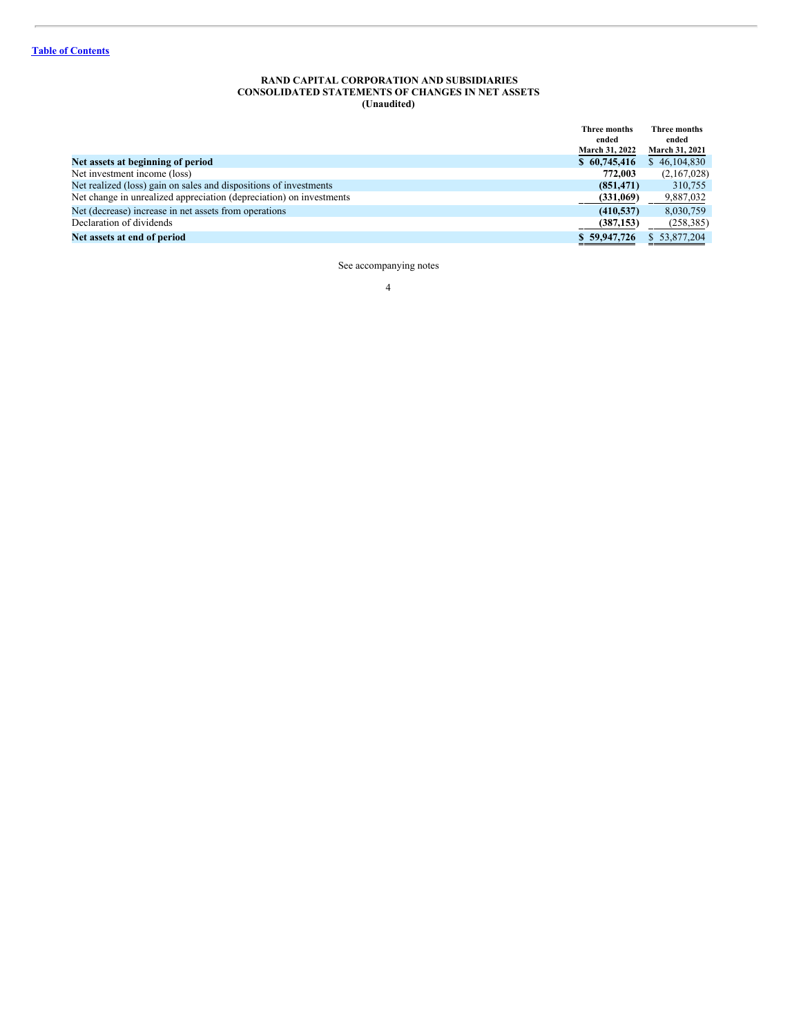[Table of Contents](#)

**RAND CAPITAL CORPORATION AND SUBSIDIARIES**
**CONSOLIDATED STATEMENTS OF CHANGES IN NET ASSETS**
**(Unaudited)**

| | Three months ended March 31, 2022 | Three months ended March 31, 2021 |
|---|---|---|
| **Net assets at beginning of period** | **$ 60,745,416** | $ 46,104,830 |
| Net investment income (loss) | **772,003** | (2,167,028) |
| Net realized (loss) gain on sales and dispositions of investments | **(851,471)** | 310,755 |
| Net change in unrealized appreciation (depreciation) on investments | **(331,069)** | 9,887,032 |
| Net (decrease) increase in net assets from operations | **(410,537)** | 8,030,759 |
| Declaration of dividends | **(387,153)** | (258,385) |
| **Net assets at end of period** | **$ 59,947,726** | $ 53,877,204 |

See accompanying notes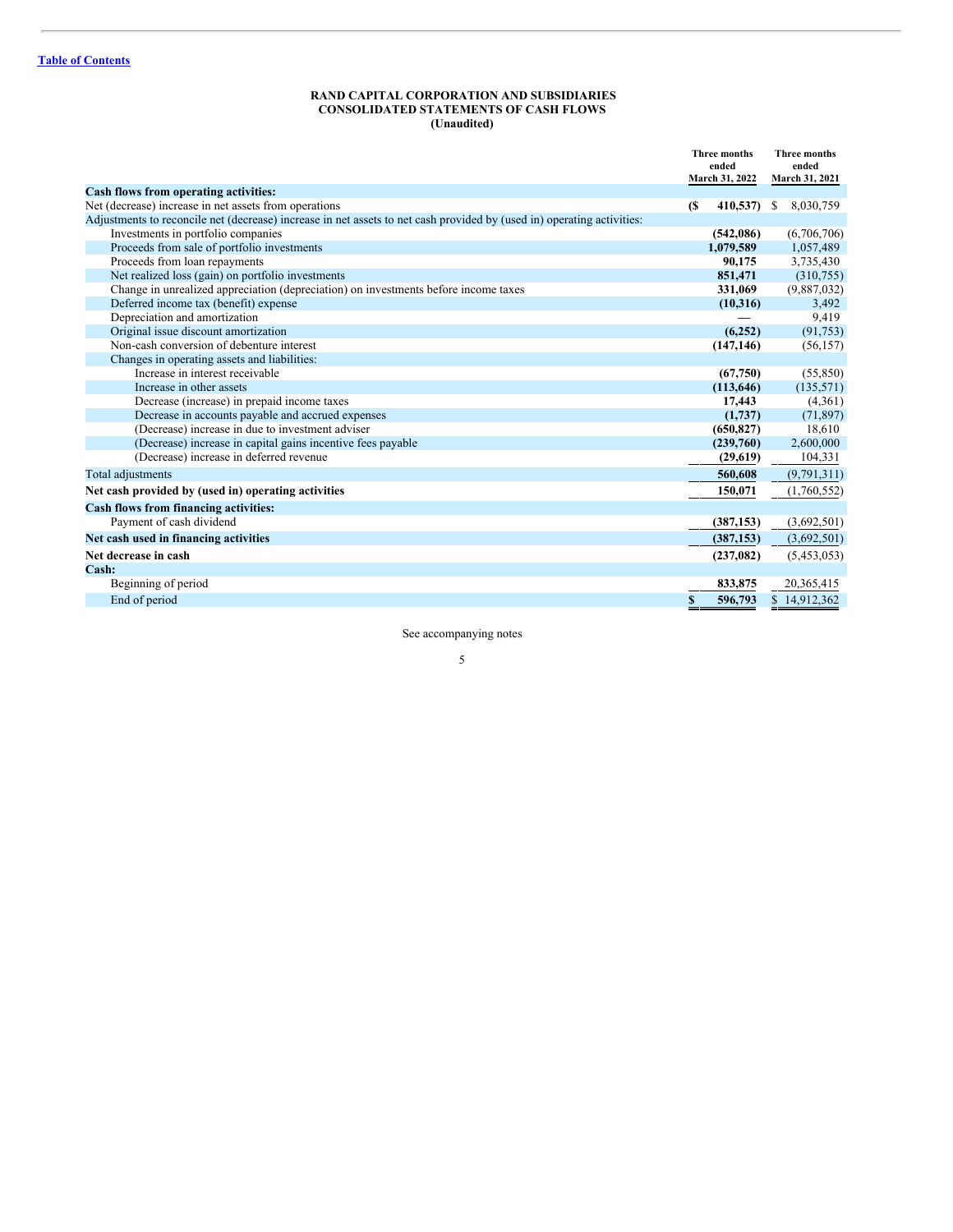[Table of Contents](#)

**RAND CAPITAL CORPORATION AND SUBSIDIARIES**
**CONSOLIDATED STATEMENTS OF CASH FLOWS**
**(Unaudited)**

| | Three months ended March 31, 2022 | Three months ended March 31, 2021 |
|---|---|---|
| **Cash flows from operating activities:** | | |
| Net (decrease) increase in net assets from operations | **($ 410,537)** | $ 8,030,759 |
| Adjustments to reconcile net (decrease) increase in net assets to net cash provided by (used in) operating activities: | | |
| Investments in portfolio companies | **(542,086)** | (6,706,706) |
| Proceeds from sale of portfolio investments | **1,079,589** | 1,057,489 |
| Proceeds from loan repayments | **90,175** | 3,735,430 |
| Net realized loss (gain) on portfolio investments | **851,471** | (310,755) |
| Change in unrealized appreciation (depreciation) on investments before income taxes | **331,069** | (9,887,032) |
| Deferred income tax (benefit) expense | **(10,316)** | 3,492 |
| Depreciation and amortization | **—** | 9,419 |
| Original issue discount amortization | **(6,252)** | (91,753) |
| Non-cash conversion of debenture interest | **(147,146)** | (56,157) |
| Changes in operating assets and liabilities: | | |
| Increase in interest receivable | **(67,750)** | (55,850) |
| Increase in other assets | **(113,646)** | (135,571) |
| Decrease (increase) in prepaid income taxes | **17,443** | (4,361) |
| Decrease in accounts payable and accrued expenses | **(1,737)** | (71,897) |
| (Decrease) increase in due to investment adviser | **(650,827)** | 18,610 |
| (Decrease) increase in capital gains incentive fees payable | **(239,760)** | 2,600,000 |
| (Decrease) increase in deferred revenue | **(29,619)** | 104,331 |
| Total adjustments | **560,608** | (9,791,311) |
| **Net cash provided by (used in) operating activities** | **150,071** | (1,760,552) |
| **Cash flows from financing activities:** | | |
| Payment of cash dividend | **(387,153)** | (3,692,501) |
| **Net cash used in financing activities** | **(387,153)** | (3,692,501) |
| **Net decrease in cash** | **(237,082)** | (5,453,053) |
| **Cash:** | | |
| Beginning of period | **833,875** | 20,365,415 |
| End of period | **$ 596,793** | $ 14,912,362 |

See accompanying notes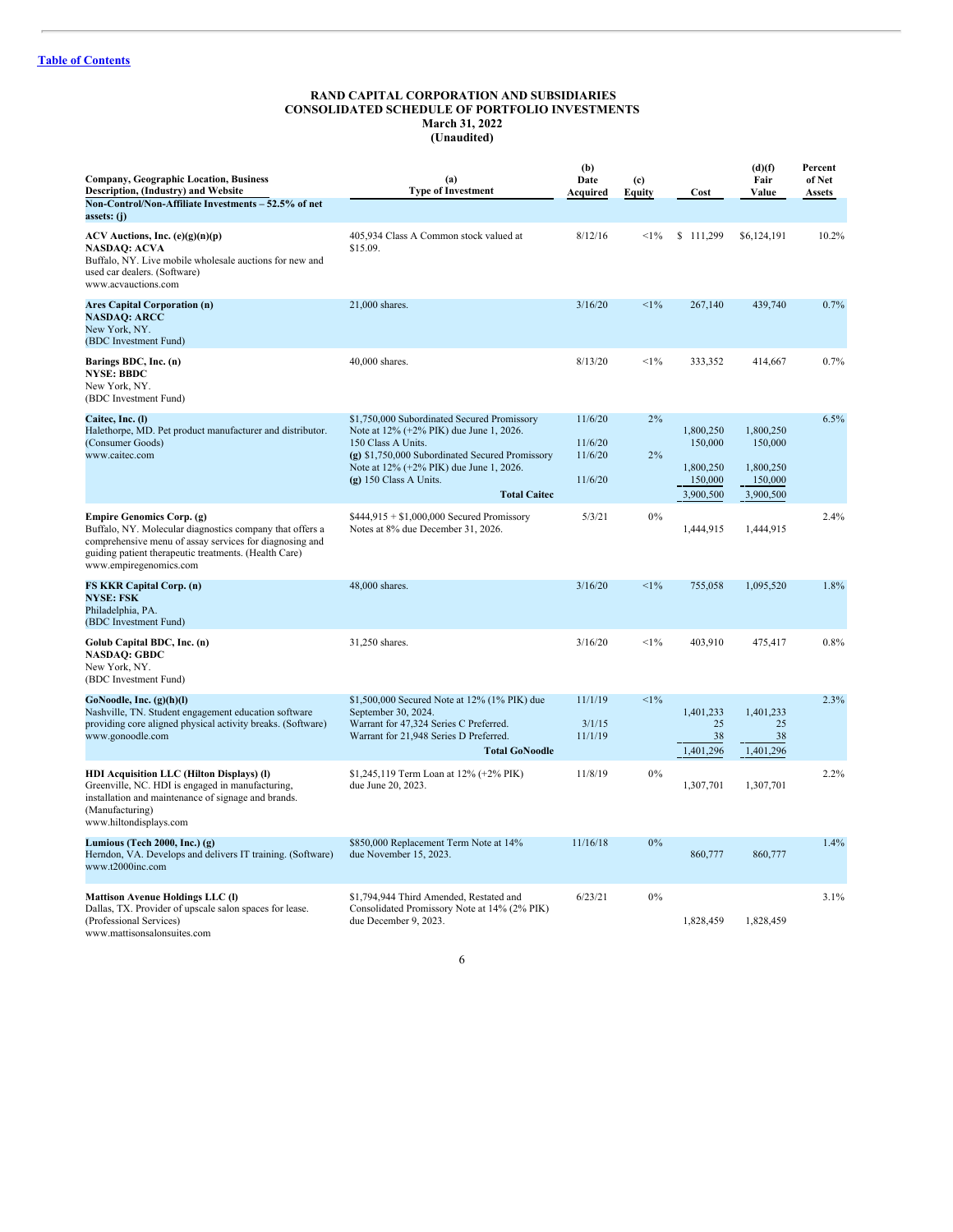[Table of Contents](#)

**RAND CAPITAL CORPORATION AND SUBSIDIARIES**
**CONSOLIDATED SCHEDULE OF PORTFOLIO INVESTMENTS**
**March 31, 2022**
**(Unaudited)**

| Company, Geographic Location, Business Description, (Industry) and Website | (a) Type of Investment | (b) Date Acquired | (c) Equity | Cost | (d)(f) Fair Value | Percent of Net Assets |
|---|---|---|---|---|---|---|
| **Non-Control/Non-Affiliate Investments – 52.5% of net assets: (j)** | | | | | | |
| **ACV Auctions, Inc. (e)(g)(n)(p)** **NASDAQ: ACVA** Buffalo, NY. Live mobile wholesale auctions for new and used car dealers. (Software) www.acvauctions.com | 405,934 Class A Common stock valued at $15.09. | 8/12/16 | <1% | $ 111,299 | $6,124,191 | 10.2% |
| **Ares Capital Corporation (n)** **NASDAQ: ARCC** New York, NY. (BDC Investment Fund) | 21,000 shares. | 3/16/20 | <1% | 267,140 | 439,740 | 0.7% |
| **Barings BDC, Inc. (n)** **NYSE: BBDC** New York, NY. (BDC Investment Fund) | 40,000 shares. | 8/13/20 | <1% | 333,352 | 414,667 | 0.7% |
| **Caitec, Inc. (l)** Halethorpe, MD. Pet product manufacturer and distributor. (Consumer Goods) www.caitec.com | $1,750,000 Subordinated Secured Promissory Note at 12% (+2% PIK) due June 1, 2026. | 11/6/20 | 2% | 1,800,250 | 1,800,250 | 6.5% |
| | 150 Class A Units. | 11/6/20 | | 150,000 | 150,000 | |
| | **(g)** $1,750,000 Subordinated Secured Promissory Note at 12% (+2% PIK) due June 1, 2026. | 11/6/20 | 2% | 1,800,250 | 1,800,250 | |
| | **(g)** 150 Class A Units. | 11/6/20 | | 150,000 | 150,000 | |
| | **Total Caitec** | | | 3,900,500 | 3,900,500 | |
| **Empire Genomics Corp. (g)** Buffalo, NY. Molecular diagnostics company that offers a comprehensive menu of assay services for diagnosing and guiding patient therapeutic treatments. (Health Care) www.empiregenomics.com | $444,915 + $1,000,000 Secured Promissory Notes at 8% due December 31, 2026. | 5/3/21 | 0% | 1,444,915 | 1,444,915 | 2.4% |
| **FS KKR Capital Corp. (n)** **NYSE: FSK** Philadelphia, PA. (BDC Investment Fund) | 48,000 shares. | 3/16/20 | <1% | 755,058 | 1,095,520 | 1.8% |
| **Golub Capital BDC, Inc. (n)** **NASDAQ: GBDC** New York, NY. (BDC Investment Fund) | 31,250 shares. | 3/16/20 | <1% | 403,910 | 475,417 | 0.8% |
| **GoNoodle, Inc. (g)(h)(l)** Nashville, TN. Student engagement education software providing core aligned physical activity breaks. (Software) www.gonoodle.com | $1,500,000 Secured Note at 12% (1% PIK) due September 30, 2024. | 11/1/19 | <1% | 1,401,233 | 1,401,233 | 2.3% |
| | Warrant for 47,324 Series C Preferred. | 3/1/15 | | 25 | 25 | |
| | Warrant for 21,948 Series D Preferred. | 11/1/19 | | 38 | 38 | |
| | **Total GoNoodle** | | | 1,401,296 | 1,401,296 | |
| **HDI Acquisition LLC (Hilton Displays) (l)** Greenville, NC. HDI is engaged in manufacturing, installation and maintenance of signage and brands. (Manufacturing) www.hiltondisplays.com | $1,245,119 Term Loan at 12% (+2% PIK) due June 20, 2023. | 11/8/19 | 0% | 1,307,701 | 1,307,701 | 2.2% |
| **Lumious (Tech 2000, Inc.) (g)** Herndon, VA. Develops and delivers IT training. (Software) www.t2000inc.com | $850,000 Replacement Term Note at 14% due November 15, 2023. | 11/16/18 | 0% | 860,777 | 860,777 | 1.4% |
| **Mattison Avenue Holdings LLC (l)** Dallas, TX. Provider of upscale salon spaces for lease. (Professional Services) www.mattisonsalonsuites.com | $1,794,944 Third Amended, Restated and Consolidated Promissory Note at 14% (2% PIK) due December 9, 2023. | 6/23/21 | 0% | 1,828,459 | 1,828,459 | 3.1% |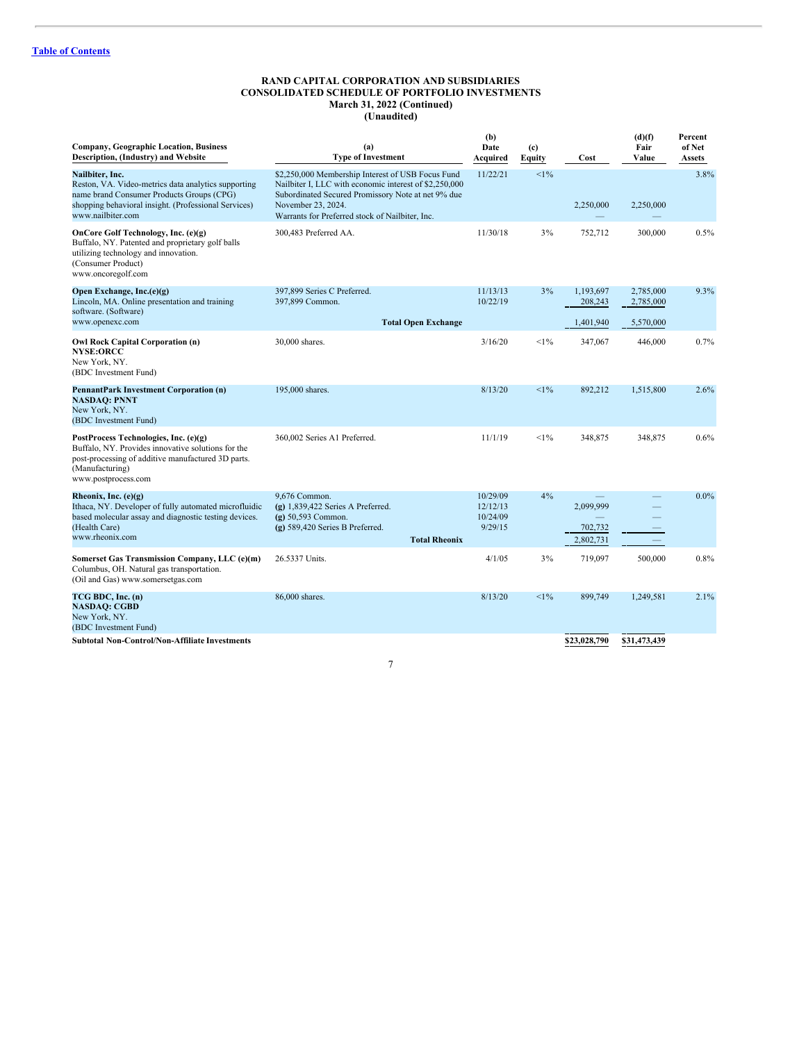**RAND CAPITAL CORPORATION AND SUBSIDIARIES**
**CONSOLIDATED SCHEDULE OF PORTFOLIO INVESTMENTS**
**March 31, 2022 (Continued)**
**(Unaudited)**

| Company, Geographic Location, Business Description, (Industry) and Website | (a) Type of Investment | (b) Date Acquired | (c) Equity | Cost | (d)(f) Fair Value | Percent of Net Assets |
|---|---|---|---|---|---|---|
| **Nailbiter, Inc.** Reston, VA. Video-metrics data analytics supporting name brand Consumer Products Groups (CPG) shopping behavioral insight. (Professional Services) www.nailbiter.com | $2,250,000 Membership Interest of USB Focus Fund Nailbiter I, LLC with economic interest of $2,250,000 Subordinated Secured Promissory Note at net 9% due November 23, 2024. | 11/22/21 | <1% | 2,250,000 | 2,250,000 | 3.8% |
| | Warrants for Preferred stock of Nailbiter, Inc. | | | — | — | |
| **OnCore Golf Technology, Inc. (e)(g)** Buffalo, NY. Patented and proprietary golf balls utilizing technology and innovation. (Consumer Product) www.oncoregolf.com | 300,483 Preferred AA. | 11/30/18 | 3% | 752,712 | 300,000 | 0.5% |
| **Open Exchange, Inc.(e)(g)** Lincoln, MA. Online presentation and training software. (Software) www.openexc.com | 397,899 Series C Preferred. | 11/13/13 | 3% | 1,193,697 | 2,785,000 | 9.3% |
| | 397,899 Common. | 10/22/19 | | 208,243 | 2,785,000 | |
| | **Total Open Exchange** | | | 1,401,940 | 5,570,000 | |
| **Owl Rock Capital Corporation (n) NYSE:ORCC** New York, NY. (BDC Investment Fund) | 30,000 shares. | 3/16/20 | <1% | 347,067 | 446,000 | 0.7% |
| **PennantPark Investment Corporation (n) NASDAQ: PNNT** New York, NY. (BDC Investment Fund) | 195,000 shares. | 8/13/20 | <1% | 892,212 | 1,515,800 | 2.6% |
| **PostProcess Technologies, Inc. (e)(g)** Buffalo, NY. Provides innovative solutions for the post-processing of additive manufactured 3D parts. (Manufacturing) www.postprocess.com | 360,002 Series A1 Preferred. | 11/1/19 | <1% | 348,875 | 348,875 | 0.6% |
| **Rheonix, Inc. (e)(g)** Ithaca, NY. Developer of fully automated microfluidic based molecular assay and diagnostic testing devices. (Health Care) www.rheonix.com | 9,676 Common. | 10/29/09 | 4% | — | — | 0.0% |
| | **(g)** 1,839,422 Series A Preferred. | 12/12/13 | | 2,099,999 | — | |
| | **(g)** 50,593 Common. | 10/24/09 | | — | — | |
| | **(g)** 589,420 Series B Preferred. | 9/29/15 | | 702,732 | — | |
| | **Total Rheonix** | | | 2,802,731 | — | |
| **Somerset Gas Transmission Company, LLC (e)(m)** Columbus, OH. Natural gas transportation. (Oil and Gas) www.somersetgas.com | 26.5337 Units. | 4/1/05 | 3% | 719,097 | 500,000 | 0.8% |
| **TCG BDC, Inc. (n) NASDAQ: CGBD** New York, NY. (BDC Investment Fund) | 86,000 shares. | 8/13/20 | <1% | 899,749 | 1,249,581 | 2.1% |
| **Subtotal Non-Control/Non-Affiliate Investments** | | | | **$23,028,790** | **$31,473,439** | |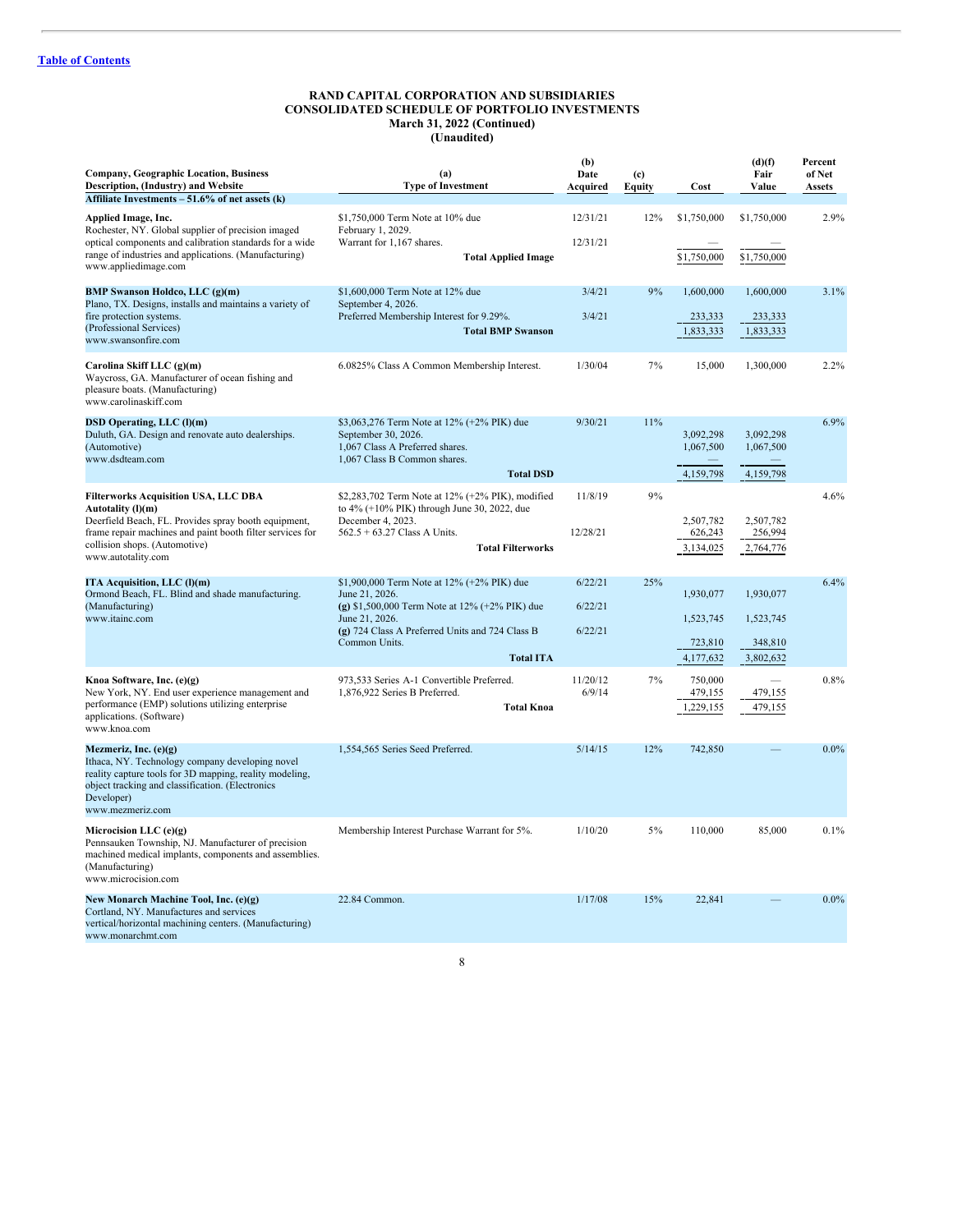[Table of Contents](#)

**RAND CAPITAL CORPORATION AND SUBSIDIARIES**
**CONSOLIDATED SCHEDULE OF PORTFOLIO INVESTMENTS**
**March 31, 2022 (Continued)**
**(Unaudited)**

| Company, Geographic Location, Business Description, (Industry) and Website | (a) Type of Investment | (b) Date Acquired | (c) Equity | Cost | (d)(f) Fair Value | Percent of Net Assets |
|---|---|---|---|---|---|---|
| **Affiliate Investments – 51.6% of net assets (k)** | | | | | | |
| **Applied Image, Inc.** Rochester, NY. Global supplier of precision imaged optical components and calibration standards for a wide range of industries and applications. (Manufacturing) www.appliedimage.com | $1,750,000 Term Note at 10% due February 1, 2029. | 12/31/21 | 12% | $1,750,000 | $1,750,000 | 2.9% |
| | Warrant for 1,167 shares. | 12/31/21 | | — | — | |
| | **Total Applied Image** | | | $1,750,000 | $1,750,000 | |
| **BMP Swanson Holdco, LLC (g)(m)** Plano, TX. Designs, installs and maintains a variety of fire protection systems. (Professional Services) www.swansonfire.com | $1,600,000 Term Note at 12% due September 4, 2026. | 3/4/21 | 9% | 1,600,000 | 1,600,000 | 3.1% |
| | Preferred Membership Interest for 9.29%. | 3/4/21 | | 233,333 | 233,333 | |
| | **Total BMP Swanson** | | | 1,833,333 | 1,833,333 | |
| **Carolina Skiff LLC (g)(m)** Waycross, GA. Manufacturer of ocean fishing and pleasure boats. (Manufacturing) www.carolinaskiff.com | 6.0825% Class A Common Membership Interest. | 1/30/04 | 7% | 15,000 | 1,300,000 | 2.2% |
| **DSD Operating, LLC (l)(m)** Duluth, GA. Design and renovate auto dealerships. (Automotive) www.dsdteam.com | $3,063,276 Term Note at 12% (+2% PIK) due September 30, 2026. | 9/30/21 | 11% | 3,092,298 | 3,092,298 | 6.9% |
| | 1,067 Class A Preferred shares. | | | 1,067,500 | 1,067,500 | |
| | 1,067 Class B Common shares. | | | — | — | |
| | **Total DSD** | | | 4,159,798 | 4,159,798 | |
| **Filterworks Acquisition USA, LLC DBA Autotality (l)(m)** Deerfield Beach, FL. Provides spray booth equipment, frame repair machines and paint booth filter services for collision shops. (Automotive) www.autotality.com | $2,283,702 Term Note at 12% (+2% PIK), modified to 4% (+10% PIK) through June 30, 2022, due December 4, 2023. | 11/8/19 | 9% | 2,507,782 | 2,507,782 | 4.6% |
| | 562.5 + 63.27 Class A Units. | 12/28/21 | | 626,243 | 256,994 | |
| | **Total Filterworks** | | | 3,134,025 | 2,764,776 | |
| **ITA Acquisition, LLC (l)(m)** Ormond Beach, FL. Blind and shade manufacturing. (Manufacturing) www.itainc.com | $1,900,000 Term Note at 12% (+2% PIK) due June 21, 2026. | 6/22/21 | 25% | 1,930,077 | 1,930,077 | 6.4% |
| | **(g)** $1,500,000 Term Note at 12% (+2% PIK) due June 21, 2026. | 6/22/21 | | 1,523,745 | 1,523,745 | |
| | **(g)** 724 Class A Preferred Units and 724 Class B Common Units. | 6/22/21 | | 723,810 | 348,810 | |
| | **Total ITA** | | | 4,177,632 | 3,802,632 | |
| **Knoa Software, Inc. (e)(g)** New York, NY. End user experience management and performance (EMP) solutions utilizing enterprise applications. (Software) www.knoa.com | 973,533 Series A-1 Convertible Preferred. | 11/20/12 | 7% | 750,000 | — | 0.8% |
| | 1,876,922 Series B Preferred. | 6/9/14 | | 479,155 | 479,155 | |
| | **Total Knoa** | | | 1,229,155 | 479,155 | |
| **Mezmeriz, Inc. (e)(g)** Ithaca, NY. Technology company developing novel reality capture tools for 3D mapping, reality modeling, object tracking and classification. (Electronics Developer) www.mezmeriz.com | 1,554,565 Series Seed Preferred. | 5/14/15 | 12% | 742,850 | — | 0.0% |
| **Microcision LLC (e)(g)** Pennsauken Township, NJ. Manufacturer of precision machined medical implants, components and assemblies. (Manufacturing) www.microcision.com | Membership Interest Purchase Warrant for 5%. | 1/10/20 | 5% | 110,000 | 85,000 | 0.1% |
| **New Monarch Machine Tool, Inc. (e)(g)** Cortland, NY. Manufactures and services vertical/horizontal machining centers. (Manufacturing) www.monarchmt.com | 22.84 Common. | 1/17/08 | 15% | 22,841 | — | 0.0% |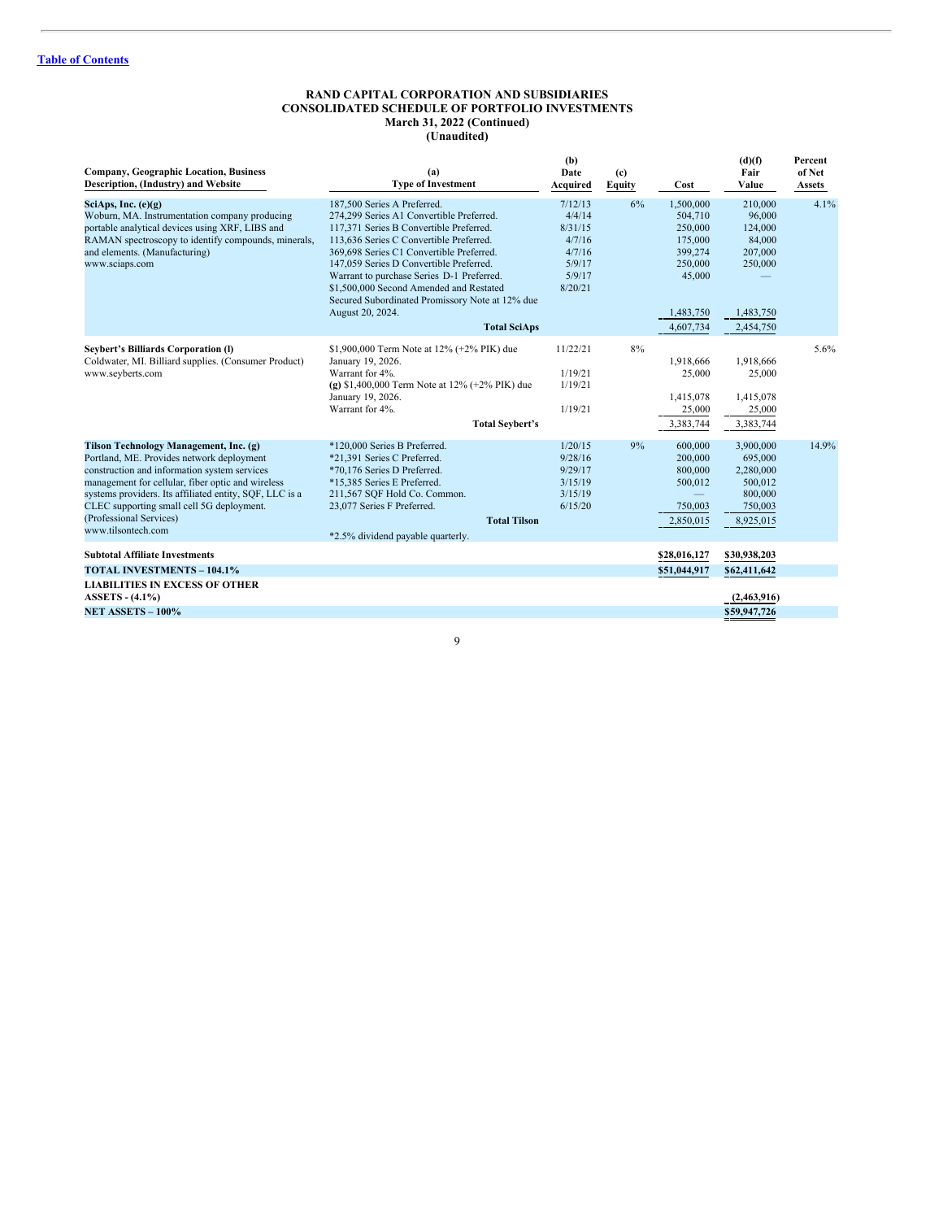[Table of Contents]

**RAND CAPITAL CORPORATION AND SUBSIDIARIES**
**CONSOLIDATED SCHEDULE OF PORTFOLIO INVESTMENTS**
**March 31, 2022 (Continued)**
**(Unaudited)**

| Company, Geographic Location, Business Description, (Industry) and Website | (a) Type of Investment | (b) Date Acquired | (c) Equity | Cost | (d)(f) Fair Value | Percent of Net Assets |
|---|---|---|---|---|---|---|
| **SciAps, Inc. (e)(g)** | 187,500 Series A Preferred. | 7/12/13 | 6% | 1,500,000 | 210,000 | 4.1% |
| Woburn, MA. Instrumentation company producing portable analytical devices using XRF, LIBS and RAMAN spectroscopy to identify compounds, minerals, and elements. (Manufacturing) www.sciaps.com | 274,299 Series A1 Convertible Preferred. | 4/4/14 | | 504,710 | 96,000 | |
| | 117,371 Series B Convertible Preferred. | 8/31/15 | | 250,000 | 124,000 | |
| | 113,636 Series C Convertible Preferred. | 4/7/16 | | 175,000 | 84,000 | |
| | 369,698 Series C1 Convertible Preferred. | 4/7/16 | | 399,274 | 207,000 | |
| | 147,059 Series D Convertible Preferred. | 5/9/17 | | 250,000 | 250,000 | |
| | Warrant to purchase Series D-1 Preferred. | 5/9/17 | | 45,000 | — | |
| | $1,500,000 Second Amended and Restated Secured Subordinated Promissory Note at 12% due August 20, 2024. | 8/20/21 | | 1,483,750 | 1,483,750 | |
| | **Total SciAps** | | | 4,607,734 | 2,454,750 | |
| **Seybert's Billiards Corporation (l)** | $1,900,000 Term Note at 12% (+2% PIK) due January 19, 2026. | 11/22/21 | 8% | 1,918,666 | 1,918,666 | 5.6% |
| Coldwater, MI. Billiard supplies. (Consumer Product) www.seyberts.com | Warrant for 4%. | 1/19/21 | | 25,000 | 25,000 | |
| | **(g)** $1,400,000 Term Note at 12% (+2% PIK) due January 19, 2026. | 1/19/21 | | 1,415,078 | 1,415,078 | |
| | Warrant for 4%. | 1/19/21 | | 25,000 | 25,000 | |
| | **Total Seybert's** | | | 3,383,744 | 3,383,744 | |
| **Tilson Technology Management, Inc. (g)** | *120,000 Series B Preferred. | 1/20/15 | 9% | 600,000 | 3,900,000 | 14.9% |
| Portland, ME. Provides network deployment construction and information system services management for cellular, fiber optic and wireless systems providers. Its affiliated entity, SQF, LLC is a CLEC supporting small cell 5G deployment. (Professional Services) www.tilsontech.com | *21,391 Series C Preferred. | 9/28/16 | | 200,000 | 695,000 | |
| | *70,176 Series D Preferred. | 9/29/17 | | 800,000 | 2,280,000 | |
| | *15,385 Series E Preferred. | 3/15/19 | | 500,012 | 500,012 | |
| | 211,567 SQF Hold Co. Common. | 3/15/19 | | — | 800,000 | |
| | 23,077 Series F Preferred. | 6/15/20 | | 750,003 | 750,003 | |
| | **Total Tilson** | | | 2,850,015 | 8,925,015 | |
| | *2.5% dividend payable quarterly. | | | | | |
| **Subtotal Affiliate Investments** | | | | **$28,016,127** | **$30,938,203** | |
| **TOTAL INVESTMENTS – 104.1%** | | | | **$51,044,917** | **$62,411,642** | |
| **LIABILITIES IN EXCESS OF OTHER ASSETS - (4.1%)** | | | | | **(2,463,916)** | |
| **NET ASSETS – 100%** | | | | | **$59,947,726** | |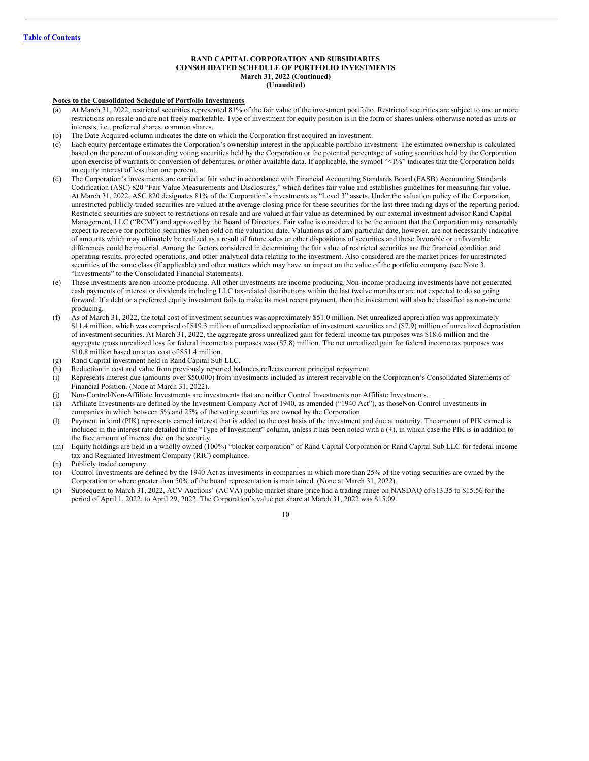[Table of Contents](#)

**RAND CAPITAL CORPORATION AND SUBSIDIARIES**
**CONSOLIDATED SCHEDULE OF PORTFOLIO INVESTMENTS**
**March 31, 2022 (Continued)**
**(Unaudited)**

**Notes to the Consolidated Schedule of Portfolio Investments**

(a) At March 31, 2022, restricted securities represented 81% of the fair value of the investment portfolio. Restricted securities are subject to one or more restrictions on resale and are not freely marketable. Type of investment for equity position is in the form of shares unless otherwise noted as units or interests, i.e., preferred shares, common shares.

(b) The Date Acquired column indicates the date on which the Corporation first acquired an investment.

(c) Each equity percentage estimates the Corporation's ownership interest in the applicable portfolio investment. The estimated ownership is calculated based on the percent of outstanding voting securities held by the Corporation or the potential percentage of voting securities held by the Corporation upon exercise of warrants or conversion of debentures, or other available data. If applicable, the symbol "<1%" indicates that the Corporation holds an equity interest of less than one percent.

(d) The Corporation's investments are carried at fair value in accordance with Financial Accounting Standards Board (FASB) Accounting Standards Codification (ASC) 820 "Fair Value Measurements and Disclosures," which defines fair value and establishes guidelines for measuring fair value. At March 31, 2022, ASC 820 designates 81% of the Corporation's investments as "Level 3" assets. Under the valuation policy of the Corporation, unrestricted publicly traded securities are valued at the average closing price for these securities for the last three trading days of the reporting period. Restricted securities are subject to restrictions on resale and are valued at fair value as determined by our external investment advisor Rand Capital Management, LLC ("RCM") and approved by the Board of Directors. Fair value is considered to be the amount that the Corporation may reasonably expect to receive for portfolio securities when sold on the valuation date. Valuations as of any particular date, however, are not necessarily indicative of amounts which may ultimately be realized as a result of future sales or other dispositions of securities and these favorable or unfavorable differences could be material. Among the factors considered in determining the fair value of restricted securities are the financial condition and operating results, projected operations, and other analytical data relating to the investment. Also considered are the market prices for unrestricted securities of the same class (if applicable) and other matters which may have an impact on the value of the portfolio company (see Note 3. "Investments" to the Consolidated Financial Statements).

(e) These investments are non-income producing. All other investments are income producing. Non-income producing investments have not generated cash payments of interest or dividends including LLC tax-related distributions within the last twelve months or are not expected to do so going forward. If a debt or a preferred equity investment fails to make its most recent payment, then the investment will also be classified as non-income producing.

(f) As of March 31, 2022, the total cost of investment securities was approximately $51.0 million. Net unrealized appreciation was approximately $11.4 million, which was comprised of $19.3 million of unrealized appreciation of investment securities and ($7.9) million of unrealized depreciation of investment securities. At March 31, 2022, the aggregate gross unrealized gain for federal income tax purposes was $18.6 million and the aggregate gross unrealized loss for federal income tax purposes was ($7.8) million. The net unrealized gain for federal income tax purposes was $10.8 million based on a tax cost of $51.4 million.

(g) Rand Capital investment held in Rand Capital Sub LLC.

(h) Reduction in cost and value from previously reported balances reflects current principal repayment.

(i) Represents interest due (amounts over $50,000) from investments included as interest receivable on the Corporation's Consolidated Statements of Financial Position. (None at March 31, 2022).

(j) Non-Control/Non-Affiliate Investments are investments that are neither Control Investments nor Affiliate Investments.

(k) Affiliate Investments are defined by the Investment Company Act of 1940, as amended ("1940 Act"), as thoseNon-Control investments in companies in which between 5% and 25% of the voting securities are owned by the Corporation.

(l) Payment in kind (PIK) represents earned interest that is added to the cost basis of the investment and due at maturity. The amount of PIK earned is included in the interest rate detailed in the "Type of Investment" column, unless it has been noted with a (+), in which case the PIK is in addition to the face amount of interest due on the security.

(m) Equity holdings are held in a wholly owned (100%) "blocker corporation" of Rand Capital Corporation or Rand Capital Sub LLC for federal income tax and Regulated Investment Company (RIC) compliance.

(n) Publicly traded company.

(o) Control Investments are defined by the 1940 Act as investments in companies in which more than 25% of the voting securities are owned by the Corporation or where greater than 50% of the board representation is maintained. (None at March 31, 2022).

(p) Subsequent to March 31, 2022, ACV Auctions' (ACVA) public market share price had a trading range on NASDAQ of $13.35 to $15.56 for the period of April 1, 2022, to April 29, 2022. The Corporation's value per share at March 31, 2022 was $15.09.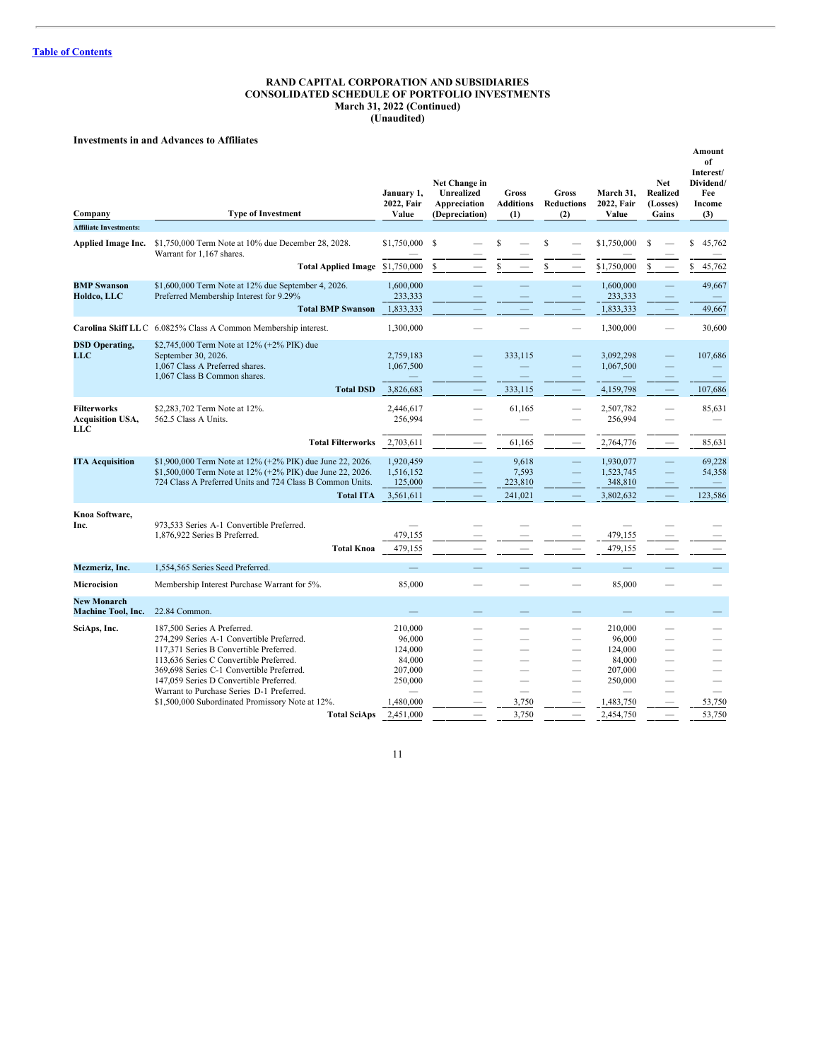[Table of Contents](#)

**RAND CAPITAL CORPORATION AND SUBSIDIARIES**
**CONSOLIDATED SCHEDULE OF PORTFOLIO INVESTMENTS**
**March 31, 2022 (Continued)**
**(Unaudited)**

**Investments in and Advances to Affiliates**

| Company | Type of Investment | January 1, 2022, Fair Value | Net Change in Unrealized Appreciation (Depreciation) | Gross Additions (1) | Gross Reductions (2) | March 31, 2022, Fair Value | Net Realized (Losses) Gains | Amount of Interest/ Dividend/ Fee Income (3) |
|---|---|---|---|---|---|---|---|---|
| **Affiliate Investments:** | | | | | | | | |
| **Applied Image Inc.** | $1,750,000 Term Note at 10% due December 28, 2028. | $1,750,000 | $ — | $ — | $ — | $1,750,000 | $ — | $ 45,762 |
| | Warrant for 1,167 shares. | — | — | — | — | — | — | — |
| | **Total Applied Image** | $1,750,000 | $ — | $ — | $ — | $1,750,000 | $ — | $ 45,762 |
| **BMP Swanson Holdco, LLC** | $1,600,000 Term Note at 12% due September 4, 2026. | 1,600,000 | — | — | — | 1,600,000 | — | 49,667 |
| | Preferred Membership Interest for 9.29% | 233,333 | — | — | — | 233,333 | — | — |
| | **Total BMP Swanson** | 1,833,333 | — | — | — | 1,833,333 | — | 49,667 |
| **Carolina Skiff LLC** | 6.0825% Class A Common Membership interest. | 1,300,000 | — | — | — | 1,300,000 | — | 30,600 |
| **DSD Operating, LLC** | $2,745,000 Term Note at 12% (+2% PIK) due September 30, 2026. | 2,759,183 | — | 333,115 | — | 3,092,298 | — | 107,686 |
| | 1,067 Class A Preferred shares. | 1,067,500 | — | — | — | 1,067,500 | — | — |
| | 1,067 Class B Common shares. | — | — | — | — | — | — | — |
| | **Total DSD** | 3,826,683 | — | 333,115 | — | 4,159,798 | — | 107,686 |
| **Filterworks Acquisition USA, LLC** | $2,283,702 Term Note at 12%. | 2,446,617 | — | 61,165 | — | 2,507,782 | — | 85,631 |
| | 562.5 Class A Units. | 256,994 | — | — | — | 256,994 | — | — |
| | **Total Filterworks** | 2,703,611 | — | 61,165 | — | 2,764,776 | — | 85,631 |
| **ITA Acquisition** | $1,900,000 Term Note at 12% (+2% PIK) due June 22, 2026. | 1,920,459 | — | 9,618 | — | 1,930,077 | — | 69,228 |
| | $1,500,000 Term Note at 12% (+2% PIK) due June 22, 2026. | 1,516,152 | — | 7,593 | — | 1,523,745 | — | 54,358 |
| | 724 Class A Preferred Units and 724 Class B Common Units. | 125,000 | — | 223,810 | — | 348,810 | — | — |
| | **Total ITA** | 3,561,611 | — | 241,021 | — | 3,802,632 | — | 123,586 |
| **Knoa Software, Inc.** | 973,533 Series A-1 Convertible Preferred. | — | — | — | — | — | — | — |
| | 1,876,922 Series B Preferred. | 479,155 | — | — | — | 479,155 | — | — |
| | **Total Knoa** | 479,155 | — | — | — | 479,155 | — | — |
| **Mezmeriz, Inc.** | 1,554,565 Series Seed Preferred. | — | — | — | — | — | — | — |
| **Microcision** | Membership Interest Purchase Warrant for 5%. | 85,000 | — | — | — | 85,000 | — | — |
| **New Monarch Machine Tool, Inc.** | 22.84 Common. | — | — | — | — | — | — | — |
| **SciAps, Inc.** | 187,500 Series A Preferred. | 210,000 | — | — | — | 210,000 | — | — |
| | 274,299 Series A-1 Convertible Preferred. | 96,000 | — | — | — | 96,000 | — | — |
| | 117,371 Series B Convertible Preferred. | 124,000 | — | — | — | 124,000 | — | — |
| | 113,636 Series C Convertible Preferred. | 84,000 | — | — | — | 84,000 | — | — |
| | 369,698 Series C-1 Convertible Preferred. | 207,000 | — | — | — | 207,000 | — | — |
| | 147,059 Series D Convertible Preferred. | 250,000 | — | — | — | 250,000 | — | — |
| | Warrant to Purchase Series D-1 Preferred. | — | — | — | — | — | — | — |
| | $1,500,000 Subordinated Promissory Note at 12%. | 1,480,000 | — | 3,750 | — | 1,483,750 | — | 53,750 |
| | **Total SciAps** | 2,451,000 | — | 3,750 | — | 2,454,750 | — | 53,750 |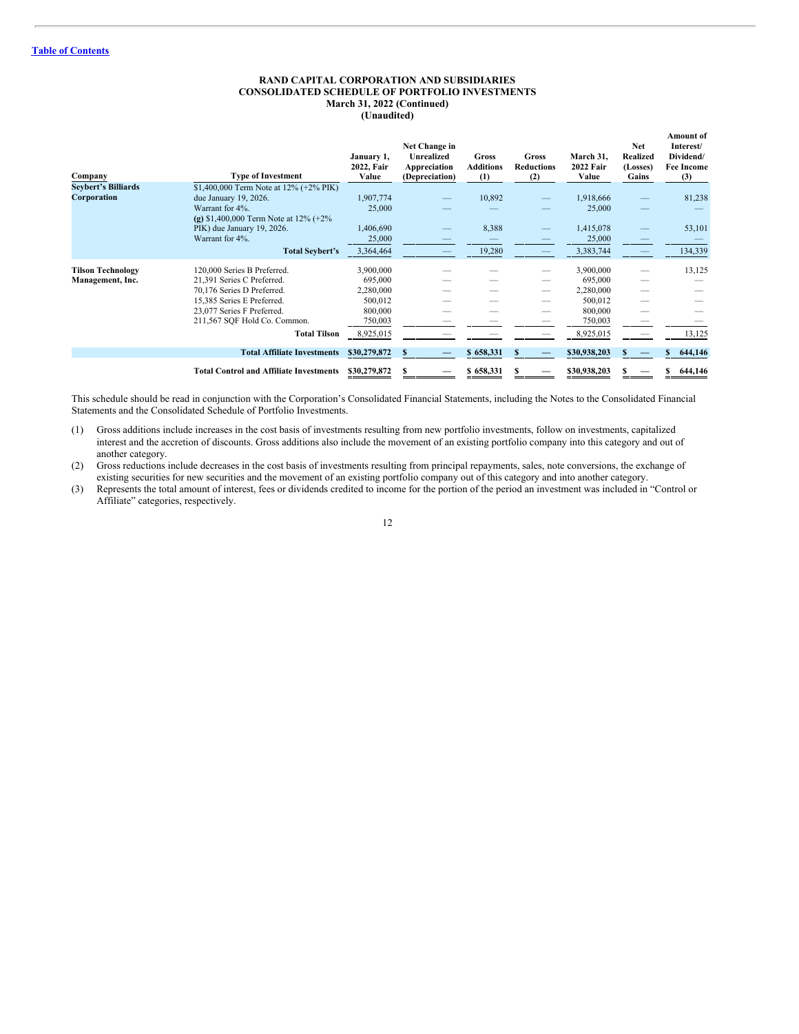**RAND CAPITAL CORPORATION AND SUBSIDIARIES**
**CONSOLIDATED SCHEDULE OF PORTFOLIO INVESTMENTS**
**March 31, 2022 (Continued)**
**(Unaudited)**

| Company | Type of Investment | January 1, 2022, Fair Value | Net Change in Unrealized Appreciation (Depreciation) | Gross Additions (1) | Gross Reductions (2) | March 31, 2022 Fair Value | Net Realized (Losses) Gains | Amount of Interest/ Dividend/ Fee Income (3) |
|---|---|---|---|---|---|---|---|---|
| **Seybert's Billiards Corporation** | $1,400,000 Term Note at 12% (+2% PIK) due January 19, 2026. | 1,907,774 | — | 10,892 | — | 1,918,666 | — | 81,238 |
| | Warrant for 4%. | 25,000 | — | — | — | 25,000 | — | — |
| | **(g)** $1,400,000 Term Note at 12% (+2% PIK) due January 19, 2026. | 1,406,690 | — | 8,388 | — | 1,415,078 | — | 53,101 |
| | Warrant for 4%. | 25,000 | — | — | — | 25,000 | — | — |
| | **Total Seybert's** | 3,364,464 | — | 19,280 | — | 3,383,744 | — | 134,339 |
| **Tilson Technology Management, Inc.** | 120,000 Series B Preferred. | 3,900,000 | — | — | — | 3,900,000 | — | 13,125 |
| | 21,391 Series C Preferred. | 695,000 | — | — | — | 695,000 | — | — |
| | 70,176 Series D Preferred. | 2,280,000 | — | — | — | 2,280,000 | — | — |
| | 15,385 Series E Preferred. | 500,012 | — | — | — | 500,012 | — | — |
| | 23,077 Series F Preferred. | 800,000 | — | — | — | 800,000 | — | — |
| | 211,567 SQF Hold Co. Common. | 750,003 | — | — | — | 750,003 | — | — |
| | **Total Tilson** | 8,925,015 | — | — | — | 8,925,015 | — | 13,125 |
| | **Total Affiliate Investments** | **$30,279,872** | **$ —** | **$ 658,331** | **$ —** | **$30,938,203** | **$ —** | **$ 644,146** |
| | **Total Control and Affiliate Investments** | **$30,279,872** | **$ —** | **$ 658,331** | **$ —** | **$30,938,203** | **$ —** | **$ 644,146** |

This schedule should be read in conjunction with the Corporation's Consolidated Financial Statements, including the Notes to the Consolidated Financial Statements and the Consolidated Schedule of Portfolio Investments.

(1) Gross additions include increases in the cost basis of investments resulting from new portfolio investments, follow on investments, capitalized interest and the accretion of discounts. Gross additions also include the movement of an existing portfolio company into this category and out of another category.

(2) Gross reductions include decreases in the cost basis of investments resulting from principal repayments, sales, note conversions, the exchange of existing securities for new securities and the movement of an existing portfolio company out of this category and into another category.

(3) Represents the total amount of interest, fees or dividends credited to income for the portion of the period an investment was included in "Control or Affiliate" categories, respectively.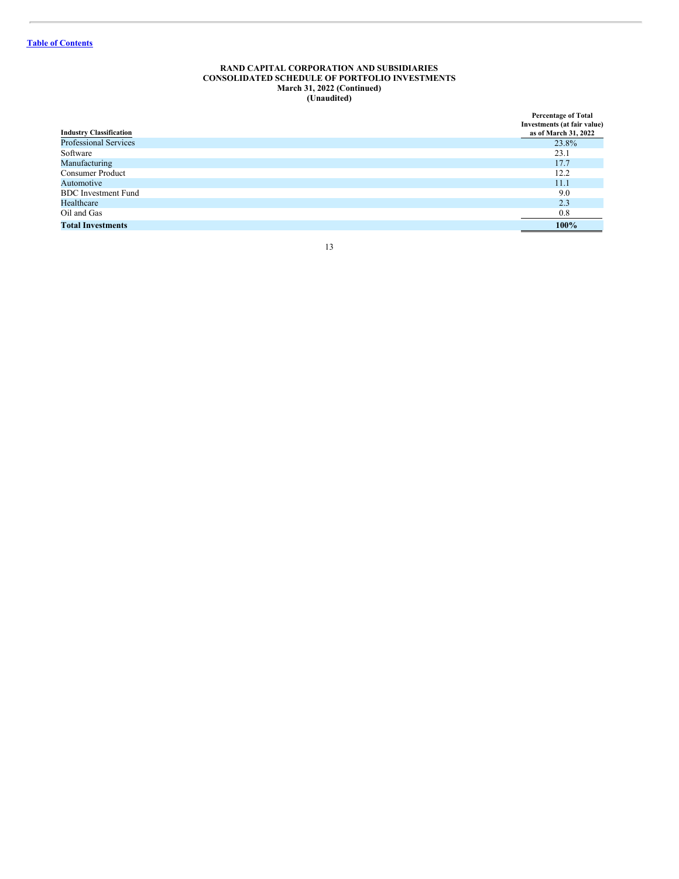[Table of Contents](#)

**RAND CAPITAL CORPORATION AND SUBSIDIARIES**
**CONSOLIDATED SCHEDULE OF PORTFOLIO INVESTMENTS**
**March 31, 2022 (Continued)**
**(Unaudited)**

| Industry Classification | Percentage of Total Investments (at fair value) as of March 31, 2022 |
|---|---|
| Professional Services | 23.8% |
| Software | 23.1 |
| Manufacturing | 17.7 |
| Consumer Product | 12.2 |
| Automotive | 11.1 |
| BDC Investment Fund | 9.0 |
| Healthcare | 2.3 |
| Oil and Gas | 0.8 |
| **Total Investments** | **100%** |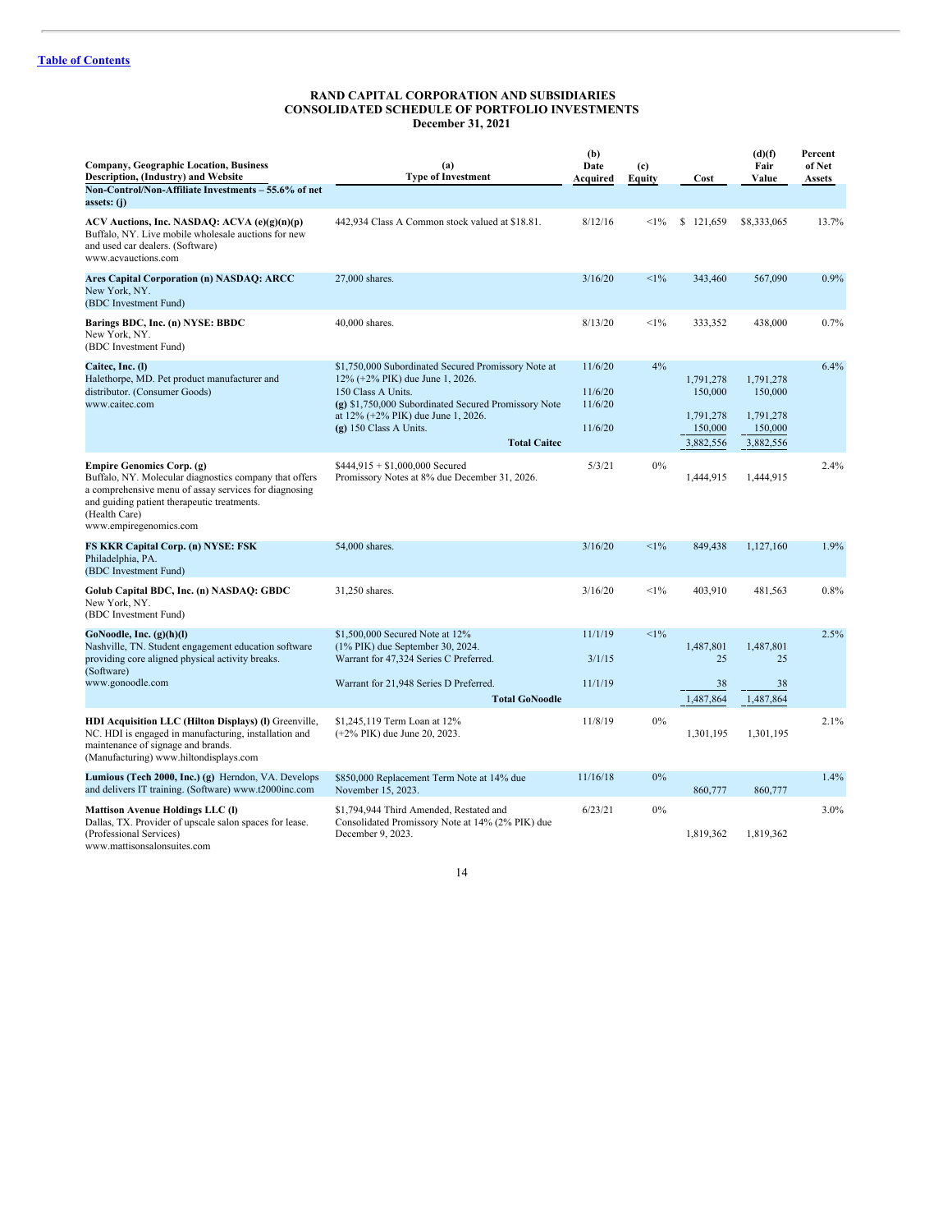Table of Contents

## RAND CAPITAL CORPORATION AND SUBSIDIARIES
## CONSOLIDATED SCHEDULE OF PORTFOLIO INVESTMENTS
## December 31, 2021

| Company, Geographic Location, Business Description, (Industry) and Website | (a) Type of Investment | (b) Date Acquired | (c) Equity | Cost | (d)(f) Fair Value | Percent of Net Assets |
|---|---|---|---|---|---|---|
| **Non-Control/Non-Affiliate Investments – 55.6% of net assets: (j)** | | | | | | |
| **ACV Auctions, Inc. NASDAQ: ACVA (e)(g)(n)(p)** Buffalo, NY. Live mobile wholesale auctions for new and used car dealers. (Software) www.acvauctions.com | 442,934 Class A Common stock valued at $18.81. | 8/12/16 | <1% | $ 121,659 | $8,333,065 | 13.7% |
| **Ares Capital Corporation (n) NASDAQ: ARCC** New York, NY. (BDC Investment Fund) | 27,000 shares. | 3/16/20 | <1% | 343,460 | 567,090 | 0.9% |
| **Barings BDC, Inc. (n) NYSE: BBDC** New York, NY. (BDC Investment Fund) | 40,000 shares. | 8/13/20 | <1% | 333,352 | 438,000 | 0.7% |
| **Caitec, Inc. (l)** Halethorpe, MD. Pet product manufacturer and distributor. (Consumer Goods) www.caitec.com | $1,750,000 Subordinated Secured Promissory Note at 12% (+2% PIK) due June 1, 2026. | 11/6/20 | 4% | 1,791,278 | 1,791,278 | 6.4% |
| | 150 Class A Units. | 11/6/20 | | 150,000 | 150,000 | |
| | **(g)** $1,750,000 Subordinated Secured Promissory Note at 12% (+2% PIK) due June 1, 2026. | 11/6/20 | | 1,791,278 | 1,791,278 | |
| | **(g)** 150 Class A Units. | 11/6/20 | | 150,000 | 150,000 | |
| | **Total Caitec** | | | 3,882,556 | 3,882,556 | |
| **Empire Genomics Corp. (g)** Buffalo, NY. Molecular diagnostics company that offers a comprehensive menu of assay services for diagnosing and guiding patient therapeutic treatments. (Health Care) www.empiregenomics.com | $444,915 + $1,000,000 Secured Promissory Notes at 8% due December 31, 2026. | 5/3/21 | 0% | 1,444,915 | 1,444,915 | 2.4% |
| **FS KKR Capital Corp. (n) NYSE: FSK** Philadelphia, PA. (BDC Investment Fund) | 54,000 shares. | 3/16/20 | <1% | 849,438 | 1,127,160 | 1.9% |
| **Golub Capital BDC, Inc. (n) NASDAQ: GBDC** New York, NY. (BDC Investment Fund) | 31,250 shares. | 3/16/20 | <1% | 403,910 | 481,563 | 0.8% |
| **GoNoodle, Inc. (g)(h)(l)** Nashville, TN. Student engagement education software providing core aligned physical activity breaks. (Software) www.gonoodle.com | $1,500,000 Secured Note at 12% (1% PIK) due September 30, 2024. | 11/1/19 | <1% | 1,487,801 | 1,487,801 | 2.5% |
| | Warrant for 47,324 Series C Preferred. | 3/1/15 | | 25 | 25 | |
| | Warrant for 21,948 Series D Preferred. | 11/1/19 | | 38 | 38 | |
| | **Total GoNoodle** | | | 1,487,864 | 1,487,864 | |
| **HDI Acquisition LLC (Hilton Displays) (l)** Greenville, NC. HDI is engaged in manufacturing, installation and maintenance of signage and brands. (Manufacturing) www.hiltondisplays.com | $1,245,119 Term Loan at 12% (+2% PIK) due June 20, 2023. | 11/8/19 | 0% | 1,301,195 | 1,301,195 | 2.1% |
| **Lumious (Tech 2000, Inc.) (g)** Herndon, VA. Develops and delivers IT training. (Software) www.t2000inc.com | $850,000 Replacement Term Note at 14% due November 15, 2023. | 11/16/18 | 0% | 860,777 | 860,777 | 1.4% |
| **Mattison Avenue Holdings LLC (l)** Dallas, TX. Provider of upscale salon spaces for lease. (Professional Services) www.mattisonsalonsuites.com | $1,794,944 Third Amended, Restated and Consolidated Promissory Note at 14% (2% PIK) due December 9, 2023. | 6/23/21 | 0% | 1,819,362 | 1,819,362 | 3.0% |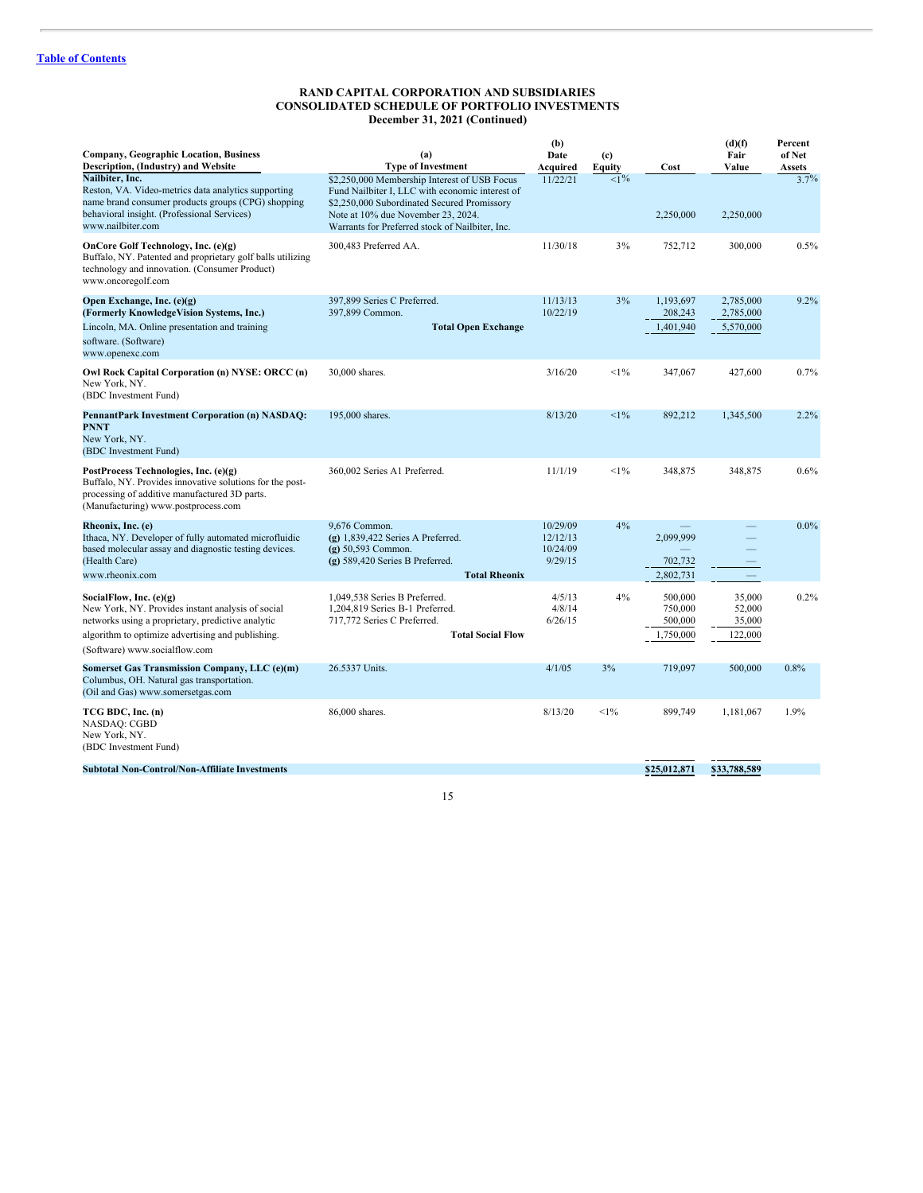[Table of Contents](#)

**RAND CAPITAL CORPORATION AND SUBSIDIARIES**
**CONSOLIDATED SCHEDULE OF PORTFOLIO INVESTMENTS**
**December 31, 2021 (Continued)**

| Company, Geographic Location, Business Description, (Industry) and Website | (a) Type of Investment | (b) Date Acquired | (c) Equity | Cost | (d)(f) Fair Value | Percent of Net Assets |
|---|---|---|---|---|---|---|
| **Nailbiter, Inc.** Reston, VA. Video-metrics data analytics supporting name brand consumer products groups (CPG) shopping behavioral insight. (Professional Services) www.nailbiter.com | $2,250,000 Membership Interest of USB Focus Fund Nailbiter I, LLC with economic interest of $2,250,000 Subordinated Secured Promissory Note at 10% due November 23, 2024. Warrants for Preferred stock of Nailbiter, Inc. | 11/22/21 | <1% | 2,250,000 | 2,250,000 | 3.7% |
| **OnCore Golf Technology, Inc. (e)(g)** Buffalo, NY. Patented and proprietary golf balls utilizing technology and innovation. (Consumer Product) www.oncoregolf.com | 300,483 Preferred AA. | 11/30/18 | 3% | 752,712 | 300,000 | 0.5% |
| **Open Exchange, Inc. (e)(g) (Formerly KnowledgeVision Systems, Inc.)** Lincoln, MA. Online presentation and training software. (Software) www.openexc.com | 397,899 Series C Preferred. | 11/13/13 | 3% | 1,193,697 | 2,785,000 | 9.2% |
| | 397,899 Common. | 10/22/19 | | 208,243 | 2,785,000 | |
| | **Total Open Exchange** | | | 1,401,940 | 5,570,000 | |
| **Owl Rock Capital Corporation (n) NYSE: ORCC (n)** New York, NY. (BDC Investment Fund) | 30,000 shares. | 3/16/20 | <1% | 347,067 | 427,600 | 0.7% |
| **PennantPark Investment Corporation (n) NASDAQ: PNNT** New York, NY. (BDC Investment Fund) | 195,000 shares. | 8/13/20 | <1% | 892,212 | 1,345,500 | 2.2% |
| **PostProcess Technologies, Inc. (e)(g)** Buffalo, NY. Provides innovative solutions for the post-processing of additive manufactured 3D parts. (Manufacturing) www.postprocess.com | 360,002 Series A1 Preferred. | 11/1/19 | <1% | 348,875 | 348,875 | 0.6% |
| **Rheonix, Inc. (e)** Ithaca, NY. Developer of fully automated microfluidic based molecular assay and diagnostic testing devices. (Health Care) www.rheonix.com | 9,676 Common. | 10/29/09 | 4% | — | — | 0.0% |
| | **(g)** 1,839,422 Series A Preferred. | 12/12/13 | | 2,099,999 | — | |
| | **(g)** 50,593 Common. | 10/24/09 | | — | — | |
| | **(g)** 589,420 Series B Preferred. | 9/29/15 | | 702,732 | — | |
| | **Total Rheonix** | | | 2,802,731 | — | |
| **SocialFlow, Inc. (e)(g)** New York, NY. Provides instant analysis of social networks using a proprietary, predictive analytic algorithm to optimize advertising and publishing. (Software) www.socialflow.com | 1,049,538 Series B Preferred. | 4/5/13 | 4% | 500,000 | 35,000 | 0.2% |
| | 1,204,819 Series B-1 Preferred. | 4/8/14 | | 750,000 | 52,000 | |
| | 717,772 Series C Preferred. | 6/26/15 | | 500,000 | 35,000 | |
| | **Total Social Flow** | | | 1,750,000 | 122,000 | |
| **Somerset Gas Transmission Company, LLC (e)(m)** Columbus, OH. Natural gas transportation. (Oil and Gas) www.somersetgas.com | 26.5337 Units. | 4/1/05 | 3% | 719,097 | 500,000 | 0.8% |
| **TCG BDC, Inc. (n)** NASDAQ: CGBD New York, NY. (BDC Investment Fund) | 86,000 shares. | 8/13/20 | <1% | 899,749 | 1,181,067 | 1.9% |
| **Subtotal Non-Control/Non-Affiliate Investments** | | | | **$25,012,871** | **$33,788,589** | |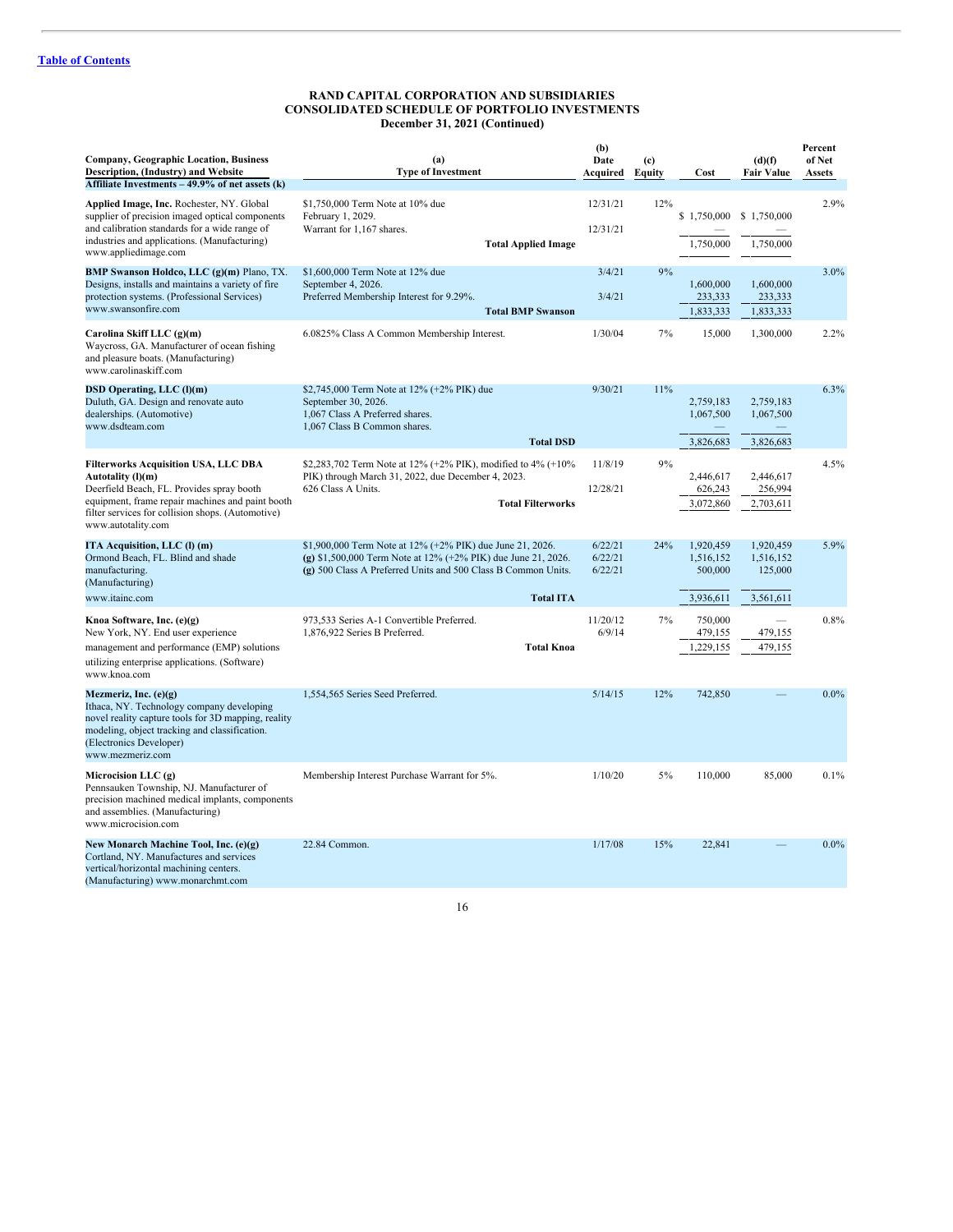Table of Contents

**RAND CAPITAL CORPORATION AND SUBSIDIARIES**
**CONSOLIDATED SCHEDULE OF PORTFOLIO INVESTMENTS**
**December 31, 2021 (Continued)**

| Company, Geographic Location, Business Description, (Industry) and Website | (a) Type of Investment | (b) Date Acquired | (c) Equity | Cost | (d)(f) Fair Value | Percent of Net Assets |
|---|---|---|---|---|---|---|
| **Affiliate Investments – 49.9% of net assets (k)** | | | | | | |
| **Applied Image, Inc.** Rochester, NY. Global supplier of precision imaged optical components and calibration standards for a wide range of industries and applications. (Manufacturing) www.appliedimage.com | $1,750,000 Term Note at 10% due February 1, 2029. | 12/31/21 | 12% | $ 1,750,000 | $ 1,750,000 | 2.9% |
| | Warrant for 1,167 shares. | 12/31/21 | | — | — | |
| | **Total Applied Image** | | | 1,750,000 | 1,750,000 | |
| **BMP Swanson Holdco, LLC (g)(m)** Plano, TX. Designs, installs and maintains a variety of fire protection systems. (Professional Services) www.swansonfire.com | $1,600,000 Term Note at 12% due September 4, 2026. | 3/4/21 | 9% | 1,600,000 | 1,600,000 | 3.0% |
| | Preferred Membership Interest for 9.29%. | 3/4/21 | | 233,333 | 233,333 | |
| | **Total BMP Swanson** | | | 1,833,333 | 1,833,333 | |
| **Carolina Skiff LLC (g)(m)** Waycross, GA. Manufacturer of ocean fishing and pleasure boats. (Manufacturing) www.carolinaskiff.com | 6.0825% Class A Common Membership Interest. | 1/30/04 | 7% | 15,000 | 1,300,000 | 2.2% |
| **DSD Operating, LLC (l)(m)** Duluth, GA. Design and renovate auto dealerships. (Automotive) www.dsdteam.com | $2,745,000 Term Note at 12% (+2% PIK) due September 30, 2026. | 9/30/21 | 11% | 2,759,183 | 2,759,183 | 6.3% |
| | 1,067 Class A Preferred shares. | | | 1,067,500 | 1,067,500 | |
| | 1,067 Class B Common shares. | | | — | — | |
| | **Total DSD** | | | 3,826,683 | 3,826,683 | |
| **Filterworks Acquisition USA, LLC DBA Autotality (l)(m)** Deerfield Beach, FL. Provides spray booth equipment, frame repair machines and paint booth filter services for collision shops. (Automotive) www.autotality.com | $2,283,702 Term Note at 12% (+2% PIK), modified to 4% (+10% PIK) through March 31, 2022, due December 4, 2023. | 11/8/19 | 9% | 2,446,617 | 2,446,617 | 4.5% |
| | 626 Class A Units. | 12/28/21 | | 626,243 | 256,994 | |
| | **Total Filterworks** | | | 3,072,860 | 2,703,611 | |
| **ITA Acquisition, LLC (l) (m)** Ormond Beach, FL. Blind and shade manufacturing. (Manufacturing) www.itainc.com | $1,900,000 Term Note at 12% (+2% PIK) due June 21, 2026. | 6/22/21 | 24% | 1,920,459 | 1,920,459 | 5.9% |
| | **(g)** $1,500,000 Term Note at 12% (+2% PIK) due June 21, 2026. | 6/22/21 | | 1,516,152 | 1,516,152 | |
| | **(g)** 500 Class A Preferred Units and 500 Class B Common Units. | 6/22/21 | | 500,000 | 125,000 | |
| | **Total ITA** | | | 3,936,611 | 3,561,611 | |
| **Knoa Software, Inc. (e)(g)** New York, NY. End user experience management and performance (EMP) solutions utilizing enterprise applications. (Software) www.knoa.com | 973,533 Series A-1 Convertible Preferred. | 11/20/12 | 7% | 750,000 | — | 0.8% |
| | 1,876,922 Series B Preferred. | 6/9/14 | | 479,155 | 479,155 | |
| | **Total Knoa** | | | 1,229,155 | 479,155 | |
| **Mezmeriz, Inc. (e)(g)** Ithaca, NY. Technology company developing novel reality capture tools for 3D mapping, reality modeling, object tracking and classification. (Electronics Developer) www.mezmeriz.com | 1,554,565 Series Seed Preferred. | 5/14/15 | 12% | 742,850 | — | 0.0% |
| **Microcision LLC (g)** Pennsauken Township, NJ. Manufacturer of precision machined medical implants, components and assemblies. (Manufacturing) www.microcision.com | Membership Interest Purchase Warrant for 5%. | 1/10/20 | 5% | 110,000 | 85,000 | 0.1% |
| **New Monarch Machine Tool, Inc. (e)(g)** Cortland, NY. Manufactures and services vertical/horizontal machining centers. (Manufacturing) www.monarchmt.com | 22.84 Common. | 1/17/08 | 15% | 22,841 | — | 0.0% |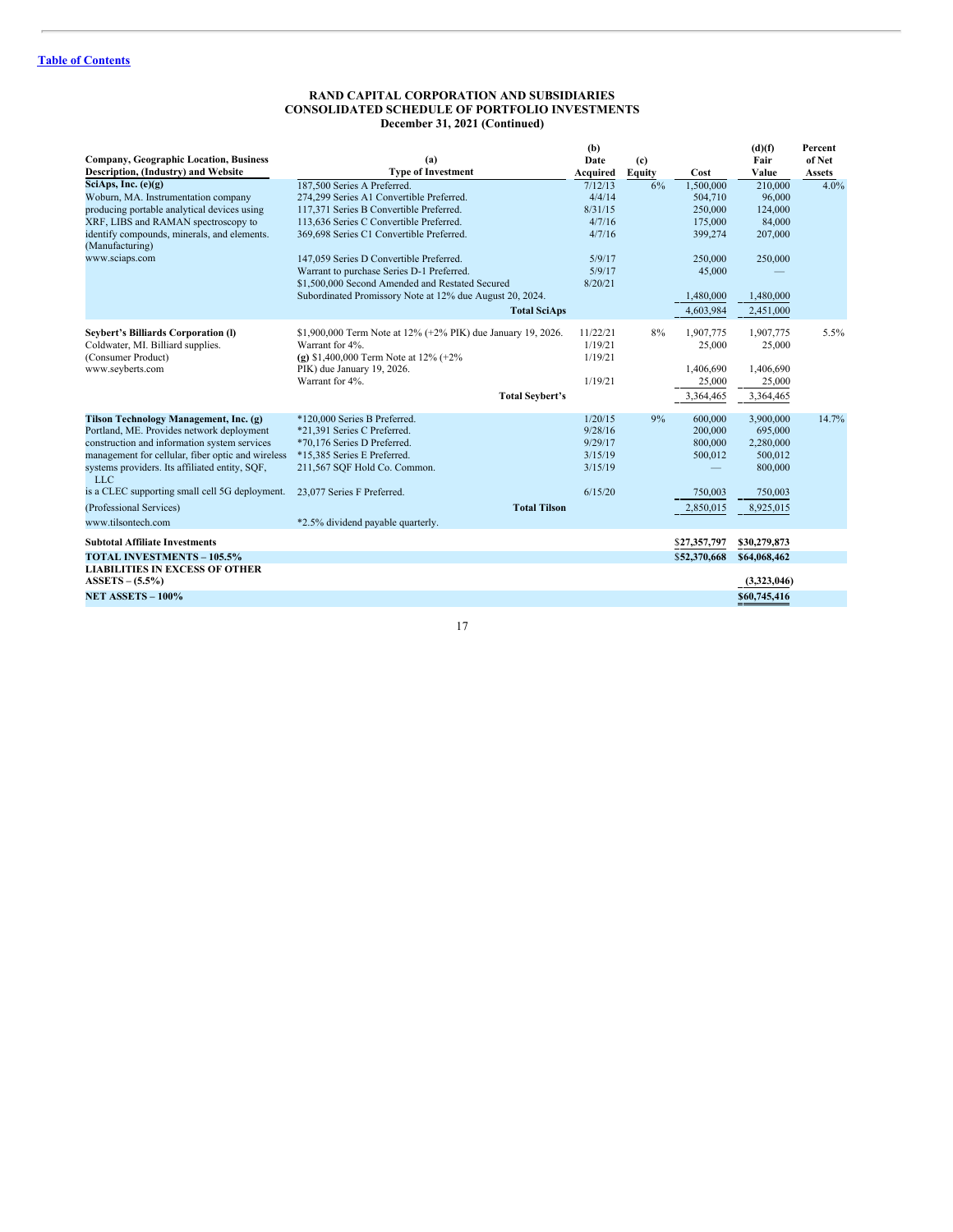**Table of Contents**

**RAND CAPITAL CORPORATION AND SUBSIDIARIES**
**CONSOLIDATED SCHEDULE OF PORTFOLIO INVESTMENTS**
**December 31, 2021 (Continued)**

| Company, Geographic Location, Business Description, (Industry) and Website | (a) Type of Investment | (b) Date Acquired | (c) Equity | Cost | (d)(f) Fair Value | Percent of Net Assets |
|---|---|---|---|---|---|---|
| **SciAps, Inc. (e)(g)** | 187,500 Series A Preferred. | 7/12/13 | 6% | 1,500,000 | 210,000 | 4.0% |
| Woburn, MA. Instrumentation company | 274,299 Series A1 Convertible Preferred. | 4/4/14 | | 504,710 | 96,000 | |
| producing portable analytical devices using | 117,371 Series B Convertible Preferred. | 8/31/15 | | 250,000 | 124,000 | |
| XRF, LIBS and RAMAN spectroscopy to | 113,636 Series C Convertible Preferred. | 4/7/16 | | 175,000 | 84,000 | |
| identify compounds, minerals, and elements. (Manufacturing) | 369,698 Series C1 Convertible Preferred. | 4/7/16 | | 399,274 | 207,000 | |
| www.sciaps.com | 147,059 Series D Convertible Preferred. | 5/9/17 | | 250,000 | 250,000 | |
| | Warrant to purchase Series D-1 Preferred. | 5/9/17 | | 45,000 | — | |
| | $1,500,000 Second Amended and Restated Secured Subordinated Promissory Note at 12% due August 20, 2024. | 8/20/21 | | 1,480,000 | 1,480,000 | |
| | **Total SciAps** | | | 4,603,984 | 2,451,000 | |
| **Seybert's Billiards Corporation (l)** | $1,900,000 Term Note at 12% (+2% PIK) due January 19, 2026. | 11/22/21 | 8% | 1,907,775 | 1,907,775 | 5.5% |
| Coldwater, MI. Billiard supplies. | Warrant for 4%. | 1/19/21 | | 25,000 | 25,000 | |
| (Consumer Product) | **(g)** $1,400,000 Term Note at 12% (+2% | 1/19/21 | | | | |
| www.seyberts.com | PIK) due January 19, 2026. | | | 1,406,690 | 1,406,690 | |
| | Warrant for 4%. | 1/19/21 | | 25,000 | 25,000 | |
| | **Total Seybert's** | | | 3,364,465 | 3,364,465 | |
| **Tilson Technology Management, Inc. (g)** | *120,000 Series B Preferred. | 1/20/15 | 9% | 600,000 | 3,900,000 | 14.7% |
| Portland, ME. Provides network deployment | *21,391 Series C Preferred. | 9/28/16 | | 200,000 | 695,000 | |
| construction and information system services | *70,176 Series D Preferred. | 9/29/17 | | 800,000 | 2,280,000 | |
| management for cellular, fiber optic and wireless | *15,385 Series E Preferred. | 3/15/19 | | 500,012 | 500,012 | |
| systems providers. Its affiliated entity, SQF, LLC | 211,567 SQF Hold Co. Common. | 3/15/19 | | — | 800,000 | |
| is a CLEC supporting small cell 5G deployment. | 23,077 Series F Preferred. | 6/15/20 | | 750,003 | 750,003 | |
| (Professional Services) | **Total Tilson** | | | 2,850,015 | 8,925,015 | |
| www.tilsontech.com | *2.5% dividend payable quarterly. | | | | | |
| **Subtotal Affiliate Investments** | | | | $27,357,797 | $30,279,873 | |
| **TOTAL INVESTMENTS – 105.5%** | | | | $52,370,668 | $64,068,462 | |
| **LIABILITIES IN EXCESS OF OTHER ASSETS – (5.5%)** | | | | | (3,323,046) | |
| **NET ASSETS – 100%** | | | | | $60,745,416 | |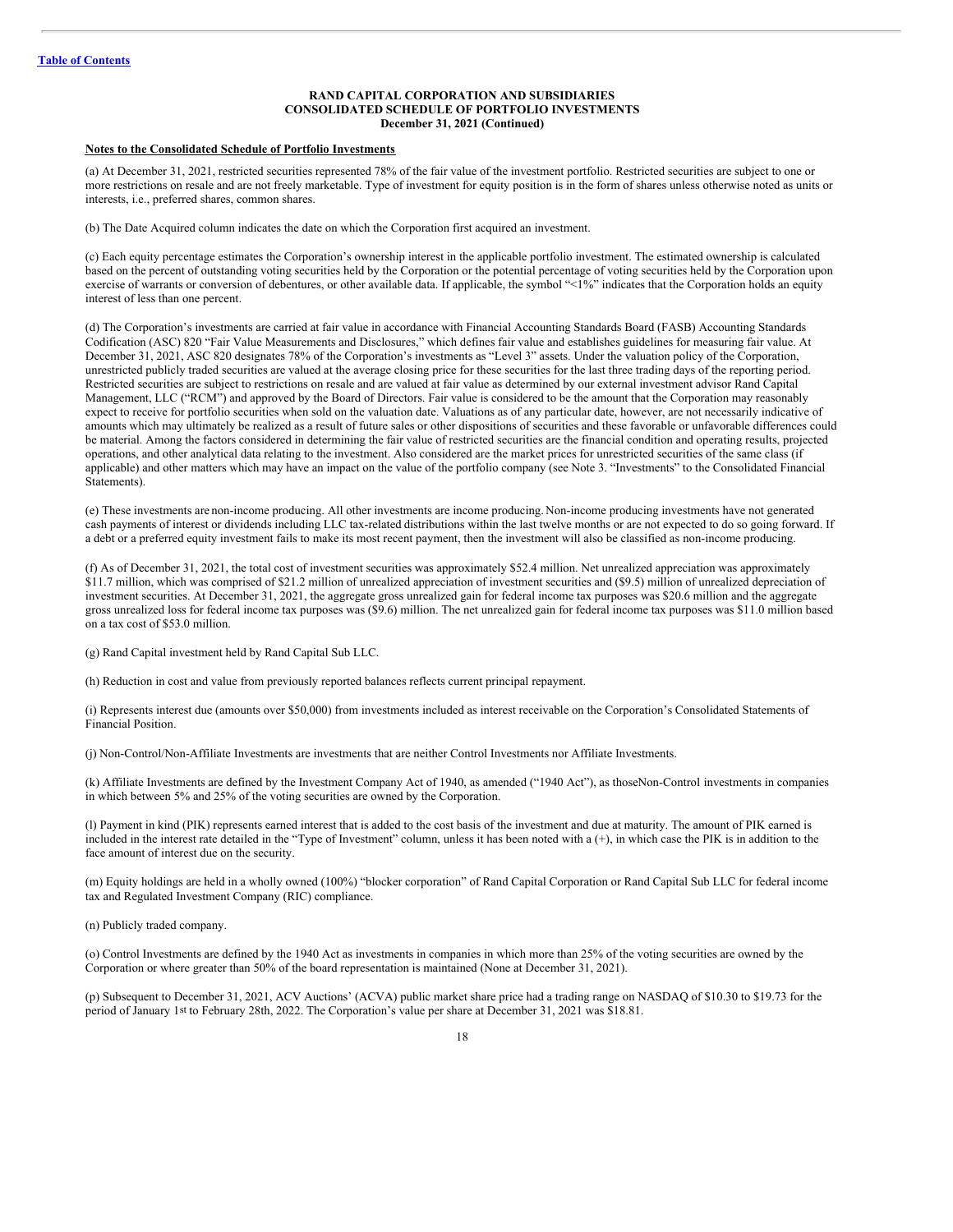**RAND CAPITAL CORPORATION AND SUBSIDIARIES**
**CONSOLIDATED SCHEDULE OF PORTFOLIO INVESTMENTS**
**December 31, 2021 (Continued)**

**Notes to the Consolidated Schedule of Portfolio Investments**

(a) At December 31, 2021, restricted securities represented 78% of the fair value of the investment portfolio. Restricted securities are subject to one or more restrictions on resale and are not freely marketable. Type of investment for equity position is in the form of shares unless otherwise noted as units or interests, i.e., preferred shares, common shares.

(b) The Date Acquired column indicates the date on which the Corporation first acquired an investment.

(c) Each equity percentage estimates the Corporation's ownership interest in the applicable portfolio investment. The estimated ownership is calculated based on the percent of outstanding voting securities held by the Corporation or the potential percentage of voting securities held by the Corporation upon exercise of warrants or conversion of debentures, or other available data. If applicable, the symbol "<1%" indicates that the Corporation holds an equity interest of less than one percent.

(d) The Corporation's investments are carried at fair value in accordance with Financial Accounting Standards Board (FASB) Accounting Standards Codification (ASC) 820 "Fair Value Measurements and Disclosures," which defines fair value and establishes guidelines for measuring fair value. At December 31, 2021, ASC 820 designates 78% of the Corporation's investments as "Level 3" assets. Under the valuation policy of the Corporation, unrestricted publicly traded securities are valued at the average closing price for these securities for the last three trading days of the reporting period. Restricted securities are subject to restrictions on resale and are valued at fair value as determined by our external investment advisor Rand Capital Management, LLC ("RCM") and approved by the Board of Directors. Fair value is considered to be the amount that the Corporation may reasonably expect to receive for portfolio securities when sold on the valuation date. Valuations as of any particular date, however, are not necessarily indicative of amounts which may ultimately be realized as a result of future sales or other dispositions of securities and these favorable or unfavorable differences could be material. Among the factors considered in determining the fair value of restricted securities are the financial condition and operating results, projected operations, and other analytical data relating to the investment. Also considered are the market prices for unrestricted securities of the same class (if applicable) and other matters which may have an impact on the value of the portfolio company (see Note 3. "Investments" to the Consolidated Financial Statements).

(e) These investments are non-income producing. All other investments are income producing. Non-income producing investments have not generated cash payments of interest or dividends including LLC tax-related distributions within the last twelve months or are not expected to do so going forward. If a debt or a preferred equity investment fails to make its most recent payment, then the investment will also be classified as non-income producing.

(f) As of December 31, 2021, the total cost of investment securities was approximately $52.4 million. Net unrealized appreciation was approximately $11.7 million, which was comprised of $21.2 million of unrealized appreciation of investment securities and ($9.5) million of unrealized depreciation of investment securities. At December 31, 2021, the aggregate gross unrealized gain for federal income tax purposes was $20.6 million and the aggregate gross unrealized loss for federal income tax purposes was ($9.6) million. The net unrealized gain for federal income tax purposes was $11.0 million based on a tax cost of $53.0 million.

(g) Rand Capital investment held by Rand Capital Sub LLC.

(h) Reduction in cost and value from previously reported balances reflects current principal repayment.

(i) Represents interest due (amounts over $50,000) from investments included as interest receivable on the Corporation's Consolidated Statements of Financial Position.

(j) Non-Control/Non-Affiliate Investments are investments that are neither Control Investments nor Affiliate Investments.

(k) Affiliate Investments are defined by the Investment Company Act of 1940, as amended ("1940 Act"), as thoseNon-Control investments in companies in which between 5% and 25% of the voting securities are owned by the Corporation.

(l) Payment in kind (PIK) represents earned interest that is added to the cost basis of the investment and due at maturity. The amount of PIK earned is included in the interest rate detailed in the "Type of Investment" column, unless it has been noted with a (+), in which case the PIK is in addition to the face amount of interest due on the security.

(m) Equity holdings are held in a wholly owned (100%) "blocker corporation" of Rand Capital Corporation or Rand Capital Sub LLC for federal income tax and Regulated Investment Company (RIC) compliance.

(n) Publicly traded company.

(o) Control Investments are defined by the 1940 Act as investments in companies in which more than 25% of the voting securities are owned by the Corporation or where greater than 50% of the board representation is maintained (None at December 31, 2021).

(p) Subsequent to December 31, 2021, ACV Auctions' (ACVA) public market share price had a trading range on NASDAQ of $10.30 to $19.73 for the period of January 1st to February 28th, 2022. The Corporation's value per share at December 31, 2021 was $18.81.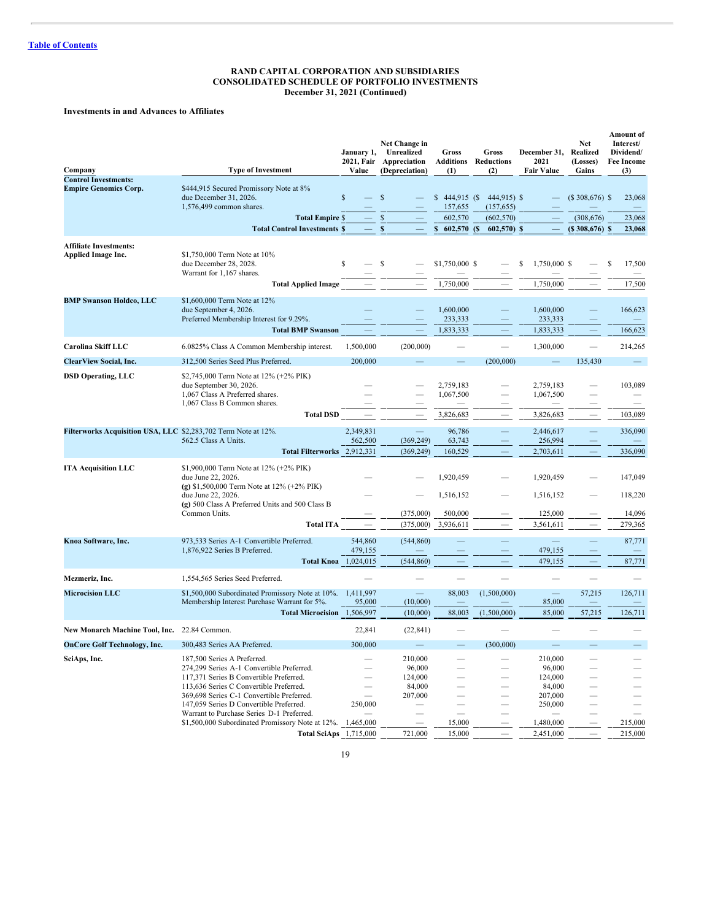[Table of Contents](#)

**RAND CAPITAL CORPORATION AND SUBSIDIARIES**
**CONSOLIDATED SCHEDULE OF PORTFOLIO INVESTMENTS**
**December 31, 2021 (Continued)**

**Investments in and Advances to Affiliates**

| Company | Type of Investment | January 1, 2021, Fair Value | Net Change in Unrealized Appreciation (Depreciation) | Gross Additions (1) | Gross Reductions (2) | December 31, 2021 Fair Value | Net Realized (Losses) Gains | Amount of Interest/ Dividend/ Fee Income (3) |
|---|---|---|---|---|---|---|---|---|
| **Control Investments:** | | | | | | | | |
| **Empire Genomics Corp.** | $444,915 Secured Promissory Note at 8% due December 31, 2026. | $ — | $ — | $ 444,915 | ($ 444,915) | $ — | ($ 308,676) | $ 23,068 |
| | 1,576,499 common shares. | — | — | 157,655 | (157,655) | — | — | — |
| | **Total Empire** | $ — | $ — | 602,570 | (602,570) | — | (308,676) | 23,068 |
| | **Total Control Investments** | **$ —** | **$ —** | **$ 602,570** | **($ 602,570)** | **$ —** | **($ 308,676)** | **$ 23,068** |
| **Affiliate Investments:** | | | | | | | | |
| **Applied Image Inc.** | $1,750,000 Term Note at 10% due December 28, 2028. | $ — | $ — | $1,750,000 | $ — | $ 1,750,000 | $ — | $ 17,500 |
| | Warrant for 1,167 shares. | — | — | — | — | — | — | — |
| | **Total Applied Image** | — | — | 1,750,000 | — | 1,750,000 | — | 17,500 |
| **BMP Swanson Holdco, LLC** | $1,600,000 Term Note at 12% due September 4, 2026. | — | — | 1,600,000 | — | 1,600,000 | — | 166,623 |
| | Preferred Membership Interest for 9.29%. | — | — | 233,333 | — | 233,333 | — | — |
| | **Total BMP Swanson** | — | — | 1,833,333 | — | 1,833,333 | — | 166,623 |
| **Carolina Skiff LLC** | 6.0825% Class A Common Membership interest. | 1,500,000 | (200,000) | — | — | 1,300,000 | — | 214,265 |
| **ClearView Social, Inc.** | 312,500 Series Seed Plus Preferred. | 200,000 | — | — | (200,000) | — | 135,430 | — |
| **DSD Operating, LLC** | $2,745,000 Term Note at 12% (+2% PIK) due September 30, 2026. | — | — | 2,759,183 | — | 2,759,183 | — | 103,089 |
| | 1,067 Class A Preferred shares. | — | — | 1,067,500 | — | 1,067,500 | — | — |
| | 1,067 Class B Common shares. | — | — | — | — | — | — | — |
| | **Total DSD** | — | — | 3,826,683 | — | 3,826,683 | — | 103,089 |
| **Filterworks Acquisition USA, LLC** | $2,283,702 Term Note at 12%. | 2,349,831 | — | 96,786 | — | 2,446,617 | — | 336,090 |
| | 562.5 Class A Units. | 562,500 | (369,249) | 63,743 | — | 256,994 | — | — |
| | **Total Filterworks** | 2,912,331 | (369,249) | 160,529 | — | 2,703,611 | — | 336,090 |
| **ITA Acquisition LLC** | $1,900,000 Term Note at 12% (+2% PIK) due June 22, 2026. | — | — | 1,920,459 | — | 1,920,459 | — | 147,049 |
| | **(g)** $1,500,000 Term Note at 12% (+2% PIK) due June 22, 2026. | — | — | 1,516,152 | — | 1,516,152 | — | 118,220 |
| | **(g)** 500 Class A Preferred Units and 500 Class B Common Units. | — | (375,000) | 500,000 | — | 125,000 | — | 14,096 |
| | **Total ITA** | — | (375,000) | 3,936,611 | — | 3,561,611 | — | 279,365 |
| **Knoa Software, Inc.** | 973,533 Series A-1 Convertible Preferred. | 544,860 | (544,860) | — | — | — | — | 87,771 |
| | 1,876,922 Series B Preferred. | 479,155 | — | — | — | 479,155 | — | — |
| | **Total Knoa** | 1,024,015 | (544,860) | — | — | 479,155 | — | 87,771 |
| **Mezmeriz, Inc.** | 1,554,565 Series Seed Preferred. | — | — | — | — | — | — | — |
| **Microcision LLC** | $1,500,000 Subordinated Promissory Note at 10%. | 1,411,997 | — | 88,003 | (1,500,000) | — | 57,215 | 126,711 |
| | Membership Interest Purchase Warrant for 5%. | 95,000 | (10,000) | — | — | 85,000 | — | — |
| | **Total Microcision** | 1,506,997 | (10,000) | 88,003 | (1,500,000) | 85,000 | 57,215 | 126,711 |
| **New Monarch Machine Tool, Inc.** | 22.84 Common. | 22,841 | (22,841) | — | — | — | — | — |
| **OnCore Golf Technology, Inc.** | 300,483 Series AA Preferred. | 300,000 | — | — | (300,000) | — | — | — |
| **SciAps, Inc.** | 187,500 Series A Preferred. | — | 210,000 | — | — | 210,000 | — | — |
| | 274,299 Series A-1 Convertible Preferred. | — | 96,000 | — | — | 96,000 | — | — |
| | 117,371 Series B Convertible Preferred. | — | 124,000 | — | — | 124,000 | — | — |
| | 113,636 Series C Convertible Preferred. | — | 84,000 | — | — | 84,000 | — | — |
| | 369,698 Series C-1 Convertible Preferred. | — | 207,000 | — | — | 207,000 | — | — |
| | 147,059 Series D Convertible Preferred. | 250,000 | — | — | — | 250,000 | — | — |
| | Warrant to Purchase Series D-1 Preferred. | — | — | — | — | — | — | — |
| | $1,500,000 Subordinated Promissory Note at 12%. | 1,465,000 | — | 15,000 | — | 1,480,000 | — | 215,000 |
| | **Total SciAps** | 1,715,000 | 721,000 | 15,000 | — | 2,451,000 | — | 215,000 |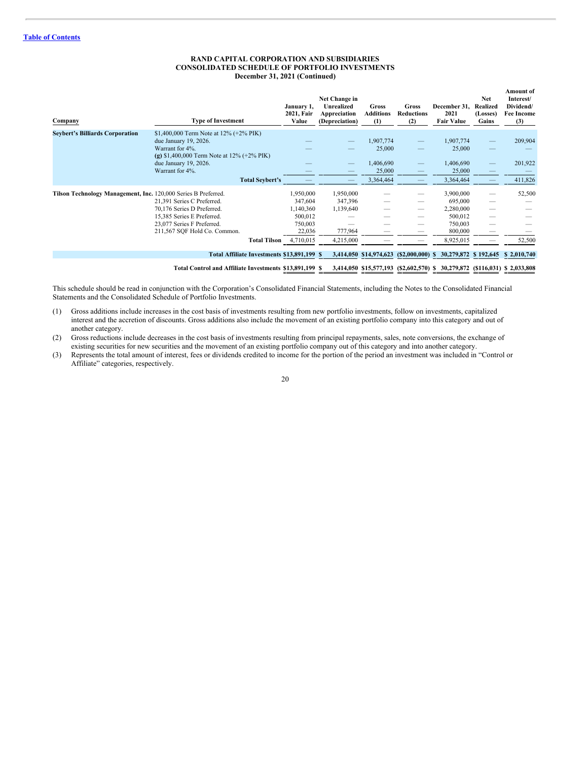**RAND CAPITAL CORPORATION AND SUBSIDIARIES**
**CONSOLIDATED SCHEDULE OF PORTFOLIO INVESTMENTS**
**December 31, 2021 (Continued)**

| Company | Type of Investment | January 1, 2021, Fair Value | Net Change in Unrealized Appreciation (Depreciation) | Gross Additions (1) | Gross Reductions (2) | December 31, 2021 Fair Value | Net Realized (Losses) Gains | Amount of Interest/ Dividend/ Fee Income (3) |
|---|---|---|---|---|---|---|---|---|
| **Seybert's Billiards Corporation** | $1,400,000 Term Note at 12% (+2% PIK) due January 19, 2026. | — | — | 1,907,774 | — | 1,907,774 | — | 209,904 |
| | Warrant for 4%. | — | — | 25,000 | — | 25,000 | — | — |
| | **(g)** $1,400,000 Term Note at 12% (+2% PIK) due January 19, 2026. | — | — | 1,406,690 | — | 1,406,690 | — | 201,922 |
| | Warrant for 4%. | — | — | 25,000 | — | 25,000 | — | — |
| | **Total Seybert's** | — | — | 3,364,464 | — | 3,364,464 | — | 411,826 |
| **Tilson Technology Management, Inc.** | 120,000 Series B Preferred. | 1,950,000 | 1,950,000 | — | — | 3,900,000 | — | 52,500 |
| | 21,391 Series C Preferred. | 347,604 | 347,396 | — | — | 695,000 | — | — |
| | 70,176 Series D Preferred. | 1,140,360 | 1,139,640 | — | — | 2,280,000 | — | — |
| | 15,385 Series E Preferred. | 500,012 | — | — | — | 500,012 | — | — |
| | 23,077 Series F Preferred. | 750,003 | — | — | — | 750,003 | — | — |
| | 211,567 SQF Hold Co. Common. | 22,036 | 777,964 | — | — | 800,000 | — | — |
| | **Total Tilson** | 4,710,015 | 4,215,000 | — | — | 8,925,015 | — | 52,500 |
| | **Total Affiliate Investments** | **$13,891,199** | **$ 3,414,050** | **$14,974,623** | **($2,000,000)** | **$ 30,279,872** | **$ 192,645** | **$ 2,010,740** |
| | **Total Control and Affiliate Investments** | **$13,891,199** | **$ 3,414,050** | **$15,577,193** | **($2,602,570)** | **$ 30,279,872** | **($116,031)** | **$ 2,033,808** |

This schedule should be read in conjunction with the Corporation's Consolidated Financial Statements, including the Notes to the Consolidated Financial Statements and the Consolidated Schedule of Portfolio Investments.

(1) Gross additions include increases in the cost basis of investments resulting from new portfolio investments, follow on investments, capitalized interest and the accretion of discounts. Gross additions also include the movement of an existing portfolio company into this category and out of another category.

(2) Gross reductions include decreases in the cost basis of investments resulting from principal repayments, sales, note conversions, the exchange of existing securities for new securities and the movement of an existing portfolio company out of this category and into another category.

(3) Represents the total amount of interest, fees or dividends credited to income for the portion of the period an investment was included in "Control or Affiliate" categories, respectively.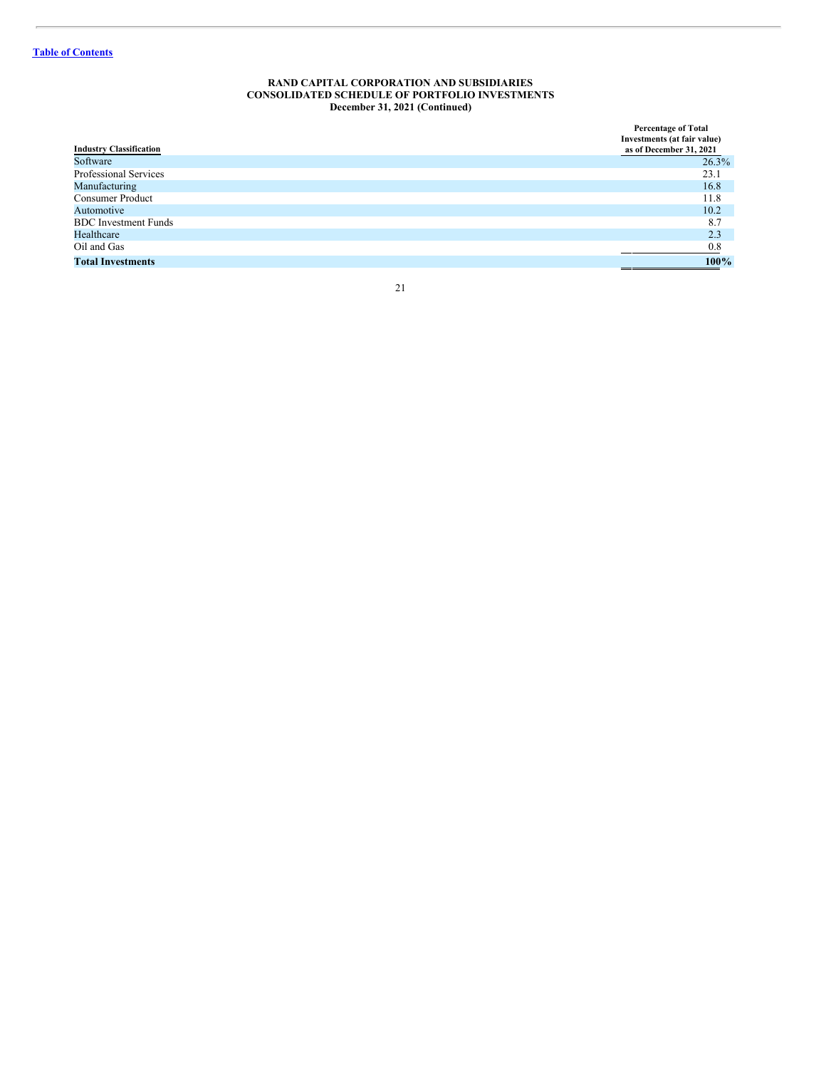**RAND CAPITAL CORPORATION AND SUBSIDIARIES**
**CONSOLIDATED SCHEDULE OF PORTFOLIO INVESTMENTS**
**December 31, 2021 (Continued)**

| Industry Classification | Percentage of Total Investments (at fair value) as of December 31, 2021 |
|---|---|
| Software | 26.3% |
| Professional Services | 23.1 |
| Manufacturing | 16.8 |
| Consumer Product | 11.8 |
| Automotive | 10.2 |
| BDC Investment Funds | 8.7 |
| Healthcare | 2.3 |
| Oil and Gas | 0.8 |
| **Total Investments** | **100%** |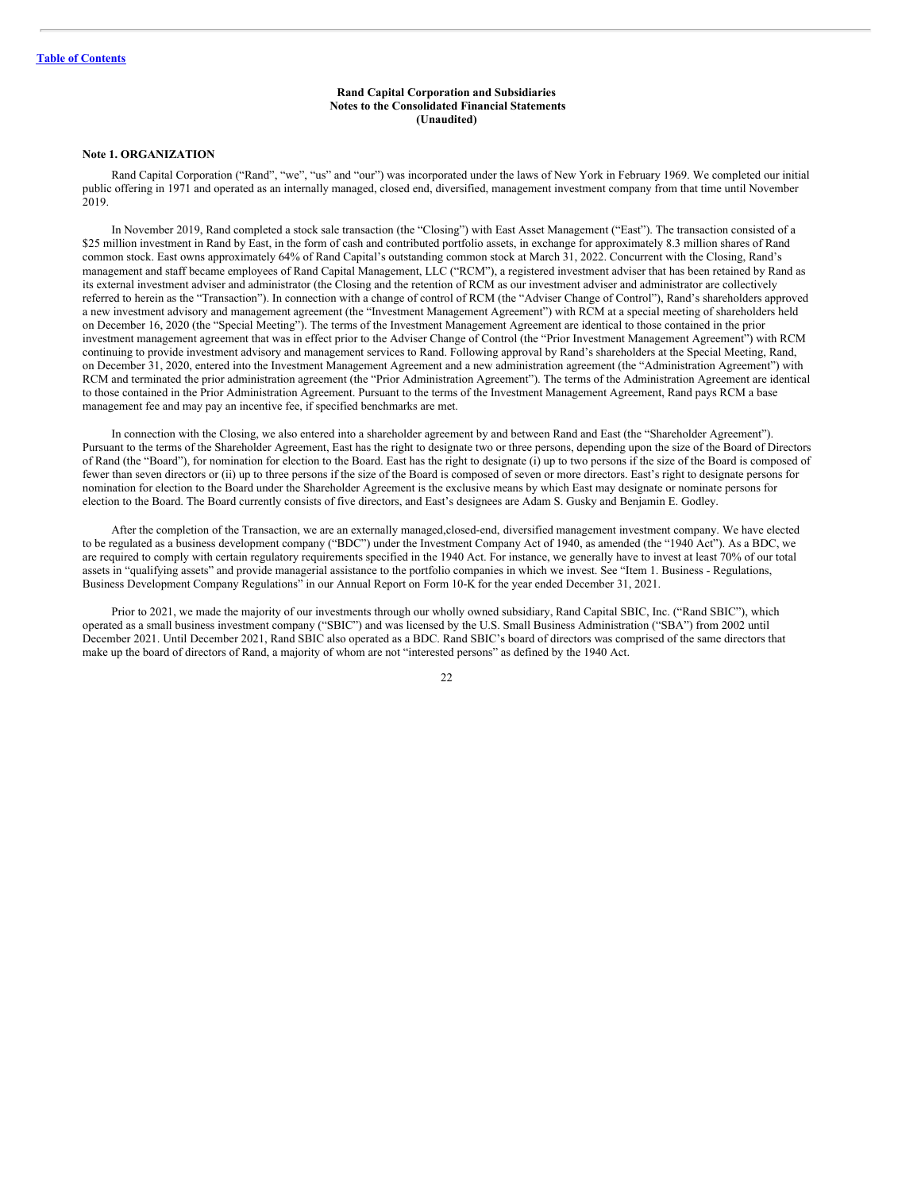**Rand Capital Corporation and Subsidiaries**
**Notes to the Consolidated Financial Statements**
**(Unaudited)**

### Note 1. ORGANIZATION

Rand Capital Corporation ("Rand", "we", "us" and "our") was incorporated under the laws of New York in February 1969. We completed our initial public offering in 1971 and operated as an internally managed, closed end, diversified, management investment company from that time until November 2019.

In November 2019, Rand completed a stock sale transaction (the "Closing") with East Asset Management ("East"). The transaction consisted of a $25 million investment in Rand by East, in the form of cash and contributed portfolio assets, in exchange for approximately 8.3 million shares of Rand common stock. East owns approximately 64% of Rand Capital's outstanding common stock at March 31, 2022. Concurrent with the Closing, Rand's management and staff became employees of Rand Capital Management, LLC ("RCM"), a registered investment adviser that has been retained by Rand as its external investment adviser and administrator (the Closing and the retention of RCM as our investment adviser and administrator are collectively referred to herein as the "Transaction"). In connection with a change of control of RCM (the "Adviser Change of Control"), Rand's shareholders approved a new investment advisory and management agreement (the "Investment Management Agreement") with RCM at a special meeting of shareholders held on December 16, 2020 (the "Special Meeting"). The terms of the Investment Management Agreement are identical to those contained in the prior investment management agreement that was in effect prior to the Adviser Change of Control (the "Prior Investment Management Agreement") with RCM continuing to provide investment advisory and management services to Rand. Following approval by Rand's shareholders at the Special Meeting, Rand, on December 31, 2020, entered into the Investment Management Agreement and a new administration agreement (the "Administration Agreement") with RCM and terminated the prior administration agreement (the "Prior Administration Agreement"). The terms of the Administration Agreement are identical to those contained in the Prior Administration Agreement. Pursuant to the terms of the Investment Management Agreement, Rand pays RCM a base management fee and may pay an incentive fee, if specified benchmarks are met.

In connection with the Closing, we also entered into a shareholder agreement by and between Rand and East (the "Shareholder Agreement"). Pursuant to the terms of the Shareholder Agreement, East has the right to designate two or three persons, depending upon the size of the Board of Directors of Rand (the "Board"), for nomination for election to the Board. East has the right to designate (i) up to two persons if the size of the Board is composed of fewer than seven directors or (ii) up to three persons if the size of the Board is composed of seven or more directors. East's right to designate persons for nomination for election to the Board under the Shareholder Agreement is the exclusive means by which East may designate or nominate persons for election to the Board. The Board currently consists of five directors, and East's designees are Adam S. Gusky and Benjamin E. Godley.

After the completion of the Transaction, we are an externally managed,closed-end, diversified management investment company. We have elected to be regulated as a business development company ("BDC") under the Investment Company Act of 1940, as amended (the "1940 Act"). As a BDC, we are required to comply with certain regulatory requirements specified in the 1940 Act. For instance, we generally have to invest at least 70% of our total assets in "qualifying assets" and provide managerial assistance to the portfolio companies in which we invest. See "Item 1. Business - Regulations, Business Development Company Regulations" in our Annual Report on Form 10-K for the year ended December 31, 2021.

Prior to 2021, we made the majority of our investments through our wholly owned subsidiary, Rand Capital SBIC, Inc. ("Rand SBIC"), which operated as a small business investment company ("SBIC") and was licensed by the U.S. Small Business Administration ("SBA") from 2002 until December 2021. Until December 2021, Rand SBIC also operated as a BDC. Rand SBIC's board of directors was comprised of the same directors that make up the board of directors of Rand, a majority of whom are not "interested persons" as defined by the 1940 Act.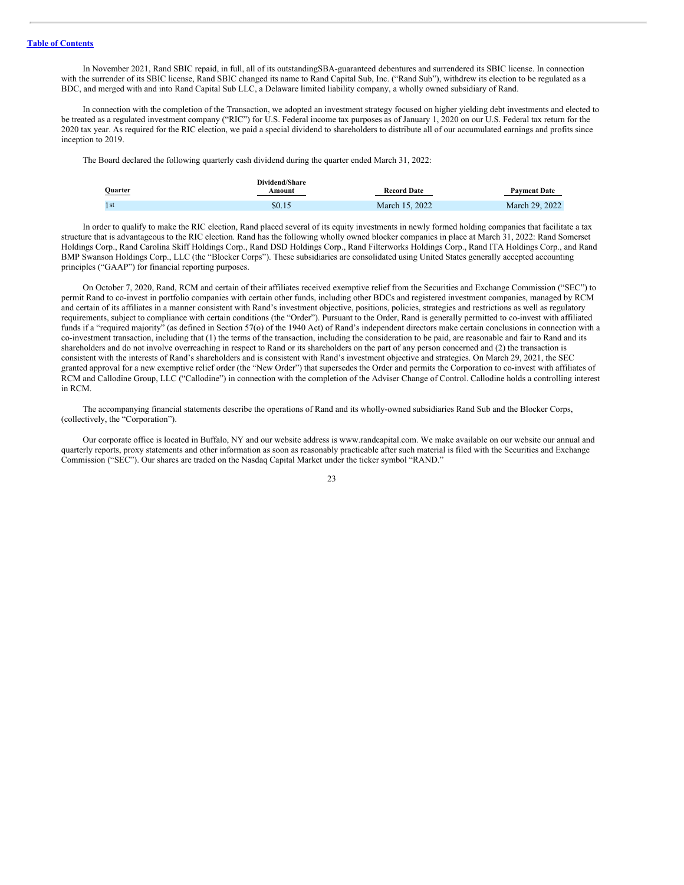In November 2021, Rand SBIC repaid, in full, all of its outstandingSBA-guaranteed debentures and surrendered its SBIC license. In connection with the surrender of its SBIC license, Rand SBIC changed its name to Rand Capital Sub, Inc. ("Rand Sub"), withdrew its election to be regulated as a BDC, and merged with and into Rand Capital Sub LLC, a Delaware limited liability company, a wholly owned subsidiary of Rand.

In connection with the completion of the Transaction, we adopted an investment strategy focused on higher yielding debt investments and elected to be treated as a regulated investment company ("RIC") for U.S. Federal income tax purposes as of January 1, 2020 on our U.S. Federal tax return for the 2020 tax year. As required for the RIC election, we paid a special dividend to shareholders to distribute all of our accumulated earnings and profits since inception to 2019.

The Board declared the following quarterly cash dividend during the quarter ended March 31, 2022:

| Quarter | Dividend/Share Amount | Record Date | Payment Date |
|---|---|---|---|
| 1st | $0.15 | March 15, 2022 | March 29, 2022 |

In order to qualify to make the RIC election, Rand placed several of its equity investments in newly formed holding companies that facilitate a tax structure that is advantageous to the RIC election. Rand has the following wholly owned blocker companies in place at March 31, 2022: Rand Somerset Holdings Corp., Rand Carolina Skiff Holdings Corp., Rand DSD Holdings Corp., Rand Filterworks Holdings Corp., Rand ITA Holdings Corp., and Rand BMP Swanson Holdings Corp., LLC (the "Blocker Corps"). These subsidiaries are consolidated using United States generally accepted accounting principles ("GAAP") for financial reporting purposes.

On October 7, 2020, Rand, RCM and certain of their affiliates received exemptive relief from the Securities and Exchange Commission ("SEC") to permit Rand to co-invest in portfolio companies with certain other funds, including other BDCs and registered investment companies, managed by RCM and certain of its affiliates in a manner consistent with Rand's investment objective, positions, policies, strategies and restrictions as well as regulatory requirements, subject to compliance with certain conditions (the "Order"). Pursuant to the Order, Rand is generally permitted to co-invest with affiliated funds if a "required majority" (as defined in Section 57(o) of the 1940 Act) of Rand's independent directors make certain conclusions in connection with a co-investment transaction, including that (1) the terms of the transaction, including the consideration to be paid, are reasonable and fair to Rand and its shareholders and do not involve overreaching in respect to Rand or its shareholders on the part of any person concerned and (2) the transaction is consistent with the interests of Rand's shareholders and is consistent with Rand's investment objective and strategies. On March 29, 2021, the SEC granted approval for a new exemptive relief order (the "New Order") that supersedes the Order and permits the Corporation to co-invest with affiliates of RCM and Callodine Group, LLC ("Callodine") in connection with the completion of the Adviser Change of Control. Callodine holds a controlling interest in RCM.

The accompanying financial statements describe the operations of Rand and its wholly-owned subsidiaries Rand Sub and the Blocker Corps, (collectively, the "Corporation").

Our corporate office is located in Buffalo, NY and our website address is www.randcapital.com. We make available on our website our annual and quarterly reports, proxy statements and other information as soon as reasonably practicable after such material is filed with the Securities and Exchange Commission ("SEC"). Our shares are traded on the Nasdaq Capital Market under the ticker symbol "RAND."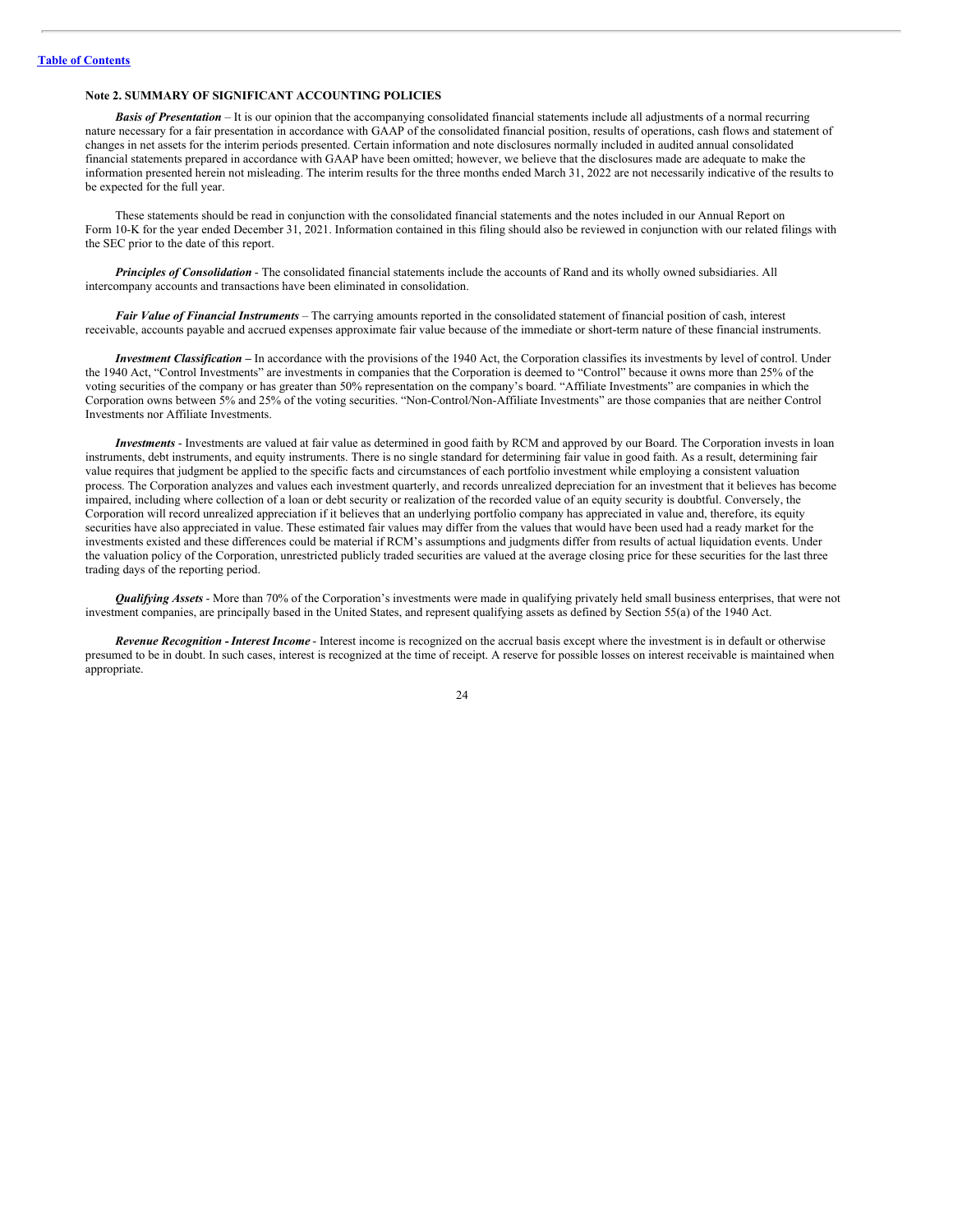[Table of Contents](#)

### Note 2. SUMMARY OF SIGNIFICANT ACCOUNTING POLICIES

***Basis of Presentation*** – It is our opinion that the accompanying consolidated financial statements include all adjustments of a normal recurring nature necessary for a fair presentation in accordance with GAAP of the consolidated financial position, results of operations, cash flows and statement of changes in net assets for the interim periods presented. Certain information and note disclosures normally included in audited annual consolidated financial statements prepared in accordance with GAAP have been omitted; however, we believe that the disclosures made are adequate to make the information presented herein not misleading. The interim results for the three months ended March 31, 2022 are not necessarily indicative of the results to be expected for the full year.

These statements should be read in conjunction with the consolidated financial statements and the notes included in our Annual Report on Form 10-K for the year ended December 31, 2021. Information contained in this filing should also be reviewed in conjunction with our related filings with the SEC prior to the date of this report.

***Principles of Consolidation*** - The consolidated financial statements include the accounts of Rand and its wholly owned subsidiaries. All intercompany accounts and transactions have been eliminated in consolidation.

***Fair Value of Financial Instruments*** – The carrying amounts reported in the consolidated statement of financial position of cash, interest receivable, accounts payable and accrued expenses approximate fair value because of the immediate or short-term nature of these financial instruments.

***Investment Classification –*** In accordance with the provisions of the 1940 Act, the Corporation classifies its investments by level of control. Under the 1940 Act, "Control Investments" are investments in companies that the Corporation is deemed to "Control" because it owns more than 25% of the voting securities of the company or has greater than 50% representation on the company's board. "Affiliate Investments" are companies in which the Corporation owns between 5% and 25% of the voting securities. "Non-Control/Non-Affiliate Investments" are those companies that are neither Control Investments nor Affiliate Investments.

***Investments*** - Investments are valued at fair value as determined in good faith by RCM and approved by our Board. The Corporation invests in loan instruments, debt instruments, and equity instruments. There is no single standard for determining fair value in good faith. As a result, determining fair value requires that judgment be applied to the specific facts and circumstances of each portfolio investment while employing a consistent valuation process. The Corporation analyzes and values each investment quarterly, and records unrealized depreciation for an investment that it believes has become impaired, including where collection of a loan or debt security or realization of the recorded value of an equity security is doubtful. Conversely, the Corporation will record unrealized appreciation if it believes that an underlying portfolio company has appreciated in value and, therefore, its equity securities have also appreciated in value. These estimated fair values may differ from the values that would have been used had a ready market for the investments existed and these differences could be material if RCM's assumptions and judgments differ from results of actual liquidation events. Under the valuation policy of the Corporation, unrestricted publicly traded securities are valued at the average closing price for these securities for the last three trading days of the reporting period.

***Qualifying Assets*** - More than 70% of the Corporation's investments were made in qualifying privately held small business enterprises, that were not investment companies, are principally based in the United States, and represent qualifying assets as defined by Section 55(a) of the 1940 Act.

***Revenue Recognition - Interest Income*** - Interest income is recognized on the accrual basis except where the investment is in default or otherwise presumed to be in doubt. In such cases, interest is recognized at the time of receipt. A reserve for possible losses on interest receivable is maintained when appropriate.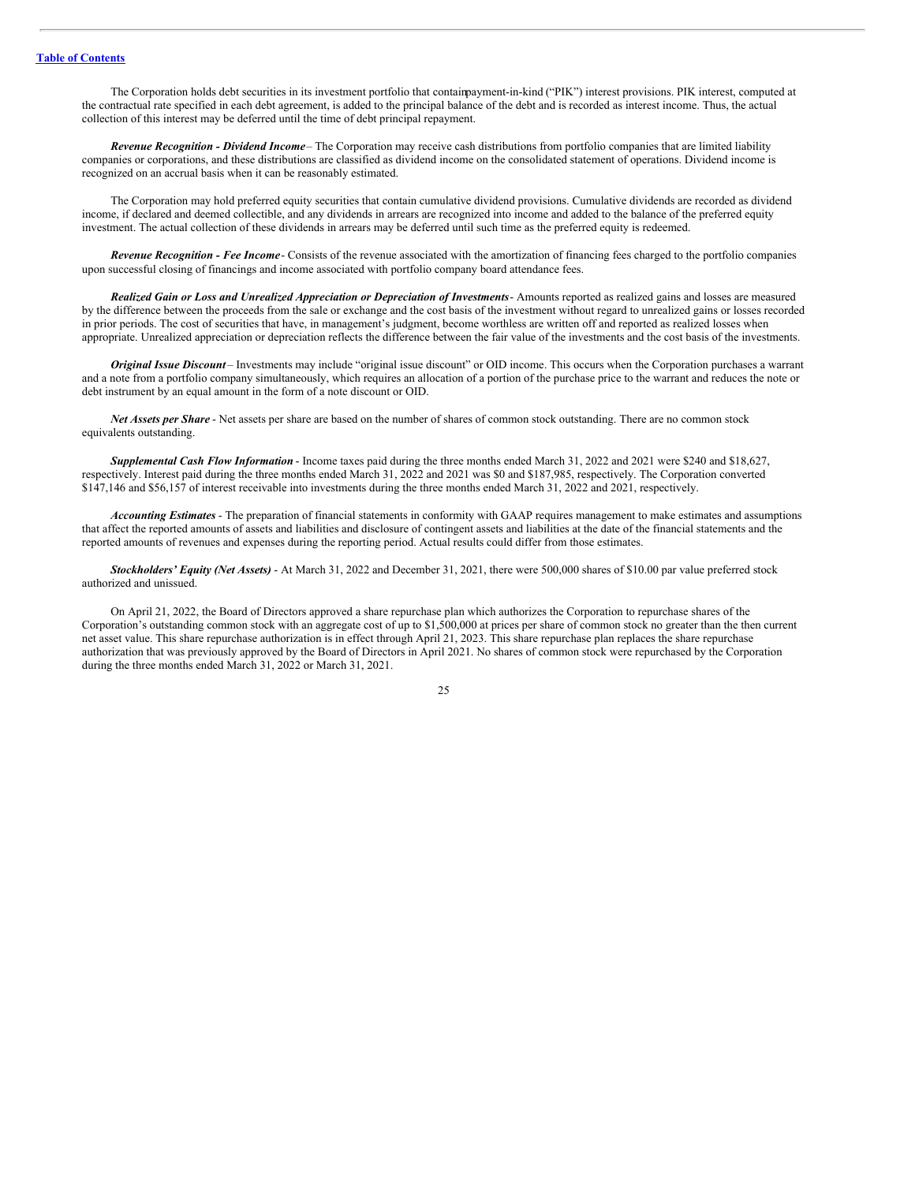The Corporation holds debt securities in its investment portfolio that contain payment-in-kind ("PIK") interest provisions. PIK interest, computed at the contractual rate specified in each debt agreement, is added to the principal balance of the debt and is recorded as interest income. Thus, the actual collection of this interest may be deferred until the time of debt principal repayment.

***Revenue Recognition - Dividend Income*** – The Corporation may receive cash distributions from portfolio companies that are limited liability companies or corporations, and these distributions are classified as dividend income on the consolidated statement of operations. Dividend income is recognized on an accrual basis when it can be reasonably estimated.

The Corporation may hold preferred equity securities that contain cumulative dividend provisions. Cumulative dividends are recorded as dividend income, if declared and deemed collectible, and any dividends in arrears are recognized into income and added to the balance of the preferred equity investment. The actual collection of these dividends in arrears may be deferred until such time as the preferred equity is redeemed.

***Revenue Recognition - Fee Income*** - Consists of the revenue associated with the amortization of financing fees charged to the portfolio companies upon successful closing of financings and income associated with portfolio company board attendance fees.

***Realized Gain or Loss and Unrealized Appreciation or Depreciation of Investments*** - Amounts reported as realized gains and losses are measured by the difference between the proceeds from the sale or exchange and the cost basis of the investment without regard to unrealized gains or losses recorded in prior periods. The cost of securities that have, in management's judgment, become worthless are written off and reported as realized losses when appropriate. Unrealized appreciation or depreciation reflects the difference between the fair value of the investments and the cost basis of the investments.

***Original Issue Discount*** – Investments may include "original issue discount" or OID income. This occurs when the Corporation purchases a warrant and a note from a portfolio company simultaneously, which requires an allocation of a portion of the purchase price to the warrant and reduces the note or debt instrument by an equal amount in the form of a note discount or OID.

***Net Assets per Share*** - Net assets per share are based on the number of shares of common stock outstanding. There are no common stock equivalents outstanding.

***Supplemental Cash Flow Information*** - Income taxes paid during the three months ended March 31, 2022 and 2021 were $240 and $18,627, respectively. Interest paid during the three months ended March 31, 2022 and 2021 was $0 and $187,985, respectively. The Corporation converted $147,146 and $56,157 of interest receivable into investments during the three months ended March 31, 2022 and 2021, respectively.

***Accounting Estimates*** - The preparation of financial statements in conformity with GAAP requires management to make estimates and assumptions that affect the reported amounts of assets and liabilities and disclosure of contingent assets and liabilities at the date of the financial statements and the reported amounts of revenues and expenses during the reporting period. Actual results could differ from those estimates.

***Stockholders' Equity (Net Assets)*** - At March 31, 2022 and December 31, 2021, there were 500,000 shares of $10.00 par value preferred stock authorized and unissued.

On April 21, 2022, the Board of Directors approved a share repurchase plan which authorizes the Corporation to repurchase shares of the Corporation's outstanding common stock with an aggregate cost of up to $1,500,000 at prices per share of common stock no greater than the then current net asset value. This share repurchase authorization is in effect through April 21, 2023. This share repurchase plan replaces the share repurchase authorization that was previously approved by the Board of Directors in April 2021. No shares of common stock were repurchased by the Corporation during the three months ended March 31, 2022 or March 31, 2021.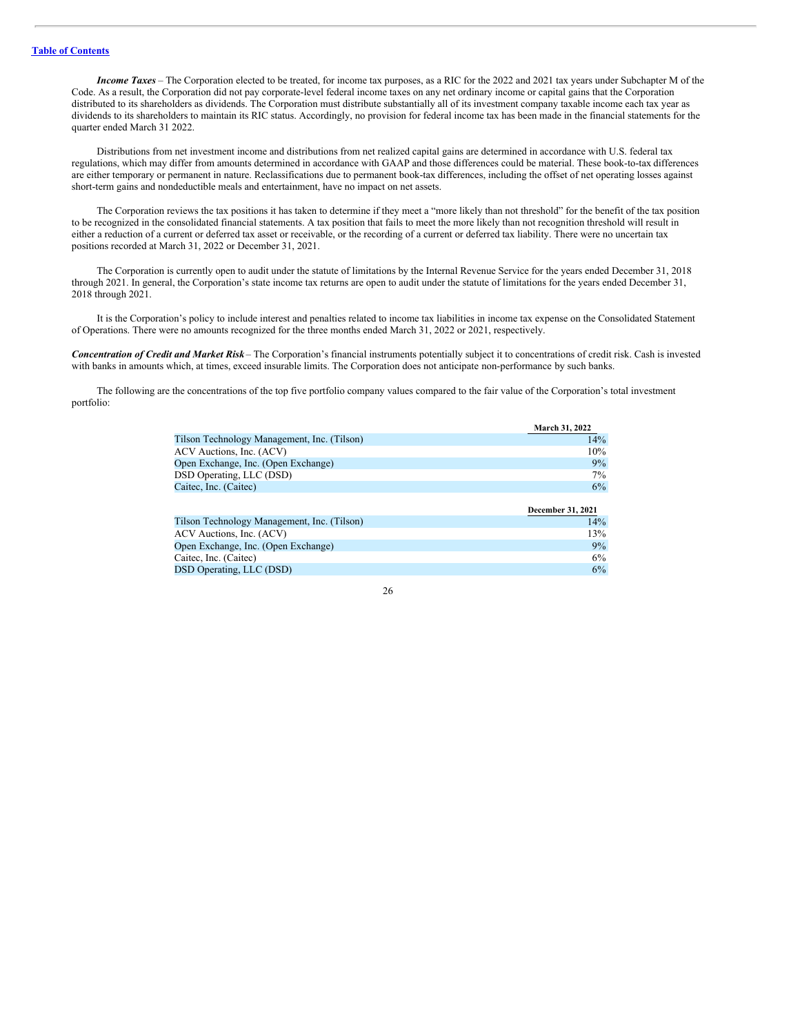***Income Taxes*** – The Corporation elected to be treated, for income tax purposes, as a RIC for the 2022 and 2021 tax years under Subchapter M of the Code. As a result, the Corporation did not pay corporate-level federal income taxes on any net ordinary income or capital gains that the Corporation distributed to its shareholders as dividends. The Corporation must distribute substantially all of its investment company taxable income each tax year as dividends to its shareholders to maintain its RIC status. Accordingly, no provision for federal income tax has been made in the financial statements for the quarter ended March 31 2022.

Distributions from net investment income and distributions from net realized capital gains are determined in accordance with U.S. federal tax regulations, which may differ from amounts determined in accordance with GAAP and those differences could be material. These book-to-tax differences are either temporary or permanent in nature. Reclassifications due to permanent book-tax differences, including the offset of net operating losses against short-term gains and nondeductible meals and entertainment, have no impact on net assets.

The Corporation reviews the tax positions it has taken to determine if they meet a "more likely than not threshold" for the benefit of the tax position to be recognized in the consolidated financial statements. A tax position that fails to meet the more likely than not recognition threshold will result in either a reduction of a current or deferred tax asset or receivable, or the recording of a current or deferred tax liability. There were no uncertain tax positions recorded at March 31, 2022 or December 31, 2021.

The Corporation is currently open to audit under the statute of limitations by the Internal Revenue Service for the years ended December 31, 2018 through 2021. In general, the Corporation's state income tax returns are open to audit under the statute of limitations for the years ended December 31, 2018 through 2021.

It is the Corporation's policy to include interest and penalties related to income tax liabilities in income tax expense on the Consolidated Statement of Operations. There were no amounts recognized for the three months ended March 31, 2022 or 2021, respectively.

***Concentration of Credit and Market Risk*** – The Corporation's financial instruments potentially subject it to concentrations of credit risk. Cash is invested with banks in amounts which, at times, exceed insurable limits. The Corporation does not anticipate non-performance by such banks.

The following are the concentrations of the top five portfolio company values compared to the fair value of the Corporation's total investment portfolio:

| | March 31, 2022 |
|---|---|
| Tilson Technology Management, Inc. (Tilson) | 14% |
| ACV Auctions, Inc. (ACV) | 10% |
| Open Exchange, Inc. (Open Exchange) | 9% |
| DSD Operating, LLC (DSD) | 7% |
| Caitec, Inc. (Caitec) | 6% |

| | December 31, 2021 |
|---|---|
| Tilson Technology Management, Inc. (Tilson) | 14% |
| ACV Auctions, Inc. (ACV) | 13% |
| Open Exchange, Inc. (Open Exchange) | 9% |
| Caitec, Inc. (Caitec) | 6% |
| DSD Operating, LLC (DSD) | 6% |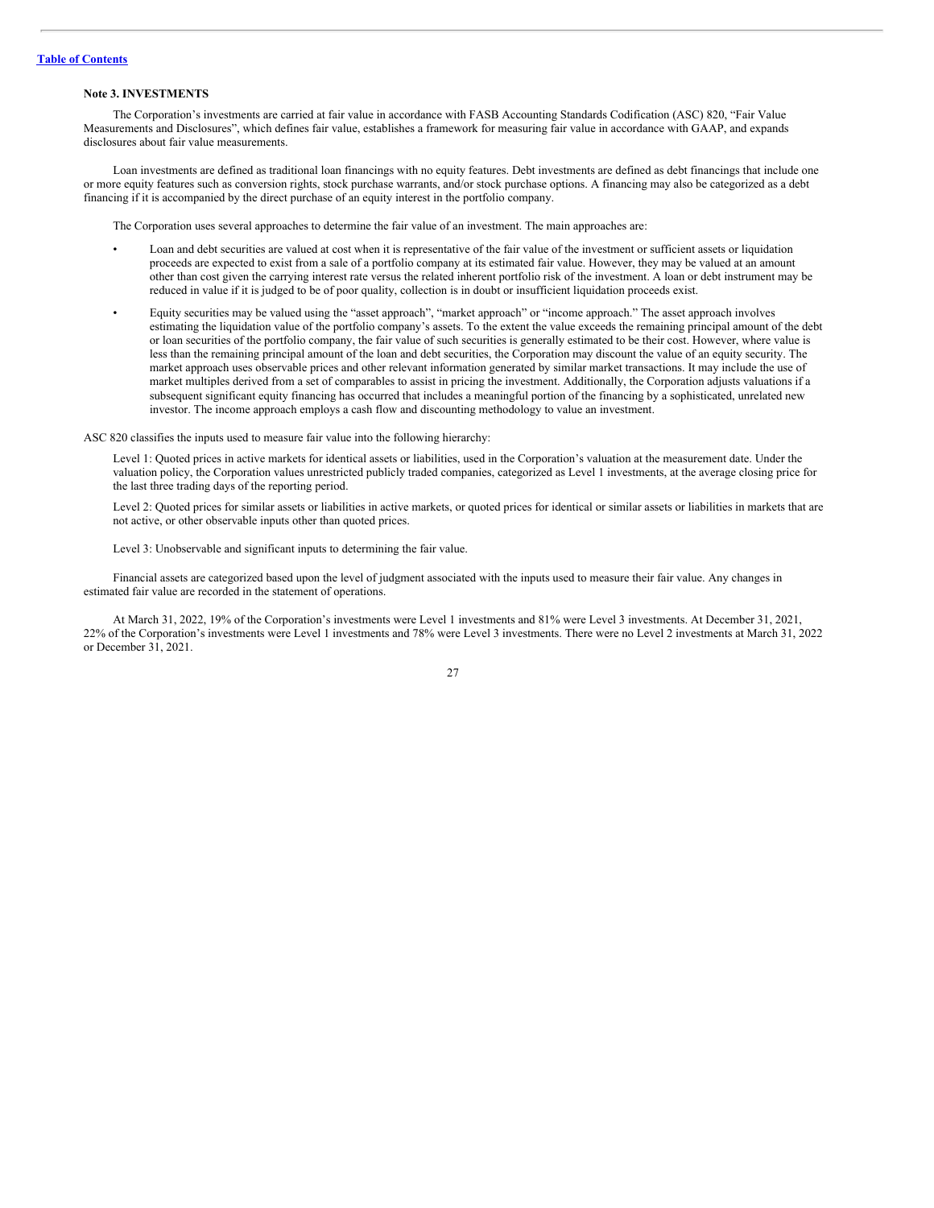### Note 3. INVESTMENTS

The Corporation's investments are carried at fair value in accordance with FASB Accounting Standards Codification (ASC) 820, "Fair Value Measurements and Disclosures", which defines fair value, establishes a framework for measuring fair value in accordance with GAAP, and expands disclosures about fair value measurements.

Loan investments are defined as traditional loan financings with no equity features. Debt investments are defined as debt financings that include one or more equity features such as conversion rights, stock purchase warrants, and/or stock purchase options. A financing may also be categorized as a debt financing if it is accompanied by the direct purchase of an equity interest in the portfolio company.

The Corporation uses several approaches to determine the fair value of an investment. The main approaches are:

- Loan and debt securities are valued at cost when it is representative of the fair value of the investment or sufficient assets or liquidation proceeds are expected to exist from a sale of a portfolio company at its estimated fair value. However, they may be valued at an amount other than cost given the carrying interest rate versus the related inherent portfolio risk of the investment. A loan or debt instrument may be reduced in value if it is judged to be of poor quality, collection is in doubt or insufficient liquidation proceeds exist.
- Equity securities may be valued using the "asset approach", "market approach" or "income approach." The asset approach involves estimating the liquidation value of the portfolio company's assets. To the extent the value exceeds the remaining principal amount of the debt or loan securities of the portfolio company, the fair value of such securities is generally estimated to be their cost. However, where value is less than the remaining principal amount of the loan and debt securities, the Corporation may discount the value of an equity security. The market approach uses observable prices and other relevant information generated by similar market transactions. It may include the use of market multiples derived from a set of comparables to assist in pricing the investment. Additionally, the Corporation adjusts valuations if a subsequent significant equity financing has occurred that includes a meaningful portion of the financing by a sophisticated, unrelated new investor. The income approach employs a cash flow and discounting methodology to value an investment.

ASC 820 classifies the inputs used to measure fair value into the following hierarchy:

Level 1: Quoted prices in active markets for identical assets or liabilities, used in the Corporation's valuation at the measurement date. Under the valuation policy, the Corporation values unrestricted publicly traded companies, categorized as Level 1 investments, at the average closing price for the last three trading days of the reporting period.

Level 2: Quoted prices for similar assets or liabilities in active markets, or quoted prices for identical or similar assets or liabilities in markets that are not active, or other observable inputs other than quoted prices.

Level 3: Unobservable and significant inputs to determining the fair value.

Financial assets are categorized based upon the level of judgment associated with the inputs used to measure their fair value. Any changes in estimated fair value are recorded in the statement of operations.

At March 31, 2022, 19% of the Corporation's investments were Level 1 investments and 81% were Level 3 investments. At December 31, 2021, 22% of the Corporation's investments were Level 1 investments and 78% were Level 3 investments. There were no Level 2 investments at March 31, 2022 or December 31, 2021.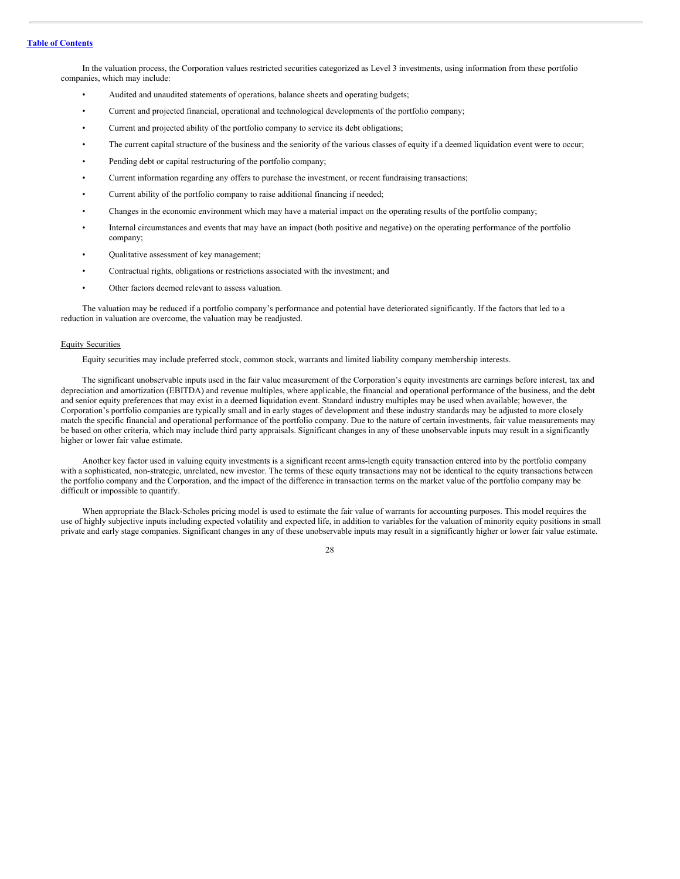In the valuation process, the Corporation values restricted securities categorized as Level 3 investments, using information from these portfolio companies, which may include:

- Audited and unaudited statements of operations, balance sheets and operating budgets;
- Current and projected financial, operational and technological developments of the portfolio company;
- Current and projected ability of the portfolio company to service its debt obligations;
- The current capital structure of the business and the seniority of the various classes of equity if a deemed liquidation event were to occur;
- Pending debt or capital restructuring of the portfolio company;
- Current information regarding any offers to purchase the investment, or recent fundraising transactions;
- Current ability of the portfolio company to raise additional financing if needed;
- Changes in the economic environment which may have a material impact on the operating results of the portfolio company;
- Internal circumstances and events that may have an impact (both positive and negative) on the operating performance of the portfolio company;
- Qualitative assessment of key management;
- Contractual rights, obligations or restrictions associated with the investment; and
- Other factors deemed relevant to assess valuation.

The valuation may be reduced if a portfolio company's performance and potential have deteriorated significantly. If the factors that led to a reduction in valuation are overcome, the valuation may be readjusted.

Equity Securities

Equity securities may include preferred stock, common stock, warrants and limited liability company membership interests.

The significant unobservable inputs used in the fair value measurement of the Corporation's equity investments are earnings before interest, tax and depreciation and amortization (EBITDA) and revenue multiples, where applicable, the financial and operational performance of the business, and the debt and senior equity preferences that may exist in a deemed liquidation event. Standard industry multiples may be used when available; however, the Corporation's portfolio companies are typically small and in early stages of development and these industry standards may be adjusted to more closely match the specific financial and operational performance of the portfolio company. Due to the nature of certain investments, fair value measurements may be based on other criteria, which may include third party appraisals. Significant changes in any of these unobservable inputs may result in a significantly higher or lower fair value estimate.

Another key factor used in valuing equity investments is a significant recent arms-length equity transaction entered into by the portfolio company with a sophisticated, non-strategic, unrelated, new investor. The terms of these equity transactions may not be identical to the equity transactions between the portfolio company and the Corporation, and the impact of the difference in transaction terms on the market value of the portfolio company may be difficult or impossible to quantify.

When appropriate the Black-Scholes pricing model is used to estimate the fair value of warrants for accounting purposes. This model requires the use of highly subjective inputs including expected volatility and expected life, in addition to variables for the valuation of minority equity positions in small private and early stage companies. Significant changes in any of these unobservable inputs may result in a significantly higher or lower fair value estimate.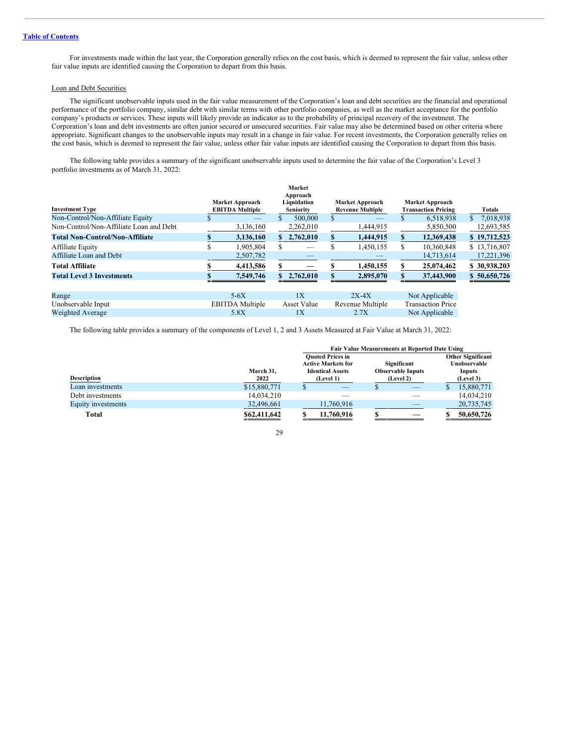For investments made within the last year, the Corporation generally relies on the cost basis, which is deemed to represent the fair value, unless other fair value inputs are identified causing the Corporation to depart from this basis.

Loan and Debt Securities

The significant unobservable inputs used in the fair value measurement of the Corporation's loan and debt securities are the financial and operational performance of the portfolio company, similar debt with similar terms with other portfolio companies, as well as the market acceptance for the portfolio company's products or services. These inputs will likely provide an indicator as to the probability of principal recovery of the investment. The Corporation's loan and debt investments are often junior secured or unsecured securities. Fair value may also be determined based on other criteria where appropriate. Significant changes to the unobservable inputs may result in a change in fair value. For recent investments, the Corporation generally relies on the cost basis, which is deemed to represent the fair value, unless other fair value inputs are identified causing the Corporation to depart from this basis.

The following table provides a summary of the significant unobservable inputs used to determine the fair value of the Corporation's Level 3 portfolio investments as of March 31, 2022:

| Investment Type | Market Approach EBITDA Multiple | Market Approach Liquidation Seniority | Market Approach Revenue Multiple | Market Approach Transaction Pricing | Totals |
|---|---|---|---|---|---|
| Non-Control/Non-Affiliate Equity | $ — | $ 500,000 | $ — | $ 6,518,938 | $ 7,018,938 |
| Non-Control/Non-Affiliate Loan and Debt | 3,136,160 | 2,262,010 | 1,444,915 | 5,850,500 | 12,693,585 |
| **Total Non-Control/Non-Affiliate** | **$ 3,136,160** | **$ 2,762,010** | **$ 1,444,915** | **$ 12,369,438** | **$ 19,712,523** |
| Affiliate Equity | $ 1,905,804 | $ — | $ 1,450,155 | $ 10,360,848 | $ 13,716,807 |
| Affiliate Loan and Debt | 2,507,782 | — | — | 14,713,614 | 17,221,396 |
| **Total Affiliate** | **$ 4,413,586** | **$ —** | **$ 1,450,155** | **$ 25,074,462** | **$ 30,938,203** |
| **Total Level 3 Investments** | **$ 7,549,746** | **$ 2,762,010** | **$ 2,895,070** | **$ 37,443,900** | **$ 50,650,726** |
| | | | | | |
| Range | 5-6X | 1X | 2X-4X | Not Applicable | |
| Unobservable Input | EBITDA Multiple | Asset Value | Revenue Multiple | Transaction Price | |
| Weighted Average | 5.8X | 1X | 2.7X | Not Applicable | |

The following table provides a summary of the components of Level 1, 2 and 3 Assets Measured at Fair Value at March 31, 2022:

| | | Fair Value Measurements at Reported Date Using | | |
|---|---|---|---|---|
| Description | March 31, 2022 | Quoted Prices in Active Markets for Identical Assets (Level 1) | Significant Observable Inputs (Level 2) | Other Significant Unobservable Inputs (Level 3) |
| Loan investments | $15,880,771 | $ — | $ — | $ 15,880,771 |
| Debt investments | 14,034,210 | — | — | 14,034,210 |
| Equity investments | 32,496,661 | 11,760,916 | — | 20,735,745 |
| **Total** | **$62,411,642** | **$ 11,760,916** | **$ —** | **$ 50,650,726** |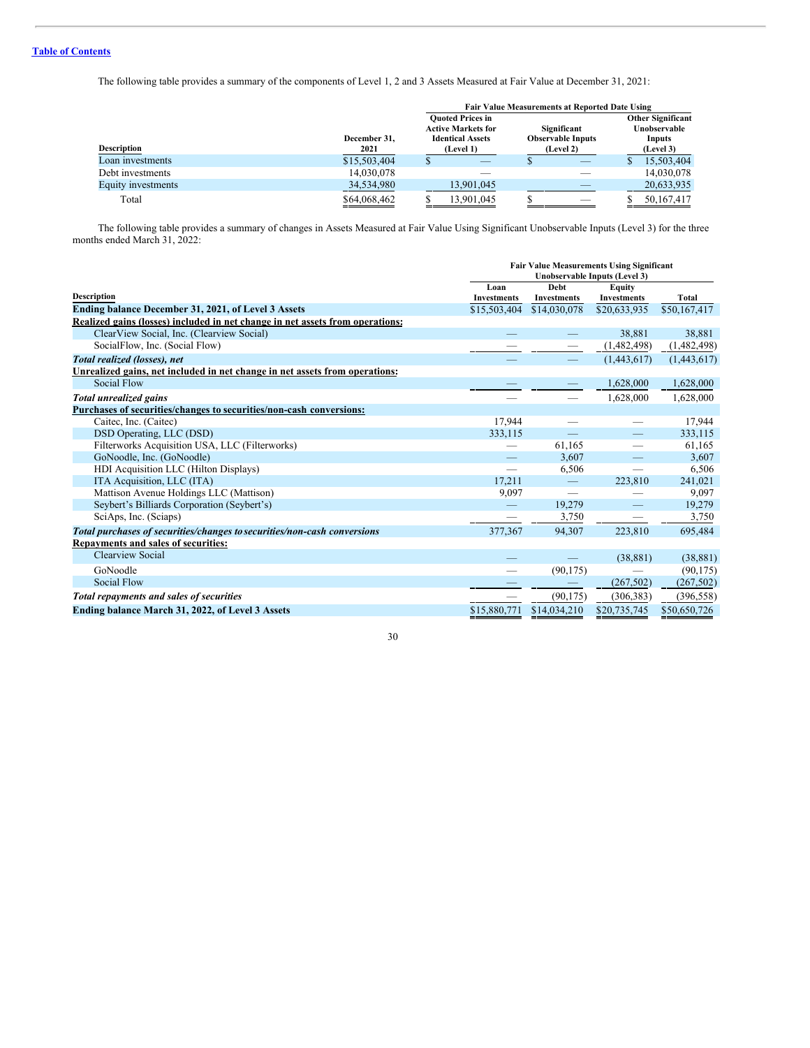The following table provides a summary of the components of Level 1, 2 and 3 Assets Measured at Fair Value at December 31, 2021:

| Description | December 31, 2021 | Fair Value Measurements at Reported Date Using: Quoted Prices in Active Markets for Identical Assets (Level 1) | Significant Observable Inputs (Level 2) | Other Significant Unobservable Inputs (Level 3) |
|---|---|---|---|---|
| Loan investments | $15,503,404 | $ — | $ — | $ 15,503,404 |
| Debt investments | 14,030,078 | — | — | 14,030,078 |
| Equity investments | 34,534,980 | 13,901,045 | — | 20,633,935 |
| Total | $64,068,462 | $ 13,901,045 | $ — | $ 50,167,417 |

The following table provides a summary of changes in Assets Measured at Fair Value Using Significant Unobservable Inputs (Level 3) for the three months ended March 31, 2022:

| Description | Fair Value Measurements Using Significant Unobservable Inputs (Level 3): Loan Investments | Debt Investments | Equity Investments | Total |
|---|---|---|---|---|
| **Ending balance December 31, 2021, of Level 3 Assets** | $15,503,404 | $14,030,078 | $20,633,935 | $50,167,417 |
| **Realized gains (losses) included in net change in net assets from operations:** | | | | |
| ClearView Social, Inc. (Clearview Social) | — | — | 38,881 | 38,881 |
| SocialFlow, Inc. (Social Flow) | — | — | (1,482,498) | (1,482,498) |
| ***Total realized (losses), net*** | — | — | (1,443,617) | (1,443,617) |
| **Unrealized gains, net included in net change in net assets from operations:** | | | | |
| Social Flow | — | — | 1,628,000 | 1,628,000 |
| ***Total unrealized gains*** | — | — | 1,628,000 | 1,628,000 |
| **Purchases of securities/changes to securities/non-cash conversions:** | | | | |
| Caitec, Inc. (Caitec) | 17,944 | — | — | 17,944 |
| DSD Operating, LLC (DSD) | 333,115 | — | — | 333,115 |
| Filterworks Acquisition USA, LLC (Filterworks) | — | 61,165 | — | 61,165 |
| GoNoodle, Inc. (GoNoodle) | — | 3,607 | — | 3,607 |
| HDI Acquisition LLC (Hilton Displays) | — | 6,506 | — | 6,506 |
| ITA Acquisition, LLC (ITA) | 17,211 | — | 223,810 | 241,021 |
| Mattison Avenue Holdings LLC (Mattison) | 9,097 | — | — | 9,097 |
| Seybert's Billiards Corporation (Seybert's) | — | 19,279 | — | 19,279 |
| SciAps, Inc. (Sciaps) | — | 3,750 | — | 3,750 |
| ***Total purchases of securities/changes to securities/non-cash conversions*** | 377,367 | 94,307 | 223,810 | 695,484 |
| **Repayments and sales of securities:** | | | | |
| Clearview Social | — | — | (38,881) | (38,881) |
| GoNoodle | — | (90,175) | — | (90,175) |
| Social Flow | — | — | (267,502) | (267,502) |
| ***Total repayments and sales of securities*** | — | (90,175) | (306,383) | (396,558) |
| **Ending balance March 31, 2022, of Level 3 Assets** | $15,880,771 | $14,034,210 | $20,735,745 | $50,650,726 |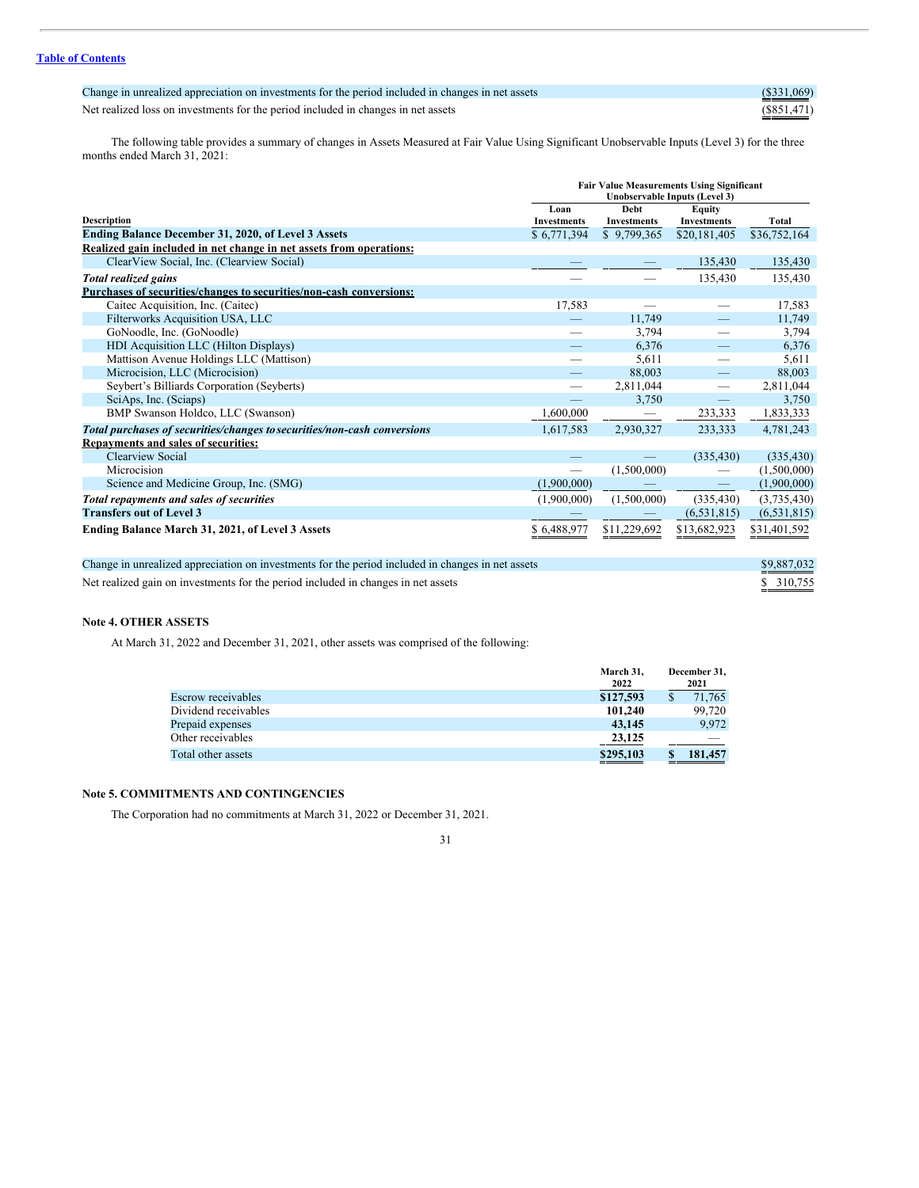| | |
|---|---|
| Change in unrealized appreciation on investments for the period included in changes in net assets | ($331,069) |
| Net realized loss on investments for the period included in changes in net assets | ($851,471) |

The following table provides a summary of changes in Assets Measured at Fair Value Using Significant Unobservable Inputs (Level 3) for the three months ended March 31, 2021:

| | Fair Value Measurements Using Significant Unobservable Inputs (Level 3) | | | |
|---|---|---|---|---|
| **Description** | **Loan Investments** | **Debt Investments** | **Equity Investments** | **Total** |
| **Ending Balance December 31, 2020, of Level 3 Assets** | $ 6,771,394 | $ 9,799,365 | $20,181,405 | $36,752,164 |
| **Realized gain included in net change in net assets from operations:** | | | | |
| ClearView Social, Inc. (Clearview Social) | — | — | 135,430 | 135,430 |
| ***Total realized gains*** | — | — | 135,430 | 135,430 |
| **Purchases of securities/changes to securities/non-cash conversions:** | | | | |
| Caitec Acquisition, Inc. (Caitec) | 17,583 | — | — | 17,583 |
| Filterworks Acquisition USA, LLC | — | 11,749 | — | 11,749 |
| GoNoodle, Inc. (GoNoodle) | — | 3,794 | — | 3,794 |
| HDI Acquisition LLC (Hilton Displays) | — | 6,376 | — | 6,376 |
| Mattison Avenue Holdings LLC (Mattison) | — | 5,611 | — | 5,611 |
| Microcision, LLC (Microcision) | — | 88,003 | — | 88,003 |
| Seybert's Billiards Corporation (Seyberts) | — | 2,811,044 | — | 2,811,044 |
| SciAps, Inc. (Sciaps) | — | 3,750 | — | 3,750 |
| BMP Swanson Holdco, LLC (Swanson) | 1,600,000 | — | 233,333 | 1,833,333 |
| ***Total purchases of securities/changes to securities/non-cash conversions*** | 1,617,583 | 2,930,327 | 233,333 | 4,781,243 |
| **Repayments and sales of securities:** | | | | |
| Clearview Social | — | — | (335,430) | (335,430) |
| Microcision | — | (1,500,000) | — | (1,500,000) |
| Science and Medicine Group, Inc. (SMG) | (1,900,000) | — | — | (1,900,000) |
| ***Total repayments and sales of securities*** | (1,900,000) | (1,500,000) | (335,430) | (3,735,430) |
| **Transfers out of Level 3** | — | — | (6,531,815) | (6,531,815) |
| **Ending Balance March 31, 2021, of Level 3 Assets** | $ 6,488,977 | $11,229,692 | $13,682,923 | $31,401,592 |

| | |
|---|---|
| Change in unrealized appreciation on investments for the period included in changes in net assets | $9,887,032 |
| Net realized gain on investments for the period included in changes in net assets | $ 310,755 |

**Note 4. OTHER ASSETS**

At March 31, 2022 and December 31, 2021, other assets was comprised of the following:

| | March 31, 2022 | December 31, 2021 |
|---|---|---|
| Escrow receivables | **$127,593** | $ 71,765 |
| Dividend receivables | **101,240** | 99,720 |
| Prepaid expenses | **43,145** | 9,972 |
| Other receivables | **23,125** | — |
| Total other assets | **$295,103** | $ 181,457 |

**Note 5. COMMITMENTS AND CONTINGENCIES**

The Corporation had no commitments at March 31, 2022 or December 31, 2021.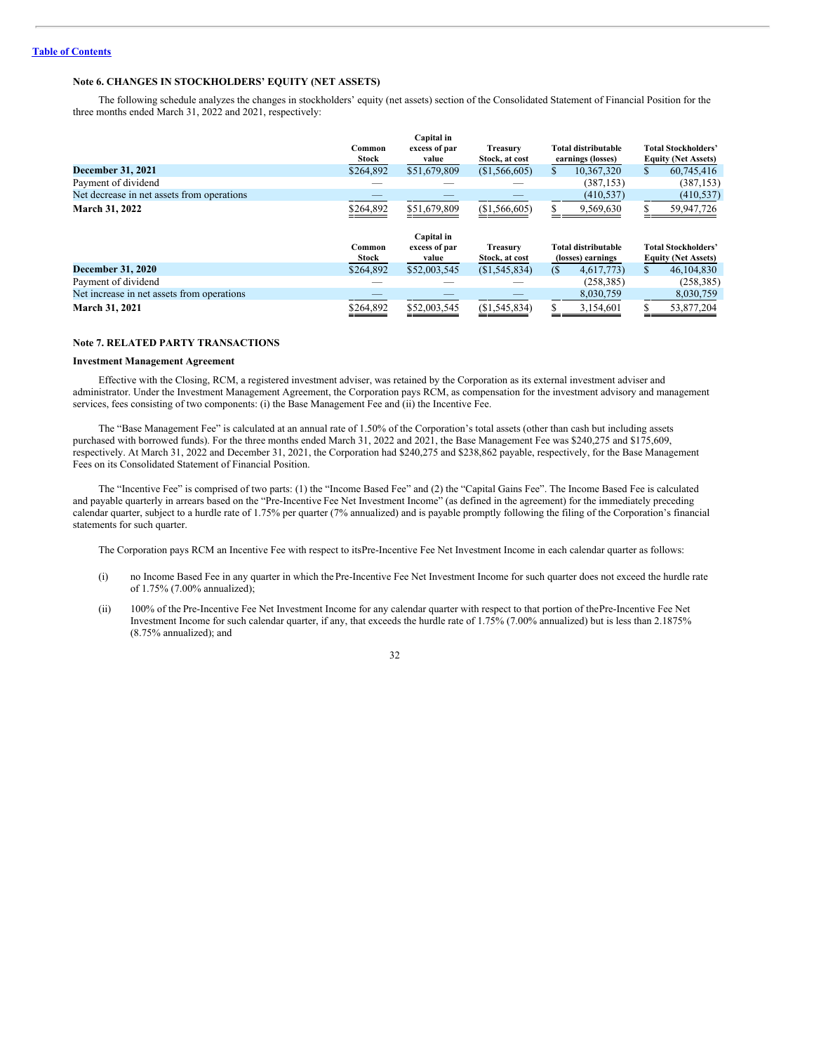[Table of Contents](#)

### Note 6. CHANGES IN STOCKHOLDERS' EQUITY (NET ASSETS)

The following schedule analyzes the changes in stockholders' equity (net assets) section of the Consolidated Statement of Financial Position for the three months ended March 31, 2022 and 2021, respectively:

| | Common Stock | Capital in excess of par value | Treasury Stock, at cost | Total distributable earnings (losses) | Total Stockholders' Equity (Net Assets) |
|---|---|---|---|---|---|
| **December 31, 2021** | $264,892 | $51,679,809 | ($1,566,605) | $ 10,367,320 | $ 60,745,416 |
| Payment of dividend | — | — | — | (387,153) | (387,153) |
| Net decrease in net assets from operations | — | — | — | (410,537) | (410,537) |
| **March 31, 2022** | $264,892 | $51,679,809 | ($1,566,605) | $ 9,569,630 | $ 59,947,726 |

| | Common Stock | Capital in excess of par value | Treasury Stock, at cost | Total distributable (losses) earnings | Total Stockholders' Equity (Net Assets) |
|---|---|---|---|---|---|
| **December 31, 2020** | $264,892 | $52,003,545 | ($1,545,834) | ($ 4,617,773) | $ 46,104,830 |
| Payment of dividend | — | — | — | (258,385) | (258,385) |
| Net increase in net assets from operations | — | — | — | 8,030,759 | 8,030,759 |
| **March 31, 2021** | $264,892 | $52,003,545 | ($1,545,834) | $ 3,154,601 | $ 53,877,204 |

### Note 7. RELATED PARTY TRANSACTIONS

**Investment Management Agreement**

Effective with the Closing, RCM, a registered investment adviser, was retained by the Corporation as its external investment adviser and administrator. Under the Investment Management Agreement, the Corporation pays RCM, as compensation for the investment advisory and management services, fees consisting of two components: (i) the Base Management Fee and (ii) the Incentive Fee.

The "Base Management Fee" is calculated at an annual rate of 1.50% of the Corporation's total assets (other than cash but including assets purchased with borrowed funds). For the three months ended March 31, 2022 and 2021, the Base Management Fee was $240,275 and $175,609, respectively. At March 31, 2022 and December 31, 2021, the Corporation had $240,275 and $238,862 payable, respectively, for the Base Management Fees on its Consolidated Statement of Financial Position.

The "Incentive Fee" is comprised of two parts: (1) the "Income Based Fee" and (2) the "Capital Gains Fee". The Income Based Fee is calculated and payable quarterly in arrears based on the "Pre-Incentive Fee Net Investment Income" (as defined in the agreement) for the immediately preceding calendar quarter, subject to a hurdle rate of 1.75% per quarter (7% annualized) and is payable promptly following the filing of the Corporation's financial statements for such quarter.

The Corporation pays RCM an Incentive Fee with respect to its Pre-Incentive Fee Net Investment Income in each calendar quarter as follows:

(i) no Income Based Fee in any quarter in which the Pre-Incentive Fee Net Investment Income for such quarter does not exceed the hurdle rate of 1.75% (7.00% annualized);

(ii) 100% of the Pre-Incentive Fee Net Investment Income for any calendar quarter with respect to that portion of the Pre-Incentive Fee Net Investment Income for such calendar quarter, if any, that exceeds the hurdle rate of 1.75% (7.00% annualized) but is less than 2.1875% (8.75% annualized); and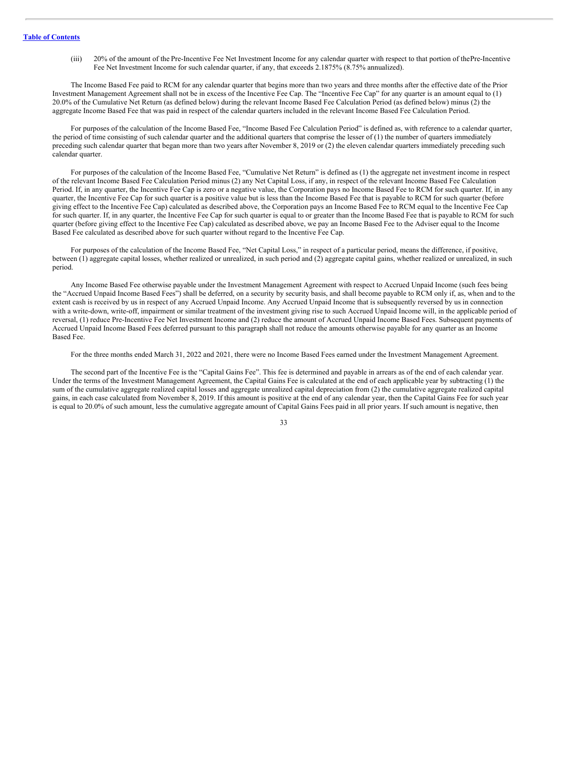(iii) 20% of the amount of the Pre-Incentive Fee Net Investment Income for any calendar quarter with respect to that portion of thePre-Incentive Fee Net Investment Income for such calendar quarter, if any, that exceeds 2.1875% (8.75% annualized).

The Income Based Fee paid to RCM for any calendar quarter that begins more than two years and three months after the effective date of the Prior Investment Management Agreement shall not be in excess of the Incentive Fee Cap. The "Incentive Fee Cap" for any quarter is an amount equal to (1) 20.0% of the Cumulative Net Return (as defined below) during the relevant Income Based Fee Calculation Period (as defined below) minus (2) the aggregate Income Based Fee that was paid in respect of the calendar quarters included in the relevant Income Based Fee Calculation Period.

For purposes of the calculation of the Income Based Fee, "Income Based Fee Calculation Period" is defined as, with reference to a calendar quarter, the period of time consisting of such calendar quarter and the additional quarters that comprise the lesser of (1) the number of quarters immediately preceding such calendar quarter that began more than two years after November 8, 2019 or (2) the eleven calendar quarters immediately preceding such calendar quarter.

For purposes of the calculation of the Income Based Fee, "Cumulative Net Return" is defined as (1) the aggregate net investment income in respect of the relevant Income Based Fee Calculation Period minus (2) any Net Capital Loss, if any, in respect of the relevant Income Based Fee Calculation Period. If, in any quarter, the Incentive Fee Cap is zero or a negative value, the Corporation pays no Income Based Fee to RCM for such quarter. If, in any quarter, the Incentive Fee Cap for such quarter is a positive value but is less than the Income Based Fee that is payable to RCM for such quarter (before giving effect to the Incentive Fee Cap) calculated as described above, the Corporation pays an Income Based Fee to RCM equal to the Incentive Fee Cap for such quarter. If, in any quarter, the Incentive Fee Cap for such quarter is equal to or greater than the Income Based Fee that is payable to RCM for such quarter (before giving effect to the Incentive Fee Cap) calculated as described above, we pay an Income Based Fee to the Adviser equal to the Income Based Fee calculated as described above for such quarter without regard to the Incentive Fee Cap.

For purposes of the calculation of the Income Based Fee, "Net Capital Loss," in respect of a particular period, means the difference, if positive, between (1) aggregate capital losses, whether realized or unrealized, in such period and (2) aggregate capital gains, whether realized or unrealized, in such period.

Any Income Based Fee otherwise payable under the Investment Management Agreement with respect to Accrued Unpaid Income (such fees being the "Accrued Unpaid Income Based Fees") shall be deferred, on a security by security basis, and shall become payable to RCM only if, as, when and to the extent cash is received by us in respect of any Accrued Unpaid Income. Any Accrued Unpaid Income that is subsequently reversed by us in connection with a write-down, write-off, impairment or similar treatment of the investment giving rise to such Accrued Unpaid Income will, in the applicable period of reversal, (1) reduce Pre-Incentive Fee Net Investment Income and (2) reduce the amount of Accrued Unpaid Income Based Fees. Subsequent payments of Accrued Unpaid Income Based Fees deferred pursuant to this paragraph shall not reduce the amounts otherwise payable for any quarter as an Income Based Fee.

For the three months ended March 31, 2022 and 2021, there were no Income Based Fees earned under the Investment Management Agreement.

The second part of the Incentive Fee is the "Capital Gains Fee". This fee is determined and payable in arrears as of the end of each calendar year. Under the terms of the Investment Management Agreement, the Capital Gains Fee is calculated at the end of each applicable year by subtracting (1) the sum of the cumulative aggregate realized capital losses and aggregate unrealized capital depreciation from (2) the cumulative aggregate realized capital gains, in each case calculated from November 8, 2019. If this amount is positive at the end of any calendar year, then the Capital Gains Fee for such year is equal to 20.0% of such amount, less the cumulative aggregate amount of Capital Gains Fees paid in all prior years. If such amount is negative, then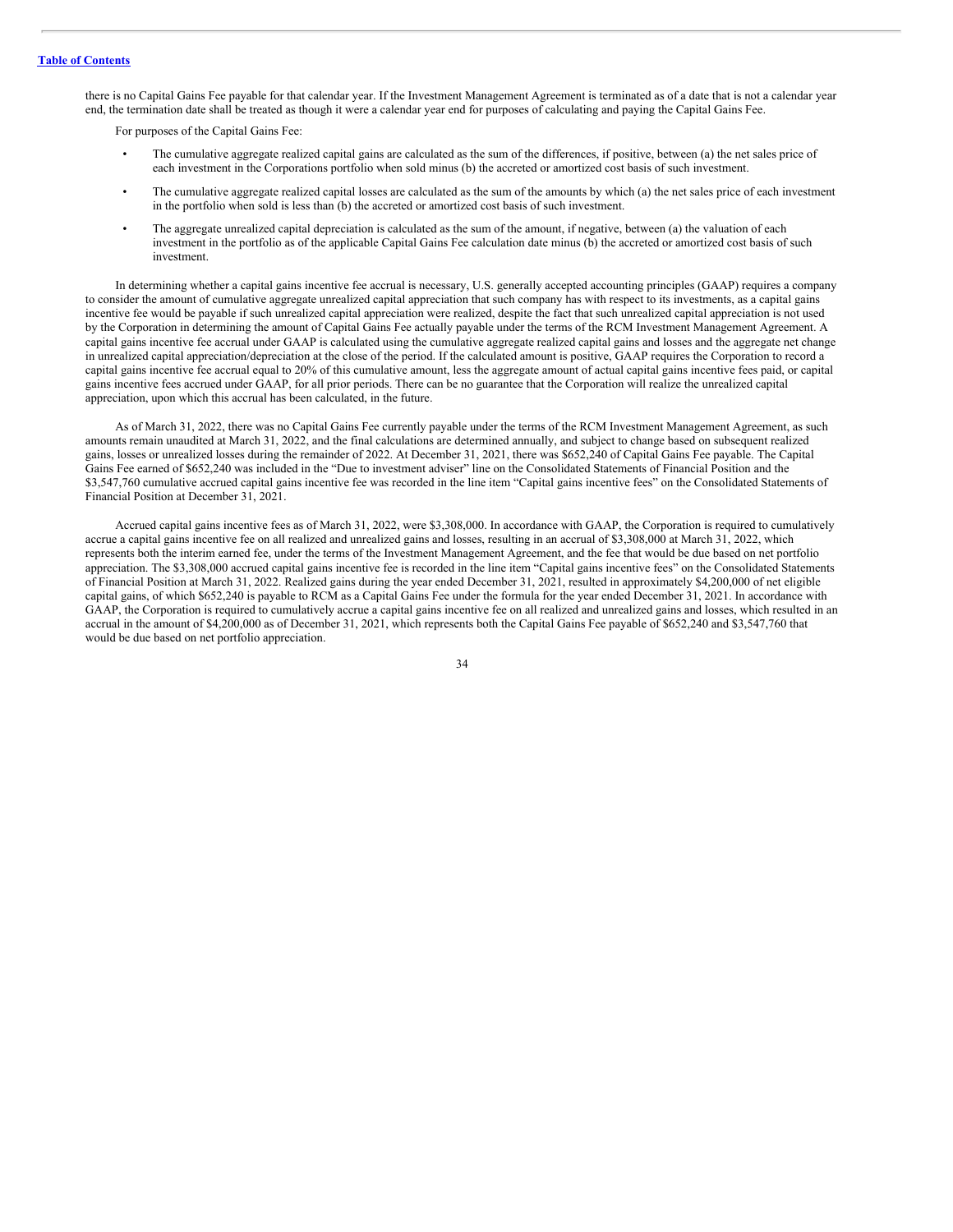there is no Capital Gains Fee payable for that calendar year. If the Investment Management Agreement is terminated as of a date that is not a calendar year end, the termination date shall be treated as though it were a calendar year end for purposes of calculating and paying the Capital Gains Fee.

For purposes of the Capital Gains Fee:

- The cumulative aggregate realized capital gains are calculated as the sum of the differences, if positive, between (a) the net sales price of each investment in the Corporations portfolio when sold minus (b) the accreted or amortized cost basis of such investment.
- The cumulative aggregate realized capital losses are calculated as the sum of the amounts by which (a) the net sales price of each investment in the portfolio when sold is less than (b) the accreted or amortized cost basis of such investment.
- The aggregate unrealized capital depreciation is calculated as the sum of the amount, if negative, between (a) the valuation of each investment in the portfolio as of the applicable Capital Gains Fee calculation date minus (b) the accreted or amortized cost basis of such investment.

In determining whether a capital gains incentive fee accrual is necessary, U.S. generally accepted accounting principles (GAAP) requires a company to consider the amount of cumulative aggregate unrealized capital appreciation that such company has with respect to its investments, as a capital gains incentive fee would be payable if such unrealized capital appreciation were realized, despite the fact that such unrealized capital appreciation is not used by the Corporation in determining the amount of Capital Gains Fee actually payable under the terms of the RCM Investment Management Agreement. A capital gains incentive fee accrual under GAAP is calculated using the cumulative aggregate realized capital gains and losses and the aggregate net change in unrealized capital appreciation/depreciation at the close of the period. If the calculated amount is positive, GAAP requires the Corporation to record a capital gains incentive fee accrual equal to 20% of this cumulative amount, less the aggregate amount of actual capital gains incentive fees paid, or capital gains incentive fees accrued under GAAP, for all prior periods. There can be no guarantee that the Corporation will realize the unrealized capital appreciation, upon which this accrual has been calculated, in the future.

As of March 31, 2022, there was no Capital Gains Fee currently payable under the terms of the RCM Investment Management Agreement, as such amounts remain unaudited at March 31, 2022, and the final calculations are determined annually, and subject to change based on subsequent realized gains, losses or unrealized losses during the remainder of 2022. At December 31, 2021, there was $652,240 of Capital Gains Fee payable. The Capital Gains Fee earned of $652,240 was included in the "Due to investment adviser" line on the Consolidated Statements of Financial Position and the $3,547,760 cumulative accrued capital gains incentive fee was recorded in the line item "Capital gains incentive fees" on the Consolidated Statements of Financial Position at December 31, 2021.

Accrued capital gains incentive fees as of March 31, 2022, were $3,308,000. In accordance with GAAP, the Corporation is required to cumulatively accrue a capital gains incentive fee on all realized and unrealized gains and losses, resulting in an accrual of $3,308,000 at March 31, 2022, which represents both the interim earned fee, under the terms of the Investment Management Agreement, and the fee that would be due based on net portfolio appreciation. The $3,308,000 accrued capital gains incentive fee is recorded in the line item "Capital gains incentive fees" on the Consolidated Statements of Financial Position at March 31, 2022. Realized gains during the year ended December 31, 2021, resulted in approximately $4,200,000 of net eligible capital gains, of which $652,240 is payable to RCM as a Capital Gains Fee under the formula for the year ended December 31, 2021. In accordance with GAAP, the Corporation is required to cumulatively accrue a capital gains incentive fee on all realized and unrealized gains and losses, which resulted in an accrual in the amount of $4,200,000 as of December 31, 2021, which represents both the Capital Gains Fee payable of $652,240 and $3,547,760 that would be due based on net portfolio appreciation.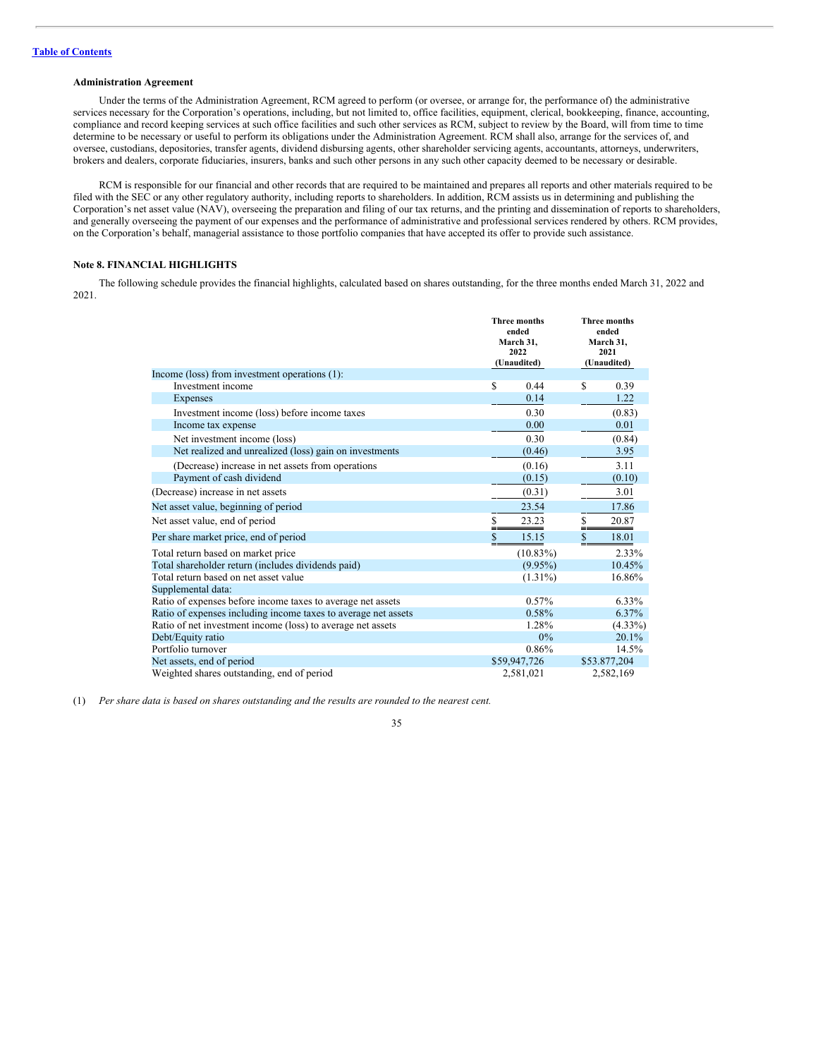### Administration Agreement

Under the terms of the Administration Agreement, RCM agreed to perform (or oversee, or arrange for, the performance of) the administrative services necessary for the Corporation's operations, including, but not limited to, office facilities, equipment, clerical, bookkeeping, finance, accounting, compliance and record keeping services at such office facilities and such other services as RCM, subject to review by the Board, will from time to time determine to be necessary or useful to perform its obligations under the Administration Agreement. RCM shall also, arrange for the services of, and oversee, custodians, depositories, transfer agents, dividend disbursing agents, other shareholder servicing agents, accountants, attorneys, underwriters, brokers and dealers, corporate fiduciaries, insurers, banks and such other persons in any such other capacity deemed to be necessary or desirable.

RCM is responsible for our financial and other records that are required to be maintained and prepares all reports and other materials required to be filed with the SEC or any other regulatory authority, including reports to shareholders. In addition, RCM assists us in determining and publishing the Corporation's net asset value (NAV), overseeing the preparation and filing of our tax returns, and the printing and dissemination of reports to shareholders, and generally overseeing the payment of our expenses and the performance of administrative and professional services rendered by others. RCM provides, on the Corporation's behalf, managerial assistance to those portfolio companies that have accepted its offer to provide such assistance.

### Note 8. FINANCIAL HIGHLIGHTS

The following schedule provides the financial highlights, calculated based on shares outstanding, for the three months ended March 31, 2022 and 2021.

| | Three months ended March 31, 2022 (Unaudited) | Three months ended March 31, 2021 (Unaudited) |
|---|---|---|
| Income (loss) from investment operations (1): | | |
| Investment income | $ 0.44 | $ 0.39 |
| Expenses | 0.14 | 1.22 |
| Investment income (loss) before income taxes | 0.30 | (0.83) |
| Income tax expense | 0.00 | 0.01 |
| Net investment income (loss) | 0.30 | (0.84) |
| Net realized and unrealized (loss) gain on investments | (0.46) | 3.95 |
| (Decrease) increase in net assets from operations | (0.16) | 3.11 |
| Payment of cash dividend | (0.15) | (0.10) |
| (Decrease) increase in net assets | (0.31) | 3.01 |
| Net asset value, beginning of period | 23.54 | 17.86 |
| Net asset value, end of period | $ 23.23 | $ 20.87 |
| Per share market price, end of period | $ 15.15 | $ 18.01 |
| Total return based on market price | (10.83%) | 2.33% |
| Total shareholder return (includes dividends paid) | (9.95%) | 10.45% |
| Total return based on net asset value | (1.31%) | 16.86% |
| Supplemental data: | | |
| Ratio of expenses before income taxes to average net assets | 0.57% | 6.33% |
| Ratio of expenses including income taxes to average net assets | 0.58% | 6.37% |
| Ratio of net investment income (loss) to average net assets | 1.28% | (4.33%) |
| Debt/Equity ratio | 0% | 20.1% |
| Portfolio turnover | 0.86% | 14.5% |
| Net assets, end of period | $59,947,726 | $53.877,204 |
| Weighted shares outstanding, end of period | 2,581,021 | 2,582,169 |

(1) *Per share data is based on shares outstanding and the results are rounded to the nearest cent.*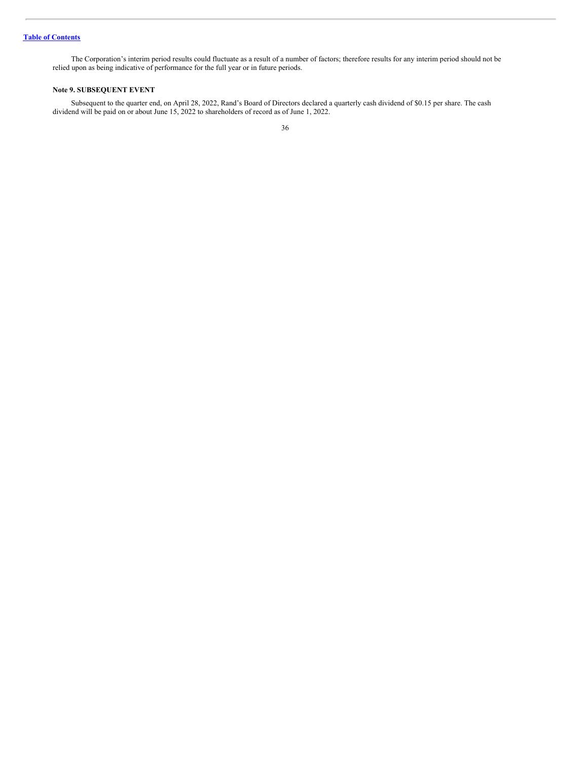The Corporation's interim period results could fluctuate as a result of a number of factors; therefore results for any interim period should not be relied upon as being indicative of performance for the full year or in future periods.

### Note 9. SUBSEQUENT EVENT

Subsequent to the quarter end, on April 28, 2022, Rand's Board of Directors declared a quarterly cash dividend of $0.15 per share. The cash dividend will be paid on or about June 15, 2022 to shareholders of record as of June 1, 2022.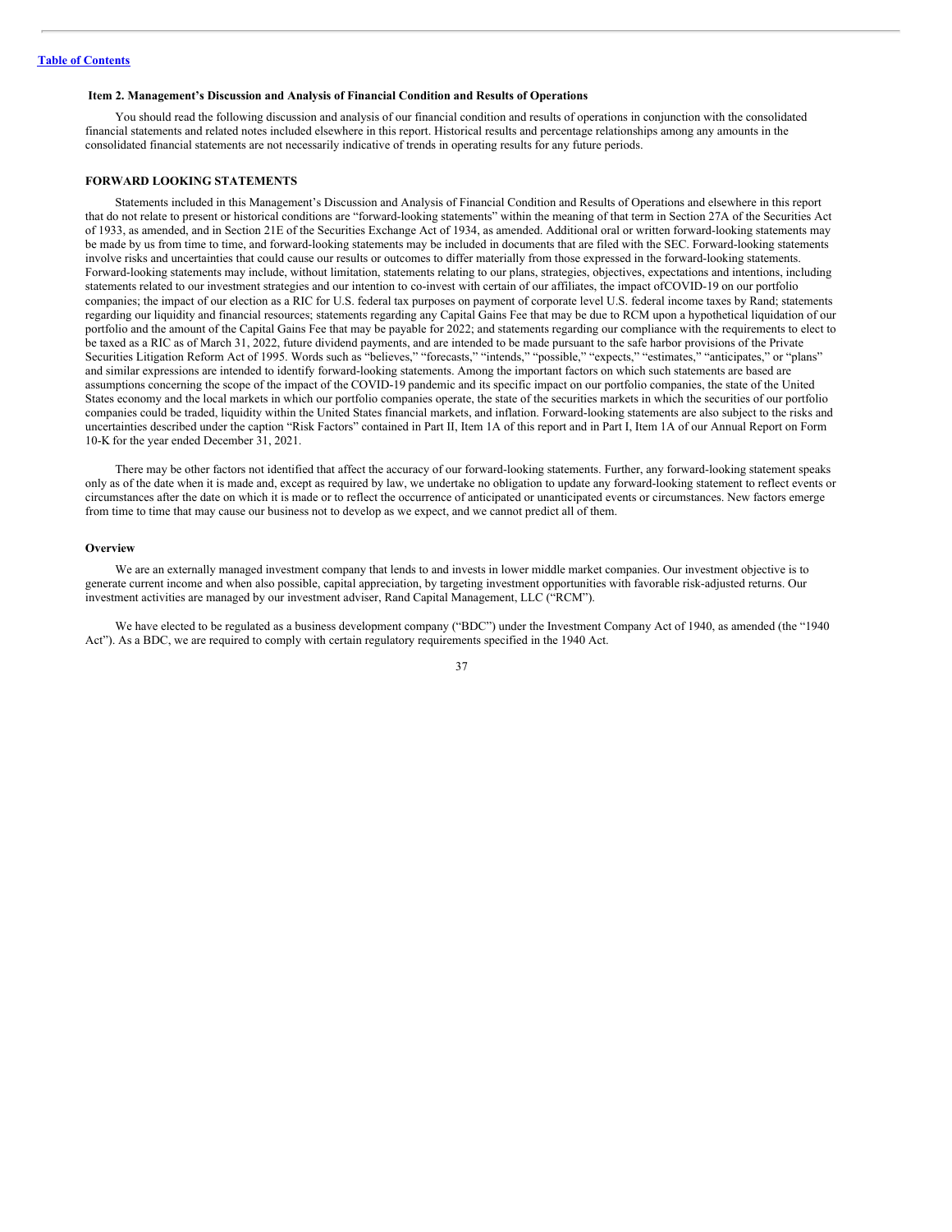## Item 2. Management's Discussion and Analysis of Financial Condition and Results of Operations

You should read the following discussion and analysis of our financial condition and results of operations in conjunction with the consolidated financial statements and related notes included elsewhere in this report. Historical results and percentage relationships among any amounts in the consolidated financial statements are not necessarily indicative of trends in operating results for any future periods.

### FORWARD LOOKING STATEMENTS

Statements included in this Management's Discussion and Analysis of Financial Condition and Results of Operations and elsewhere in this report that do not relate to present or historical conditions are "forward-looking statements" within the meaning of that term in Section 27A of the Securities Act of 1933, as amended, and in Section 21E of the Securities Exchange Act of 1934, as amended. Additional oral or written forward-looking statements may be made by us from time to time, and forward-looking statements may be included in documents that are filed with the SEC. Forward-looking statements involve risks and uncertainties that could cause our results or outcomes to differ materially from those expressed in the forward-looking statements. Forward-looking statements may include, without limitation, statements relating to our plans, strategies, objectives, expectations and intentions, including statements related to our investment strategies and our intention to co-invest with certain of our affiliates, the impact ofCOVID-19 on our portfolio companies; the impact of our election as a RIC for U.S. federal tax purposes on payment of corporate level U.S. federal income taxes by Rand; statements regarding our liquidity and financial resources; statements regarding any Capital Gains Fee that may be due to RCM upon a hypothetical liquidation of our portfolio and the amount of the Capital Gains Fee that may be payable for 2022; and statements regarding our compliance with the requirements to elect to be taxed as a RIC as of March 31, 2022, future dividend payments, and are intended to be made pursuant to the safe harbor provisions of the Private Securities Litigation Reform Act of 1995. Words such as "believes," "forecasts," "intends," "possible," "expects," "estimates," "anticipates," or "plans" and similar expressions are intended to identify forward-looking statements. Among the important factors on which such statements are based are assumptions concerning the scope of the impact of the COVID-19 pandemic and its specific impact on our portfolio companies, the state of the United States economy and the local markets in which our portfolio companies operate, the state of the securities markets in which the securities of our portfolio companies could be traded, liquidity within the United States financial markets, and inflation. Forward-looking statements are also subject to the risks and uncertainties described under the caption "Risk Factors" contained in Part II, Item 1A of this report and in Part I, Item 1A of our Annual Report on Form 10-K for the year ended December 31, 2021.

There may be other factors not identified that affect the accuracy of our forward-looking statements. Further, any forward-looking statement speaks only as of the date when it is made and, except as required by law, we undertake no obligation to update any forward-looking statement to reflect events or circumstances after the date on which it is made or to reflect the occurrence of anticipated or unanticipated events or circumstances. New factors emerge from time to time that may cause our business not to develop as we expect, and we cannot predict all of them.

### Overview

We are an externally managed investment company that lends to and invests in lower middle market companies. Our investment objective is to generate current income and when also possible, capital appreciation, by targeting investment opportunities with favorable risk-adjusted returns. Our investment activities are managed by our investment adviser, Rand Capital Management, LLC ("RCM").

We have elected to be regulated as a business development company ("BDC") under the Investment Company Act of 1940, as amended (the "1940 Act"). As a BDC, we are required to comply with certain regulatory requirements specified in the 1940 Act.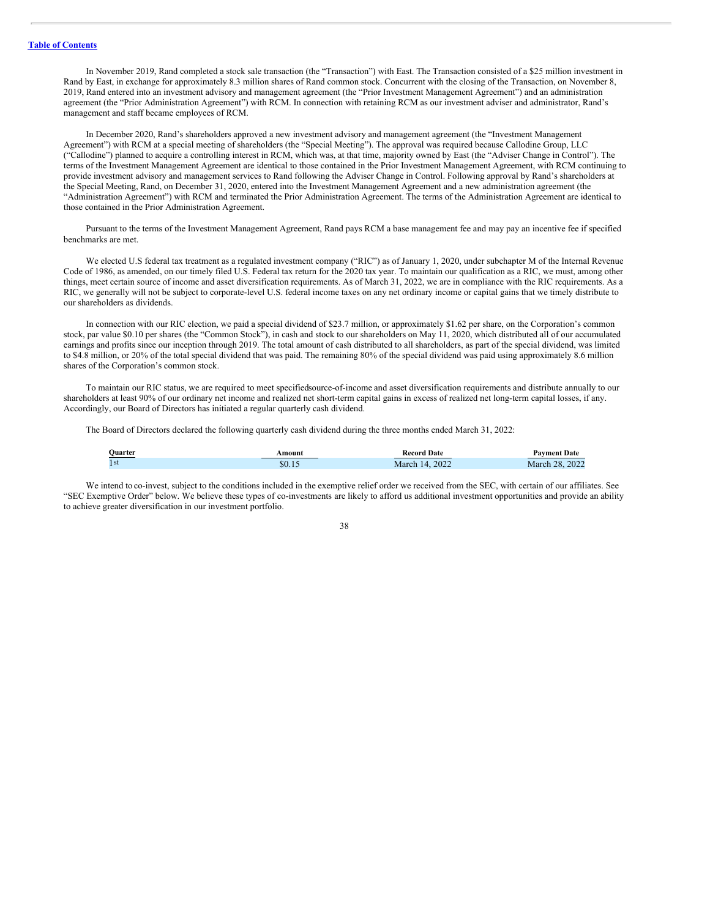In November 2019, Rand completed a stock sale transaction (the "Transaction") with East. The Transaction consisted of a $25 million investment in Rand by East, in exchange for approximately 8.3 million shares of Rand common stock. Concurrent with the closing of the Transaction, on November 8, 2019, Rand entered into an investment advisory and management agreement (the "Prior Investment Management Agreement") and an administration agreement (the "Prior Administration Agreement") with RCM. In connection with retaining RCM as our investment adviser and administrator, Rand's management and staff became employees of RCM.

In December 2020, Rand's shareholders approved a new investment advisory and management agreement (the "Investment Management Agreement") with RCM at a special meeting of shareholders (the "Special Meeting"). The approval was required because Callodine Group, LLC ("Callodine") planned to acquire a controlling interest in RCM, which was, at that time, majority owned by East (the "Adviser Change in Control"). The terms of the Investment Management Agreement are identical to those contained in the Prior Investment Management Agreement, with RCM continuing to provide investment advisory and management services to Rand following the Adviser Change in Control. Following approval by Rand's shareholders at the Special Meeting, Rand, on December 31, 2020, entered into the Investment Management Agreement and a new administration agreement (the "Administration Agreement") with RCM and terminated the Prior Administration Agreement. The terms of the Administration Agreement are identical to those contained in the Prior Administration Agreement.

Pursuant to the terms of the Investment Management Agreement, Rand pays RCM a base management fee and may pay an incentive fee if specified benchmarks are met.

We elected U.S federal tax treatment as a regulated investment company ("RIC") as of January 1, 2020, under subchapter M of the Internal Revenue Code of 1986, as amended, on our timely filed U.S. Federal tax return for the 2020 tax year. To maintain our qualification as a RIC, we must, among other things, meet certain source of income and asset diversification requirements. As of March 31, 2022, we are in compliance with the RIC requirements. As a RIC, we generally will not be subject to corporate-level U.S. federal income taxes on any net ordinary income or capital gains that we timely distribute to our shareholders as dividends.

In connection with our RIC election, we paid a special dividend of $23.7 million, or approximately $1.62 per share, on the Corporation's common stock, par value $0.10 per shares (the "Common Stock"), in cash and stock to our shareholders on May 11, 2020, which distributed all of our accumulated earnings and profits since our inception through 2019. The total amount of cash distributed to all shareholders, as part of the special dividend, was limited to $4.8 million, or 20% of the total special dividend that was paid. The remaining 80% of the special dividend was paid using approximately 8.6 million shares of the Corporation's common stock.

To maintain our RIC status, we are required to meet specifiedsource-of-income and asset diversification requirements and distribute annually to our shareholders at least 90% of our ordinary net income and realized net short-term capital gains in excess of realized net long-term capital losses, if any. Accordingly, our Board of Directors has initiated a regular quarterly cash dividend.

The Board of Directors declared the following quarterly cash dividend during the three months ended March 31, 2022:

| Quarter | Amount | Record Date | Payment Date |
|---|---|---|---|
| 1st | $0.15 | March 14, 2022 | March 28, 2022 |

We intend to co-invest, subject to the conditions included in the exemptive relief order we received from the SEC, with certain of our affiliates. See "SEC Exemptive Order" below. We believe these types of co-investments are likely to afford us additional investment opportunities and provide an ability to achieve greater diversification in our investment portfolio.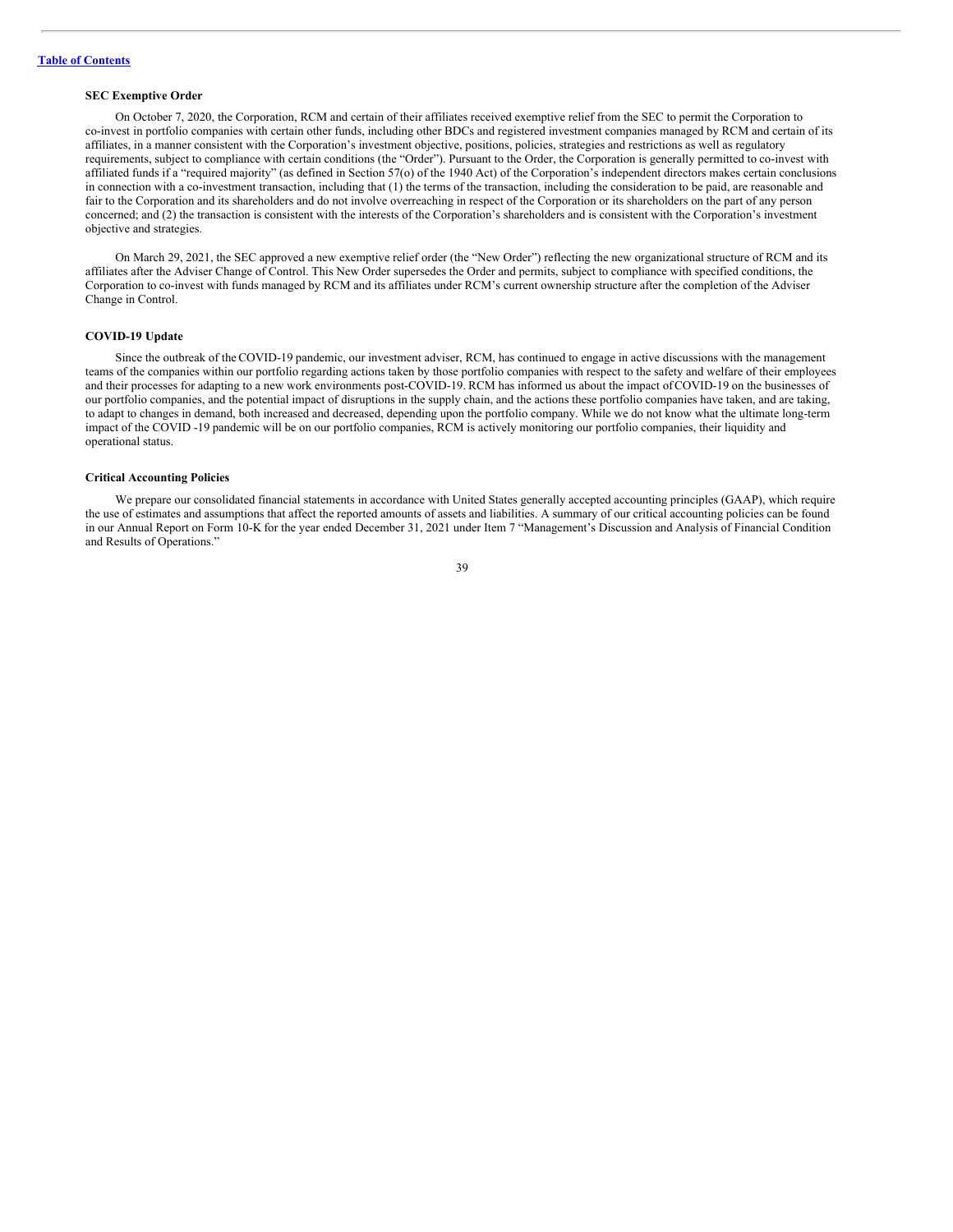### SEC Exemptive Order

On October 7, 2020, the Corporation, RCM and certain of their affiliates received exemptive relief from the SEC to permit the Corporation to co-invest in portfolio companies with certain other funds, including other BDCs and registered investment companies managed by RCM and certain of its affiliates, in a manner consistent with the Corporation's investment objective, positions, policies, strategies and restrictions as well as regulatory requirements, subject to compliance with certain conditions (the "Order"). Pursuant to the Order, the Corporation is generally permitted to co-invest with affiliated funds if a "required majority" (as defined in Section 57(o) of the 1940 Act) of the Corporation's independent directors makes certain conclusions in connection with a co-investment transaction, including that (1) the terms of the transaction, including the consideration to be paid, are reasonable and fair to the Corporation and its shareholders and do not involve overreaching in respect of the Corporation or its shareholders on the part of any person concerned; and (2) the transaction is consistent with the interests of the Corporation's shareholders and is consistent with the Corporation's investment objective and strategies.

On March 29, 2021, the SEC approved a new exemptive relief order (the "New Order") reflecting the new organizational structure of RCM and its affiliates after the Adviser Change of Control. This New Order supersedes the Order and permits, subject to compliance with specified conditions, the Corporation to co-invest with funds managed by RCM and its affiliates under RCM's current ownership structure after the completion of the Adviser Change in Control.

### COVID-19 Update

Since the outbreak of the COVID-19 pandemic, our investment adviser, RCM, has continued to engage in active discussions with the management teams of the companies within our portfolio regarding actions taken by those portfolio companies with respect to the safety and welfare of their employees and their processes for adapting to a new work environments post-COVID-19. RCM has informed us about the impact of COVID-19 on the businesses of our portfolio companies, and the potential impact of disruptions in the supply chain, and the actions these portfolio companies have taken, and are taking, to adapt to changes in demand, both increased and decreased, depending upon the portfolio company. While we do not know what the ultimate long-term impact of the COVID -19 pandemic will be on our portfolio companies, RCM is actively monitoring our portfolio companies, their liquidity and operational status.

### Critical Accounting Policies

We prepare our consolidated financial statements in accordance with United States generally accepted accounting principles (GAAP), which require the use of estimates and assumptions that affect the reported amounts of assets and liabilities. A summary of our critical accounting policies can be found in our Annual Report on Form 10-K for the year ended December 31, 2021 under Item 7 "Management's Discussion and Analysis of Financial Condition and Results of Operations."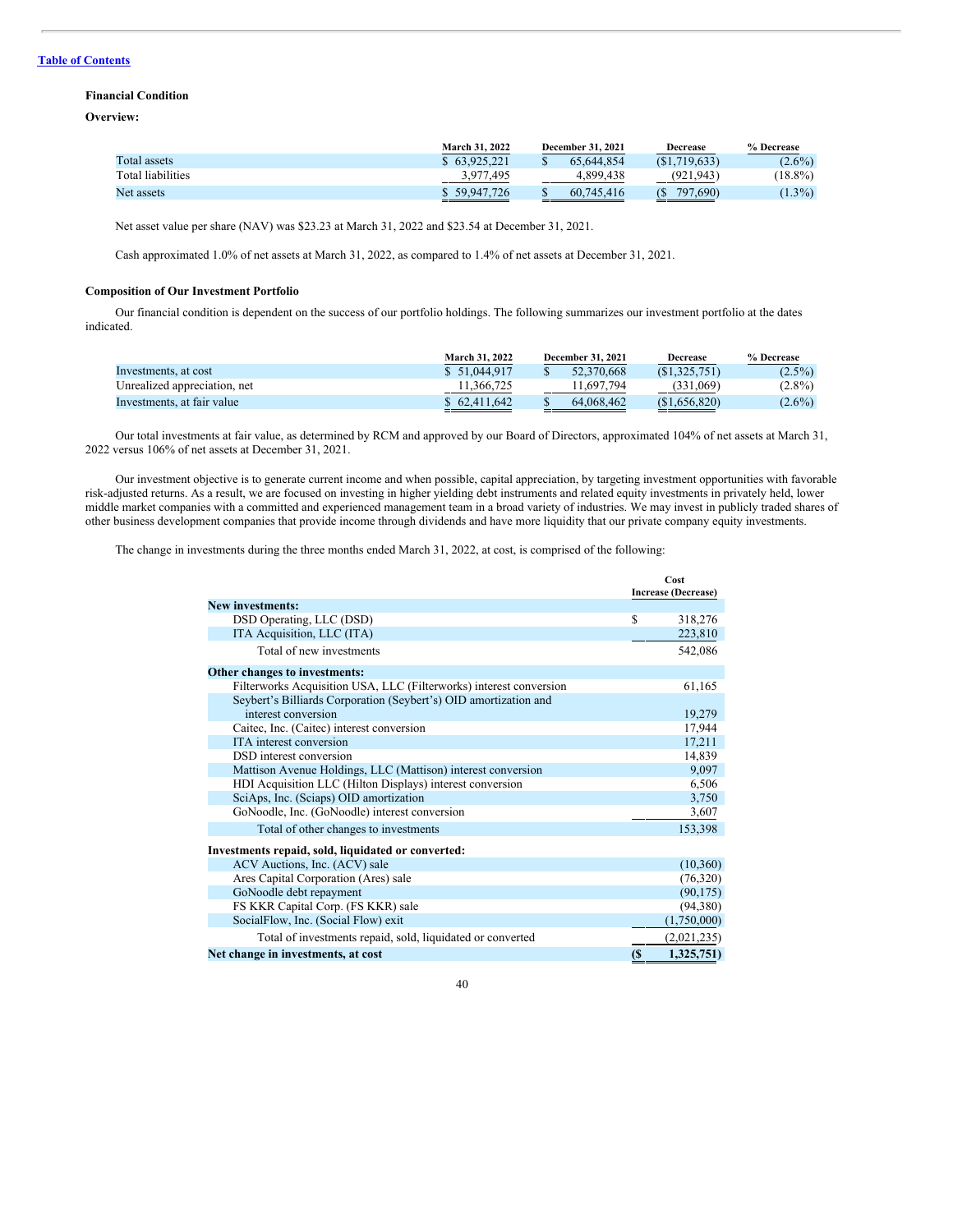[Table of Contents](#)

**Financial Condition**

**Overview:**

| | March 31, 2022 | December 31, 2021 | Decrease | % Decrease |
|---|---|---|---|---|
| Total assets | $ 63,925,221 | $ 65,644,854 | ($1,719,633) | (2.6%) |
| Total liabilities | 3,977,495 | 4,899,438 | (921,943) | (18.8%) |
| Net assets | $ 59,947,726 | $ 60,745,416 | ($ 797,690) | (1.3%) |

Net asset value per share (NAV) was $23.23 at March 31, 2022 and $23.54 at December 31, 2021.

Cash approximated 1.0% of net assets at March 31, 2022, as compared to 1.4% of net assets at December 31, 2021.

**Composition of Our Investment Portfolio**

Our financial condition is dependent on the success of our portfolio holdings. The following summarizes our investment portfolio at the dates indicated.

| | March 31, 2022 | December 31, 2021 | Decrease | % Decrease |
|---|---|---|---|---|
| Investments, at cost | $ 51,044,917 | $ 52,370,668 | ($1,325,751) | (2.5%) |
| Unrealized appreciation, net | 11,366,725 | 11,697,794 | (331,069) | (2.8%) |
| Investments, at fair value | $ 62,411,642 | $ 64,068,462 | ($1,656,820) | (2.6%) |

Our total investments at fair value, as determined by RCM and approved by our Board of Directors, approximated 104% of net assets at March 31, 2022 versus 106% of net assets at December 31, 2021.

Our investment objective is to generate current income and when possible, capital appreciation, by targeting investment opportunities with favorable risk-adjusted returns. As a result, we are focused on investing in higher yielding debt instruments and related equity investments in privately held, lower middle market companies with a committed and experienced management team in a broad variety of industries. We may invest in publicly traded shares of other business development companies that provide income through dividends and have more liquidity that our private company equity investments.

The change in investments during the three months ended March 31, 2022, at cost, is comprised of the following:

| | Cost Increase (Decrease) |
|---|---|
| **New investments:** | |
| DSD Operating, LLC (DSD) | $ 318,276 |
| ITA Acquisition, LLC (ITA) | 223,810 |
| Total of new investments | 542,086 |
| **Other changes to investments:** | |
| Filterworks Acquisition USA, LLC (Filterworks) interest conversion | 61,165 |
| Seybert's Billiards Corporation (Seybert's) OID amortization and interest conversion | 19,279 |
| Caitec, Inc. (Caitec) interest conversion | 17,944 |
| ITA interest conversion | 17,211 |
| DSD interest conversion | 14,839 |
| Mattison Avenue Holdings, LLC (Mattison) interest conversion | 9,097 |
| HDI Acquisition LLC (Hilton Displays) interest conversion | 6,506 |
| SciAps, Inc. (Sciaps) OID amortization | 3,750 |
| GoNoodle, Inc. (GoNoodle) interest conversion | 3,607 |
| Total of other changes to investments | 153,398 |
| **Investments repaid, sold, liquidated or converted:** | |
| ACV Auctions, Inc. (ACV) sale | (10,360) |
| Ares Capital Corporation (Ares) sale | (76,320) |
| GoNoodle debt repayment | (90,175) |
| FS KKR Capital Corp. (FS KKR) sale | (94,380) |
| SocialFlow, Inc. (Social Flow) exit | (1,750,000) |
| Total of investments repaid, sold, liquidated or converted | (2,021,235) |
| **Net change in investments, at cost** | **($ 1,325,751)** |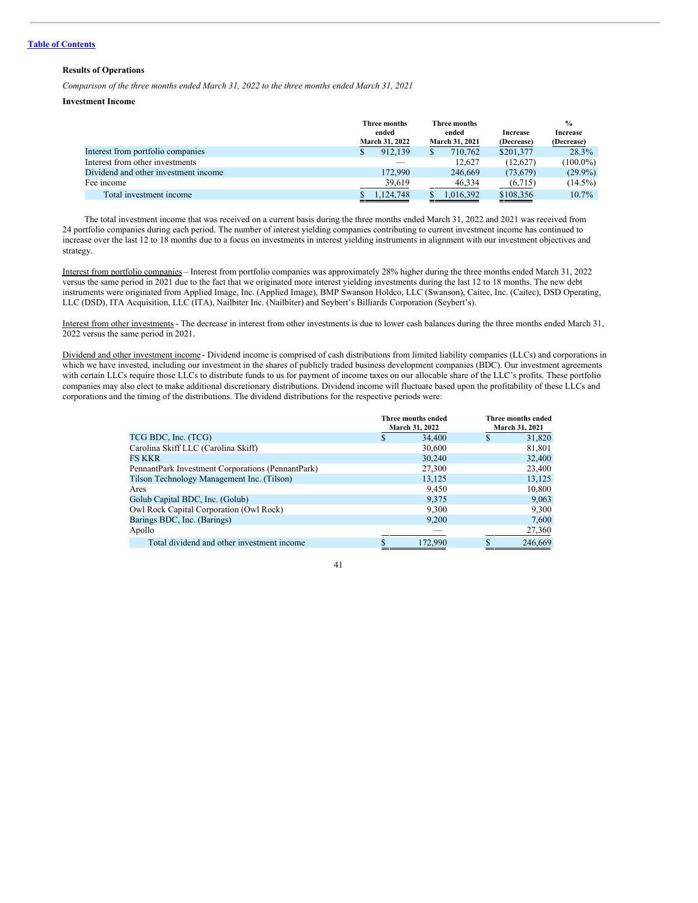[Table of Contents](#)

**Results of Operations**

*Comparison of the three months ended March 31, 2022 to the three months ended March 31, 2021*

**Investment Income**

| | Three months ended March 31, 2022 | Three months ended March 31, 2021 | Increase (Decrease) | % Increase (Decrease) |
|---|---|---|---|---|
| Interest from portfolio companies | $ 912,139 | $ 710,762 | $201,377 | 28.3% |
| Interest from other investments | — | 12,627 | (12,627) | (100.0%) |
| Dividend and other investment income | 172,990 | 246,669 | (73,679) | (29.9%) |
| Fee income | 39,619 | 46,334 | (6,715) | (14.5%) |
| Total investment income | $ 1,124,748 | $ 1,016,392 | $108,356 | 10.7% |

The total investment income that was received on a current basis during the three months ended March 31, 2022 and 2021 was received from 24 portfolio companies during each period. The number of interest yielding companies contributing to current investment income has continued to increase over the last 12 to 18 months due to a focus on investments in interest yielding instruments in alignment with our investment objectives and strategy.

Interest from portfolio companies – Interest from portfolio companies was approximately 28% higher during the three months ended March 31, 2022 versus the same period in 2021 due to the fact that we originated more interest yielding investments during the last 12 to 18 months. The new debt instruments were originated from Applied Image, Inc. (Applied Image), BMP Swanson Holdco, LLC (Swanson), Caitec, Inc. (Caitec), DSD Operating, LLC (DSD), ITA Acquisition, LLC (ITA), Nailbiter Inc. (Nailbiter) and Seybert's Billiards Corporation (Seybert's).

Interest from other investments - The decrease in interest from other investments is due to lower cash balances during the three months ended March 31, 2022 versus the same period in 2021.

Dividend and other investment income - Dividend income is comprised of cash distributions from limited liability companies (LLCs) and corporations in which we have invested, including our investment in the shares of publicly traded business development companies (BDC). Our investment agreements with certain LLCs require those LLCs to distribute funds to us for payment of income taxes on our allocable share of the LLC's profits. These portfolio companies may also elect to make additional discretionary distributions. Dividend income will fluctuate based upon the profitability of these LLCs and corporations and the timing of the distributions. The dividend distributions for the respective periods were:

| | Three months ended March 31, 2022 | Three months ended March 31, 2021 |
|---|---|---|
| TCG BDC, Inc. (TCG) | $ 34,400 | $ 31,820 |
| Carolina Skiff LLC (Carolina Skiff) | 30,600 | 81,801 |
| FS KKR | 30,240 | 32,400 |
| PennantPark Investment Corporations (PennantPark) | 27,300 | 23,400 |
| Tilson Technology Management Inc. (Tilson) | 13,125 | 13,125 |
| Ares | 9,450 | 10,800 |
| Golub Capital BDC, Inc. (Golub) | 9,375 | 9,063 |
| Owl Rock Capital Corporation (Owl Rock) | 9,300 | 9,300 |
| Barings BDC, Inc. (Barings) | 9,200 | 7,600 |
| Apollo | — | 27,360 |
| Total dividend and other investment income | $ 172,990 | $ 246,669 |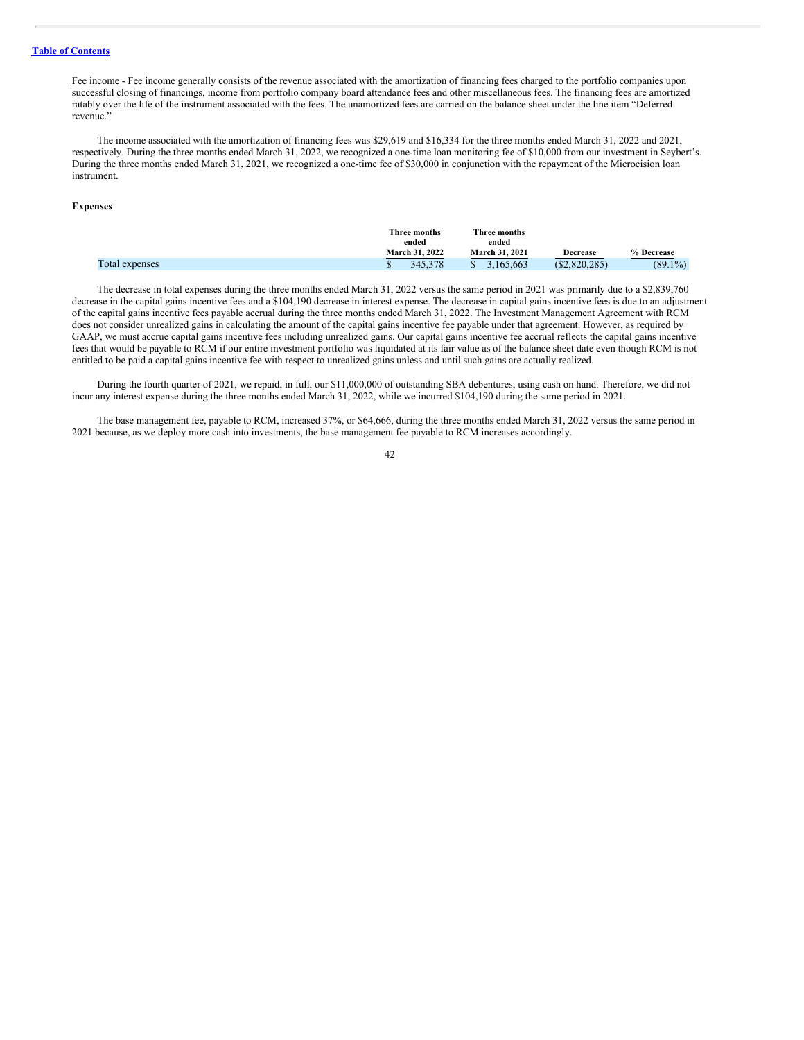Fee income - Fee income generally consists of the revenue associated with the amortization of financing fees charged to the portfolio companies upon successful closing of financings, income from portfolio company board attendance fees and other miscellaneous fees. The financing fees are amortized ratably over the life of the instrument associated with the fees. The unamortized fees are carried on the balance sheet under the line item "Deferred revenue."

The income associated with the amortization of financing fees was $29,619 and $16,334 for the three months ended March 31, 2022 and 2021, respectively. During the three months ended March 31, 2022, we recognized a one-time loan monitoring fee of $10,000 from our investment in Seybert's. During the three months ended March 31, 2021, we recognized a one-time fee of $30,000 in conjunction with the repayment of the Microcision loan instrument.

**Expenses**

| | Three months ended March 31, 2022 | Three months ended March 31, 2021 | Decrease | % Decrease |
|---|---|---|---|---|
| Total expenses | $ 345,378 | $ 3,165,663 | ($2,820,285) | (89.1%) |

The decrease in total expenses during the three months ended March 31, 2022 versus the same period in 2021 was primarily due to a $2,839,760 decrease in the capital gains incentive fees and a $104,190 decrease in interest expense. The decrease in capital gains incentive fees is due to an adjustment of the capital gains incentive fees payable accrual during the three months ended March 31, 2022. The Investment Management Agreement with RCM does not consider unrealized gains in calculating the amount of the capital gains incentive fee payable under that agreement. However, as required by GAAP, we must accrue capital gains incentive fees including unrealized gains. Our capital gains incentive fee accrual reflects the capital gains incentive fees that would be payable to RCM if our entire investment portfolio was liquidated at its fair value as of the balance sheet date even though RCM is not entitled to be paid a capital gains incentive fee with respect to unrealized gains unless and until such gains are actually realized.

During the fourth quarter of 2021, we repaid, in full, our $11,000,000 of outstanding SBA debentures, using cash on hand. Therefore, we did not incur any interest expense during the three months ended March 31, 2022, while we incurred $104,190 during the same period in 2021.

The base management fee, payable to RCM, increased 37%, or $64,666, during the three months ended March 31, 2022 versus the same period in 2021 because, as we deploy more cash into investments, the base management fee payable to RCM increases accordingly.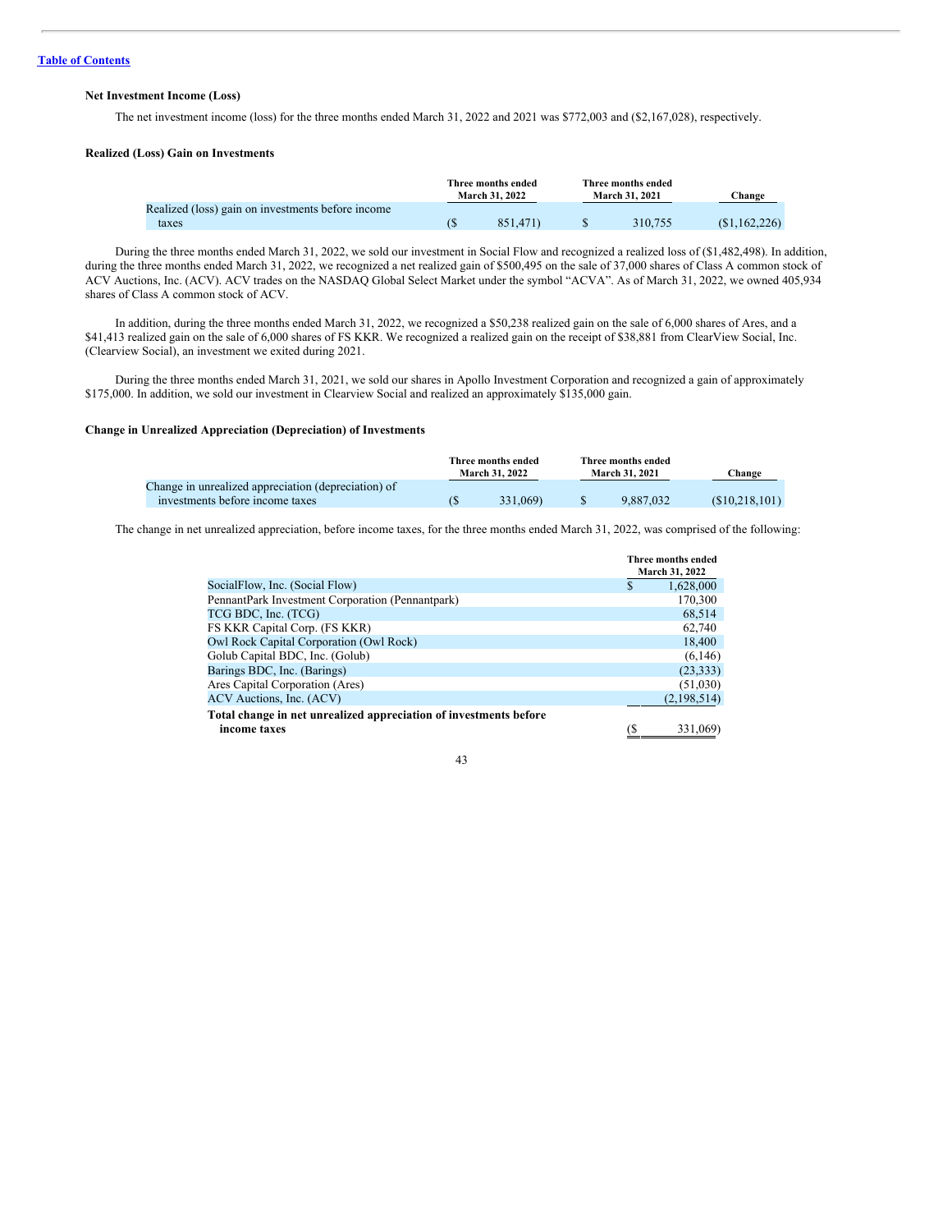Table of Contents

### Net Investment Income (Loss)

The net investment income (loss) for the three months ended March 31, 2022 and 2021 was $772,003 and ($2,167,028), respectively.

### Realized (Loss) Gain on Investments

| | Three months ended March 31, 2022 | Three months ended March 31, 2021 | Change |
|---|---|---|---|
| Realized (loss) gain on investments before income taxes | ($ 851,471) | $ 310,755 | ($1,162,226) |

During the three months ended March 31, 2022, we sold our investment in Social Flow and recognized a realized loss of ($1,482,498). In addition, during the three months ended March 31, 2022, we recognized a net realized gain of $500,495 on the sale of 37,000 shares of Class A common stock of ACV Auctions, Inc. (ACV). ACV trades on the NASDAQ Global Select Market under the symbol "ACVA". As of March 31, 2022, we owned 405,934 shares of Class A common stock of ACV.

In addition, during the three months ended March 31, 2022, we recognized a $50,238 realized gain on the sale of 6,000 shares of Ares, and a $41,413 realized gain on the sale of 6,000 shares of FS KKR. We recognized a realized gain on the receipt of $38,881 from ClearView Social, Inc. (Clearview Social), an investment we exited during 2021.

During the three months ended March 31, 2021, we sold our shares in Apollo Investment Corporation and recognized a gain of approximately $175,000. In addition, we sold our investment in Clearview Social and realized an approximately $135,000 gain.

### Change in Unrealized Appreciation (Depreciation) of Investments

| | Three months ended March 31, 2022 | Three months ended March 31, 2021 | Change |
|---|---|---|---|
| Change in unrealized appreciation (depreciation) of investments before income taxes | ($ 331,069) | $ 9,887,032 | ($10,218,101) |

The change in net unrealized appreciation, before income taxes, for the three months ended March 31, 2022, was comprised of the following:

| | Three months ended March 31, 2022 |
|---|---|
| SocialFlow, Inc. (Social Flow) | $ 1,628,000 |
| PennantPark Investment Corporation (Pennantpark) | 170,300 |
| TCG BDC, Inc. (TCG) | 68,514 |
| FS KKR Capital Corp. (FS KKR) | 62,740 |
| Owl Rock Capital Corporation (Owl Rock) | 18,400 |
| Golub Capital BDC, Inc. (Golub) | (6,146) |
| Barings BDC, Inc. (Barings) | (23,333) |
| Ares Capital Corporation (Ares) | (51,030) |
| ACV Auctions, Inc. (ACV) | (2,198,514) |
| **Total change in net unrealized appreciation of investments before income taxes** | ($ 331,069) |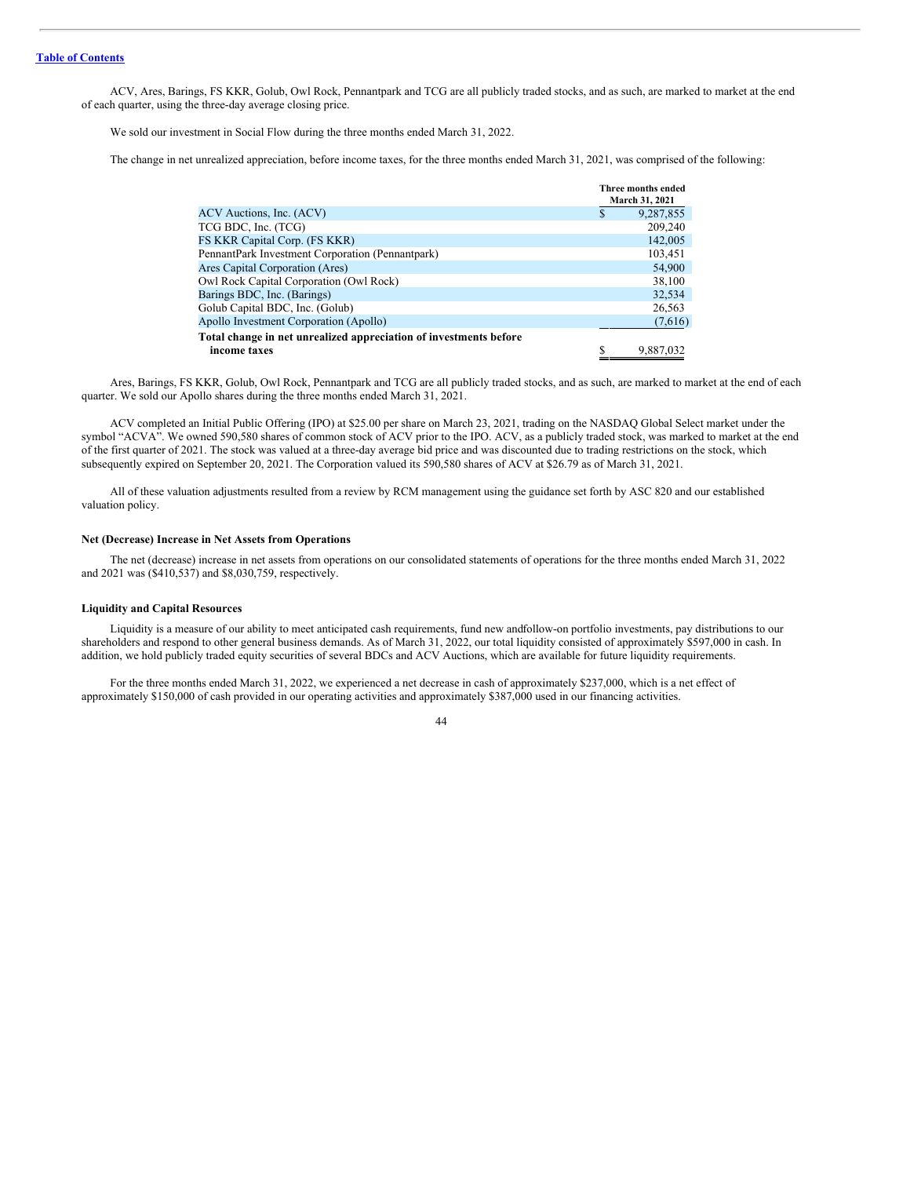ACV, Ares, Barings, FS KKR, Golub, Owl Rock, Pennantpark and TCG are all publicly traded stocks, and as such, are marked to market at the end of each quarter, using the three-day average closing price.

We sold our investment in Social Flow during the three months ended March 31, 2022.

The change in net unrealized appreciation, before income taxes, for the three months ended March 31, 2021, was comprised of the following:

| | Three months ended March 31, 2021 |
|---|---|
| ACV Auctions, Inc. (ACV) | $ 9,287,855 |
| TCG BDC, Inc. (TCG) | 209,240 |
| FS KKR Capital Corp. (FS KKR) | 142,005 |
| PennantPark Investment Corporation (Pennantpark) | 103,451 |
| Ares Capital Corporation (Ares) | 54,900 |
| Owl Rock Capital Corporation (Owl Rock) | 38,100 |
| Barings BDC, Inc. (Barings) | 32,534 |
| Golub Capital BDC, Inc. (Golub) | 26,563 |
| Apollo Investment Corporation (Apollo) | (7,616) |
| **Total change in net unrealized appreciation of investments before income taxes** | $ 9,887,032 |

Ares, Barings, FS KKR, Golub, Owl Rock, Pennantpark and TCG are all publicly traded stocks, and as such, are marked to market at the end of each quarter. We sold our Apollo shares during the three months ended March 31, 2021.

ACV completed an Initial Public Offering (IPO) at $25.00 per share on March 23, 2021, trading on the NASDAQ Global Select market under the symbol "ACVA". We owned 590,580 shares of common stock of ACV prior to the IPO. ACV, as a publicly traded stock, was marked to market at the end of the first quarter of 2021. The stock was valued at a three-day average bid price and was discounted due to trading restrictions on the stock, which subsequently expired on September 20, 2021. The Corporation valued its 590,580 shares of ACV at $26.79 as of March 31, 2021.

All of these valuation adjustments resulted from a review by RCM management using the guidance set forth by ASC 820 and our established valuation policy.

**Net (Decrease) Increase in Net Assets from Operations**

The net (decrease) increase in net assets from operations on our consolidated statements of operations for the three months ended March 31, 2022 and 2021 was ($410,537) and $8,030,759, respectively.

**Liquidity and Capital Resources**

Liquidity is a measure of our ability to meet anticipated cash requirements, fund new andfollow-on portfolio investments, pay distributions to our shareholders and respond to other general business demands. As of March 31, 2022, our total liquidity consisted of approximately $597,000 in cash. In addition, we hold publicly traded equity securities of several BDCs and ACV Auctions, which are available for future liquidity requirements.

For the three months ended March 31, 2022, we experienced a net decrease in cash of approximately $237,000, which is a net effect of approximately $150,000 of cash provided in our operating activities and approximately $387,000 used in our financing activities.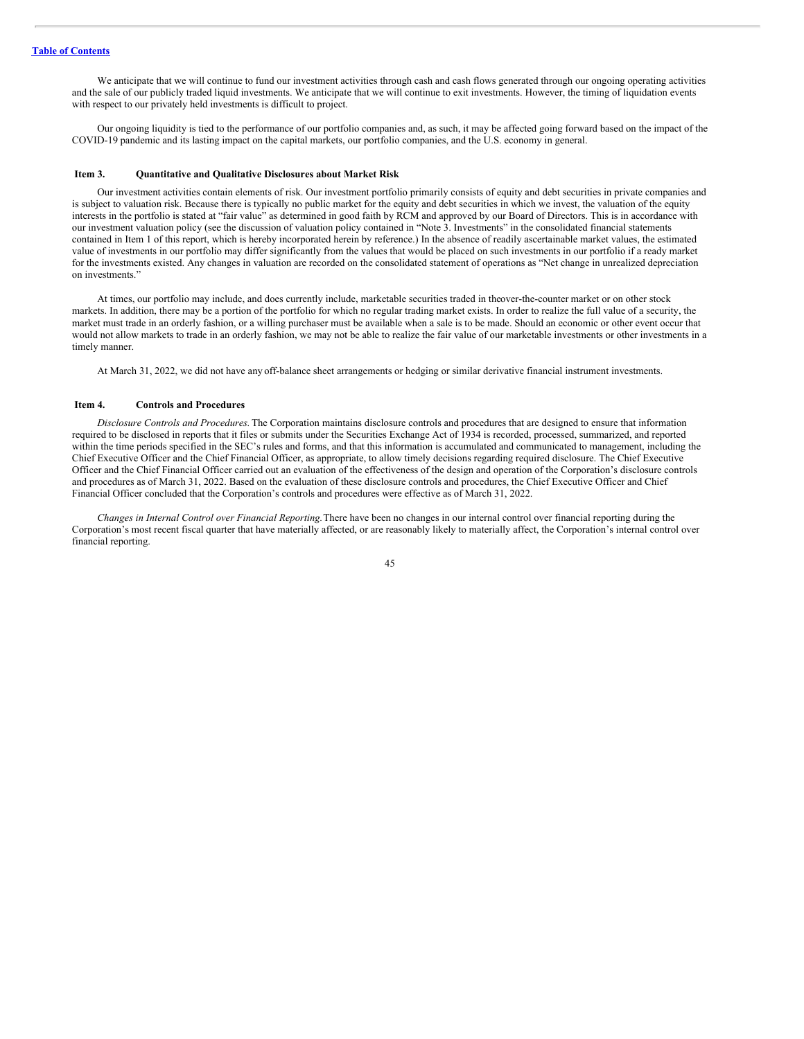We anticipate that we will continue to fund our investment activities through cash and cash flows generated through our ongoing operating activities and the sale of our publicly traded liquid investments. We anticipate that we will continue to exit investments. However, the timing of liquidation events with respect to our privately held investments is difficult to project.

Our ongoing liquidity is tied to the performance of our portfolio companies and, as such, it may be affected going forward based on the impact of the COVID-19 pandemic and its lasting impact on the capital markets, our portfolio companies, and the U.S. economy in general.

## Item 3. Quantitative and Qualitative Disclosures about Market Risk

Our investment activities contain elements of risk. Our investment portfolio primarily consists of equity and debt securities in private companies and is subject to valuation risk. Because there is typically no public market for the equity and debt securities in which we invest, the valuation of the equity interests in the portfolio is stated at "fair value" as determined in good faith by RCM and approved by our Board of Directors. This is in accordance with our investment valuation policy (see the discussion of valuation policy contained in "Note 3. Investments" in the consolidated financial statements contained in Item 1 of this report, which is hereby incorporated herein by reference.) In the absence of readily ascertainable market values, the estimated value of investments in our portfolio may differ significantly from the values that would be placed on such investments in our portfolio if a ready market for the investments existed. Any changes in valuation are recorded on the consolidated statement of operations as "Net change in unrealized depreciation on investments."

At times, our portfolio may include, and does currently include, marketable securities traded in the over-the-counter market or on other stock markets. In addition, there may be a portion of the portfolio for which no regular trading market exists. In order to realize the full value of a security, the market must trade in an orderly fashion, or a willing purchaser must be available when a sale is to be made. Should an economic or other event occur that would not allow markets to trade in an orderly fashion, we may not be able to realize the fair value of our marketable investments or other investments in a timely manner.

At March 31, 2022, we did not have any off-balance sheet arrangements or hedging or similar derivative financial instrument investments.

## Item 4. Controls and Procedures

*Disclosure Controls and Procedures.* The Corporation maintains disclosure controls and procedures that are designed to ensure that information required to be disclosed in reports that it files or submits under the Securities Exchange Act of 1934 is recorded, processed, summarized, and reported within the time periods specified in the SEC's rules and forms, and that this information is accumulated and communicated to management, including the Chief Executive Officer and the Chief Financial Officer, as appropriate, to allow timely decisions regarding required disclosure. The Chief Executive Officer and the Chief Financial Officer carried out an evaluation of the effectiveness of the design and operation of the Corporation's disclosure controls and procedures as of March 31, 2022. Based on the evaluation of these disclosure controls and procedures, the Chief Executive Officer and Chief Financial Officer concluded that the Corporation's controls and procedures were effective as of March 31, 2022.

*Changes in Internal Control over Financial Reporting.* There have been no changes in our internal control over financial reporting during the Corporation's most recent fiscal quarter that have materially affected, or are reasonably likely to materially affect, the Corporation's internal control over financial reporting.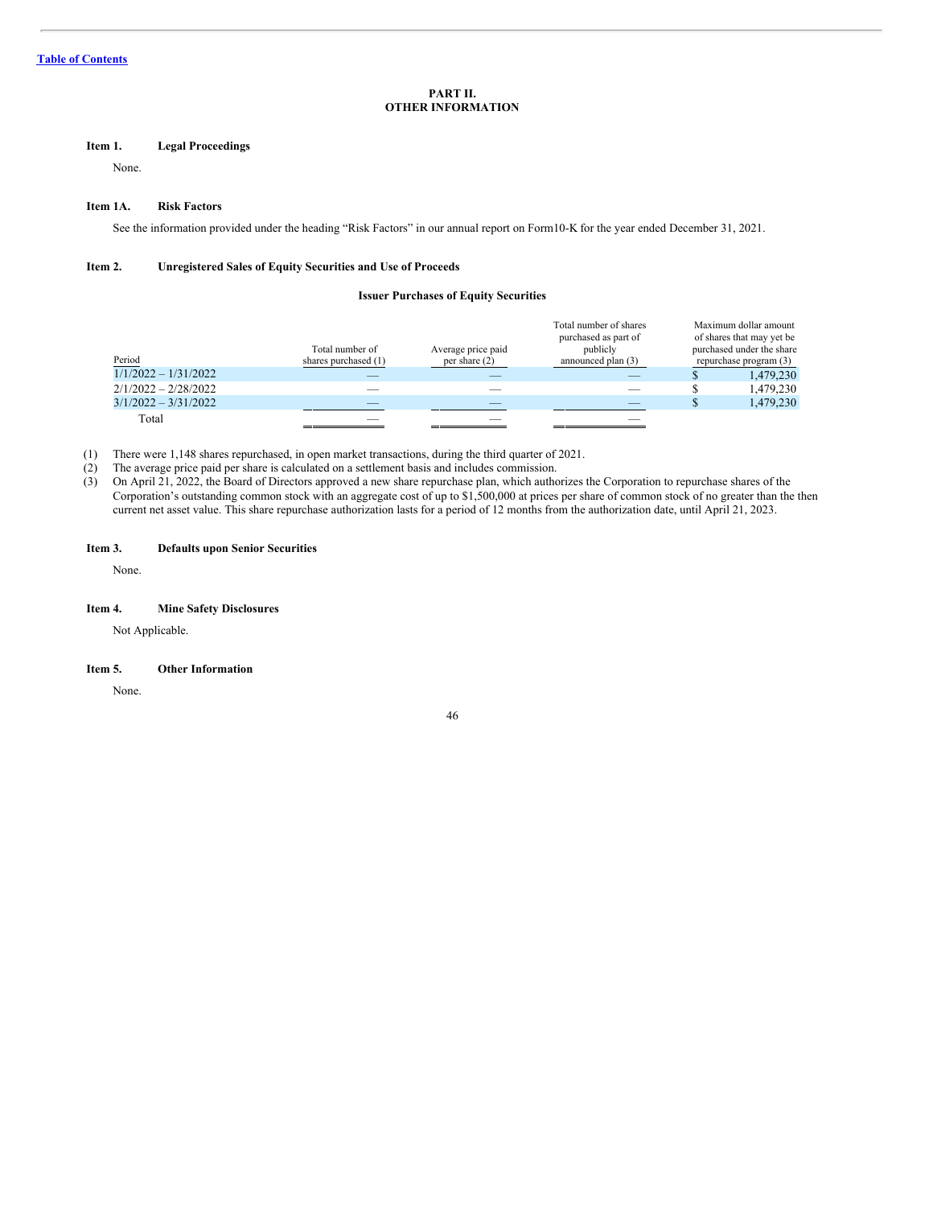[Table of Contents](#)

# PART II.
# OTHER INFORMATION

**Item 1. Legal Proceedings**

None.

**Item 1A. Risk Factors**

See the information provided under the heading "Risk Factors" in our annual report on Form10-K for the year ended December 31, 2021.

**Item 2. Unregistered Sales of Equity Securities and Use of Proceeds**

**Issuer Purchases of Equity Securities**

| Period | Total number of shares purchased (1) | Average price paid per share (2) | Total number of shares purchased as part of publicly announced plan (3) | Maximum dollar amount of shares that may yet be purchased under the share repurchase program (3) |
|---|---|---|---|---|
| 1/1/2022 – 1/31/2022 | — | — | — | $ 1,479,230 |
| 2/1/2022 – 2/28/2022 | — | — | — | $ 1,479,230 |
| 3/1/2022 – 3/31/2022 | — | — | — | $ 1,479,230 |
| Total | — | — | — | |

(1) There were 1,148 shares repurchased, in open market transactions, during the third quarter of 2021.

(2) The average price paid per share is calculated on a settlement basis and includes commission.

(3) On April 21, 2022, the Board of Directors approved a new share repurchase plan, which authorizes the Corporation to repurchase shares of the Corporation's outstanding common stock with an aggregate cost of up to $1,500,000 at prices per share of common stock of no greater than the then current net asset value. This share repurchase authorization lasts for a period of 12 months from the authorization date, until April 21, 2023.

**Item 3. Defaults upon Senior Securities**

None.

**Item 4. Mine Safety Disclosures**

Not Applicable.

**Item 5. Other Information**

None.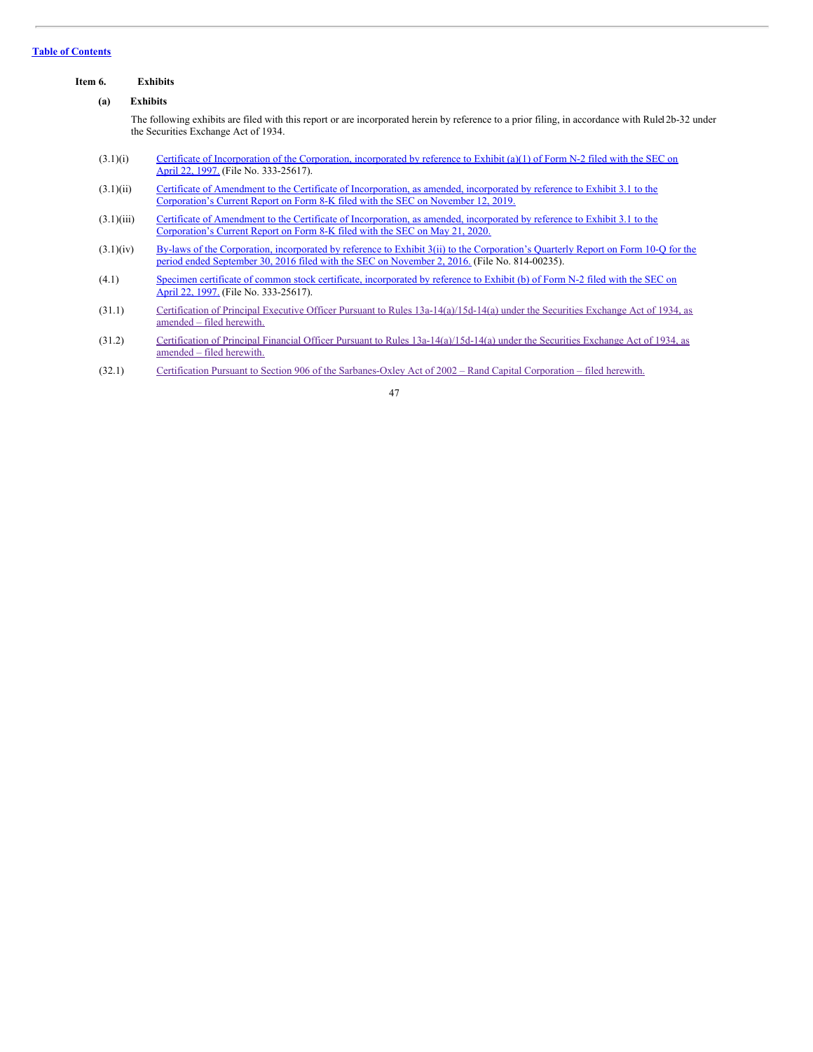[Table of Contents](#)

**Item 6. Exhibits**

**(a) Exhibits**

The following exhibits are filed with this report or are incorporated herein by reference to a prior filing, in accordance with Rule 12b-32 under the Securities Exchange Act of 1934.

| | |
|---|---|
| (3.1)(i) | Certificate of Incorporation of the Corporation, incorporated by reference to Exhibit (a)(1) of Form N-2 filed with the SEC on April 22, 1997. (File No. 333-25617). |
| (3.1)(ii) | Certificate of Amendment to the Certificate of Incorporation, as amended, incorporated by reference to Exhibit 3.1 to the Corporation's Current Report on Form 8-K filed with the SEC on November 12, 2019. |
| (3.1)(iii) | Certificate of Amendment to the Certificate of Incorporation, as amended, incorporated by reference to Exhibit 3.1 to the Corporation's Current Report on Form 8-K filed with the SEC on May 21, 2020. |
| (3.1)(iv) | By-laws of the Corporation, incorporated by reference to Exhibit 3(ii) to the Corporation's Quarterly Report on Form 10-Q for the period ended September 30, 2016 filed with the SEC on November 2, 2016. (File No. 814-00235). |
| (4.1) | Specimen certificate of common stock certificate, incorporated by reference to Exhibit (b) of Form N-2 filed with the SEC on April 22, 1997. (File No. 333-25617). |
| (31.1) | Certification of Principal Executive Officer Pursuant to Rules 13a-14(a)/15d-14(a) under the Securities Exchange Act of 1934, as amended – filed herewith. |
| (31.2) | Certification of Principal Financial Officer Pursuant to Rules 13a-14(a)/15d-14(a) under the Securities Exchange Act of 1934, as amended – filed herewith. |
| (32.1) | Certification Pursuant to Section 906 of the Sarbanes-Oxley Act of 2002 – Rand Capital Corporation – filed herewith. |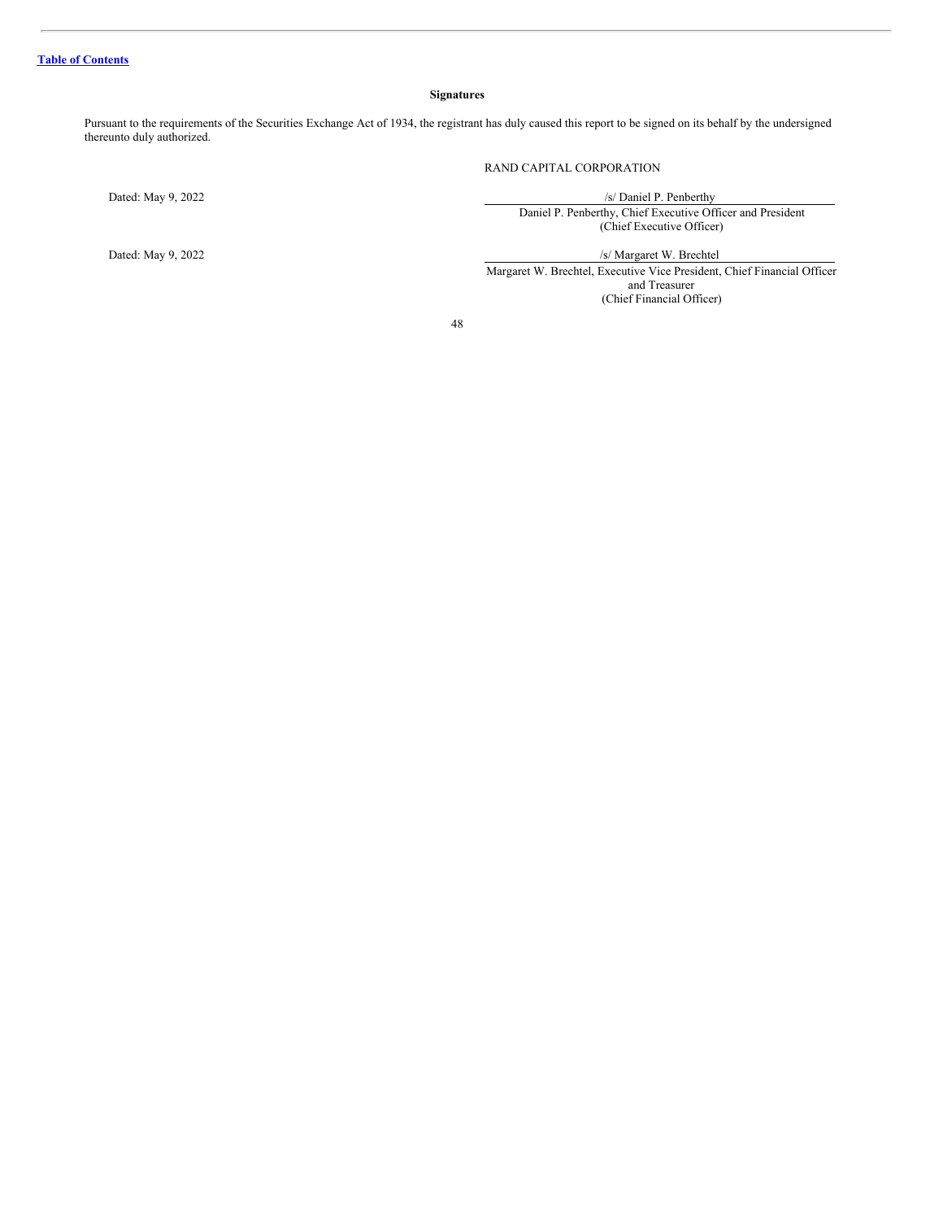[Table of Contents](#)

## Signatures

Pursuant to the requirements of the Securities Exchange Act of 1934, the registrant has duly caused this report to be signed on its behalf by the undersigned thereunto duly authorized.

RAND CAPITAL CORPORATION

Dated: May 9, 2022

/s/ Daniel P. Penberthy

Daniel P. Penberthy, Chief Executive Officer and President
(Chief Executive Officer)

Dated: May 9, 2022

/s/ Margaret W. Brechtel

Margaret W. Brechtel, Executive Vice President, Chief Financial Officer and Treasurer
(Chief Financial Officer)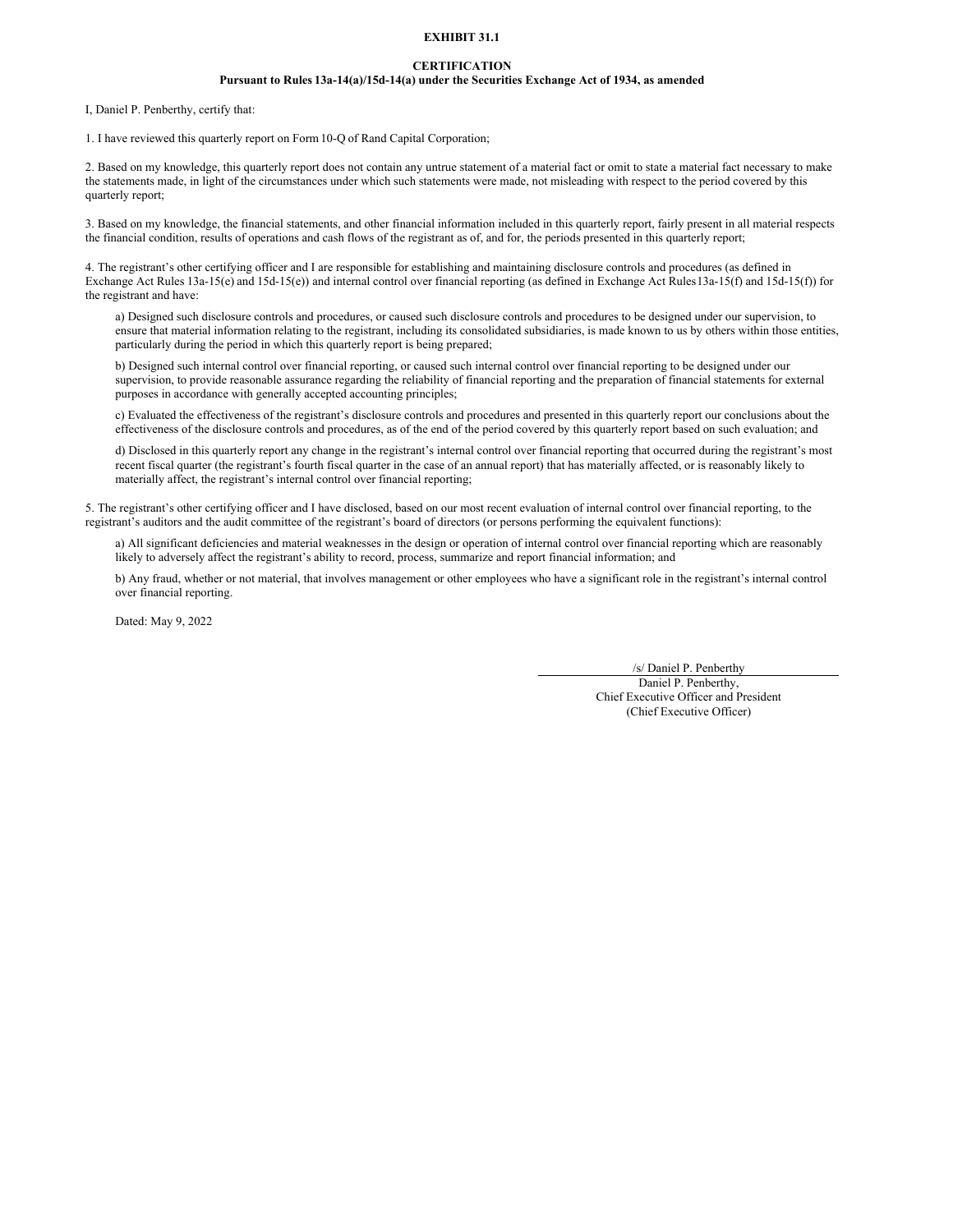**EXHIBIT 31.1**

**CERTIFICATION**

**Pursuant to Rules 13a-14(a)/15d-14(a) under the Securities Exchange Act of 1934, as amended**

I, Daniel P. Penberthy, certify that:

1. I have reviewed this quarterly report on Form 10-Q of Rand Capital Corporation;

2. Based on my knowledge, this quarterly report does not contain any untrue statement of a material fact or omit to state a material fact necessary to make the statements made, in light of the circumstances under which such statements were made, not misleading with respect to the period covered by this quarterly report;

3. Based on my knowledge, the financial statements, and other financial information included in this quarterly report, fairly present in all material respects the financial condition, results of operations and cash flows of the registrant as of, and for, the periods presented in this quarterly report;

4. The registrant's other certifying officer and I are responsible for establishing and maintaining disclosure controls and procedures (as defined in Exchange Act Rules 13a-15(e) and 15d-15(e)) and internal control over financial reporting (as defined in Exchange Act Rules 13a-15(f) and 15d-15(f)) for the registrant and have:

a) Designed such disclosure controls and procedures, or caused such disclosure controls and procedures to be designed under our supervision, to ensure that material information relating to the registrant, including its consolidated subsidiaries, is made known to us by others within those entities, particularly during the period in which this quarterly report is being prepared;

b) Designed such internal control over financial reporting, or caused such internal control over financial reporting to be designed under our supervision, to provide reasonable assurance regarding the reliability of financial reporting and the preparation of financial statements for external purposes in accordance with generally accepted accounting principles;

c) Evaluated the effectiveness of the registrant's disclosure controls and procedures and presented in this quarterly report our conclusions about the effectiveness of the disclosure controls and procedures, as of the end of the period covered by this quarterly report based on such evaluation; and

d) Disclosed in this quarterly report any change in the registrant's internal control over financial reporting that occurred during the registrant's most recent fiscal quarter (the registrant's fourth fiscal quarter in the case of an annual report) that has materially affected, or is reasonably likely to materially affect, the registrant's internal control over financial reporting;

5. The registrant's other certifying officer and I have disclosed, based on our most recent evaluation of internal control over financial reporting, to the registrant's auditors and the audit committee of the registrant's board of directors (or persons performing the equivalent functions):

a) All significant deficiencies and material weaknesses in the design or operation of internal control over financial reporting which are reasonably likely to adversely affect the registrant's ability to record, process, summarize and report financial information; and

b) Any fraud, whether or not material, that involves management or other employees who have a significant role in the registrant's internal control over financial reporting.

Dated: May 9, 2022

/s/ Daniel P. Penberthy

Daniel P. Penberthy,
Chief Executive Officer and President
(Chief Executive Officer)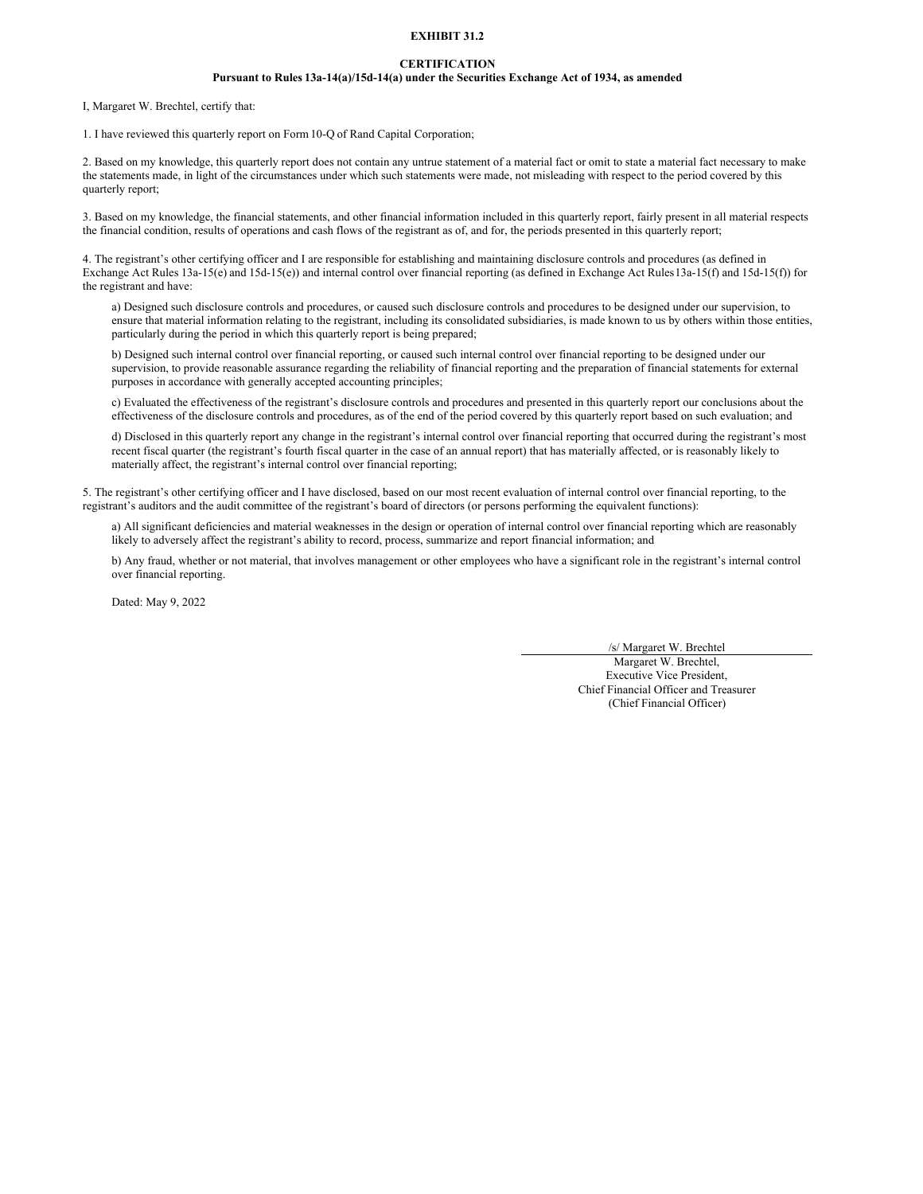**EXHIBIT 31.2**

**CERTIFICATION**
**Pursuant to Rules 13a-14(a)/15d-14(a) under the Securities Exchange Act of 1934, as amended**

I, Margaret W. Brechtel, certify that:

1. I have reviewed this quarterly report on Form 10-Q of Rand Capital Corporation;

2. Based on my knowledge, this quarterly report does not contain any untrue statement of a material fact or omit to state a material fact necessary to make the statements made, in light of the circumstances under which such statements were made, not misleading with respect to the period covered by this quarterly report;

3. Based on my knowledge, the financial statements, and other financial information included in this quarterly report, fairly present in all material respects the financial condition, results of operations and cash flows of the registrant as of, and for, the periods presented in this quarterly report;

4. The registrant's other certifying officer and I are responsible for establishing and maintaining disclosure controls and procedures (as defined in Exchange Act Rules 13a-15(e) and 15d-15(e)) and internal control over financial reporting (as defined in Exchange Act Rules 13a-15(f) and 15d-15(f)) for the registrant and have:

a) Designed such disclosure controls and procedures, or caused such disclosure controls and procedures to be designed under our supervision, to ensure that material information relating to the registrant, including its consolidated subsidiaries, is made known to us by others within those entities, particularly during the period in which this quarterly report is being prepared;

b) Designed such internal control over financial reporting, or caused such internal control over financial reporting to be designed under our supervision, to provide reasonable assurance regarding the reliability of financial reporting and the preparation of financial statements for external purposes in accordance with generally accepted accounting principles;

c) Evaluated the effectiveness of the registrant's disclosure controls and procedures and presented in this quarterly report our conclusions about the effectiveness of the disclosure controls and procedures, as of the end of the period covered by this quarterly report based on such evaluation; and

d) Disclosed in this quarterly report any change in the registrant's internal control over financial reporting that occurred during the registrant's most recent fiscal quarter (the registrant's fourth fiscal quarter in the case of an annual report) that has materially affected, or is reasonably likely to materially affect, the registrant's internal control over financial reporting;

5. The registrant's other certifying officer and I have disclosed, based on our most recent evaluation of internal control over financial reporting, to the registrant's auditors and the audit committee of the registrant's board of directors (or persons performing the equivalent functions):

a) All significant deficiencies and material weaknesses in the design or operation of internal control over financial reporting which are reasonably likely to adversely affect the registrant's ability to record, process, summarize and report financial information; and

b) Any fraud, whether or not material, that involves management or other employees who have a significant role in the registrant's internal control over financial reporting.

Dated: May 9, 2022

/s/ Margaret W. Brechtel
Margaret W. Brechtel,
Executive Vice President,
Chief Financial Officer and Treasurer
(Chief Financial Officer)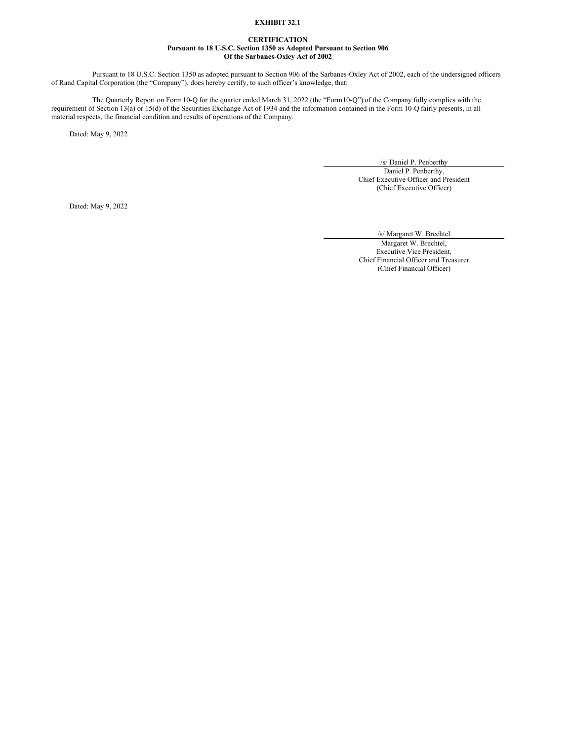**EXHIBIT 32.1**

**CERTIFICATION**
**Pursuant to 18 U.S.C. Section 1350 as Adopted Pursuant to Section 906**
**Of the Sarbanes-Oxley Act of 2002**

Pursuant to 18 U.S.C. Section 1350 as adopted pursuant to Section 906 of the Sarbanes-Oxley Act of 2002, each of the undersigned officers of Rand Capital Corporation (the "Company"), does hereby certify, to such officer's knowledge, that:

The Quarterly Report on Form10-Q for the quarter ended March 31, 2022 (the "Form10-Q") of the Company fully complies with the requirement of Section 13(a) or 15(d) of the Securities Exchange Act of 1934 and the information contained in the Form 10-Q fairly presents, in all material respects, the financial condition and results of operations of the Company.

Dated: May 9, 2022

/s/ Daniel P. Penberthy
Daniel P. Penberthy,
Chief Executive Officer and President
(Chief Executive Officer)

Dated: May 9, 2022

/s/ Margaret W. Brechtel
Margaret W. Brechtel,
Executive Vice President,
Chief Financial Officer and Treasurer
(Chief Financial Officer)